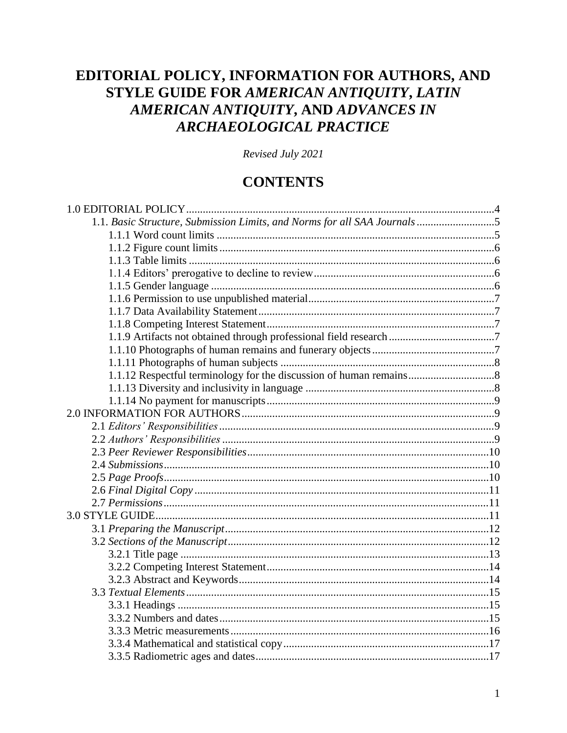# EDITORIAL POLICY, INFORMATION FOR AUTHORS, AND STYLE GUIDE FOR *AMERICAN ANTIQUITY*, *LATIN AMERICAN ANTIQUITY*, AND *ADVANCES IN ARCHAEOLOGICAL PRACTICE*

*Revised July 2021*

## CONTENTS

- 1.0 EDITORIAL POLICY ..... 4
  - 1.1. *Basic Structure, Submission Limits, and Norms for all SAA Journals* ..... 5
    - 1.1.1 Word count limits ..... 5
    - 1.1.2 Figure count limits ..... 6
    - 1.1.3 Table limits ..... 6
    - 1.1.4 Editors' prerogative to decline to review ..... 6
    - 1.1.5 Gender language ..... 6
    - 1.1.6 Permission to use unpublished material ..... 7
    - 1.1.7 Data Availability Statement ..... 7
    - 1.1.8 Competing Interest Statement ..... 7
    - 1.1.9 Artifacts not obtained through professional field research ..... 7
    - 1.1.10 Photographs of human remains and funerary objects ..... 7
    - 1.1.11 Photographs of human subjects ..... 8
    - 1.1.12 Respectful terminology for the discussion of human remains ..... 8
    - 1.1.13 Diversity and inclusivity in language ..... 8
    - 1.1.14 No payment for manuscripts ..... 9
- 2.0 INFORMATION FOR AUTHORS ..... 9
  - 2.1 *Editors' Responsibilities* ..... 9
  - 2.2 *Authors' Responsibilities* ..... 9
  - 2.3 *Peer Reviewer Responsibilities* ..... 10
  - 2.4 *Submissions* ..... 10
  - 2.5 *Page Proofs* ..... 10
  - 2.6 *Final Digital Copy* ..... 11
  - 2.7 *Permissions* ..... 11
- 3.0 STYLE GUIDE ..... 11
  - 3.1 *Preparing the Manuscript* ..... 12
  - 3.2 *Sections of the Manuscript* ..... 12
    - 3.2.1 Title page ..... 13
    - 3.2.2 Competing Interest Statement ..... 14
    - 3.2.3 Abstract and Keywords ..... 14
  - 3.3 *Textual Elements* ..... 15
    - 3.3.1 Headings ..... 15
    - 3.3.2 Numbers and dates ..... 15
    - 3.3.3 Metric measurements ..... 16
    - 3.3.4 Mathematical and statistical copy ..... 17
    - 3.3.5 Radiometric ages and dates ..... 17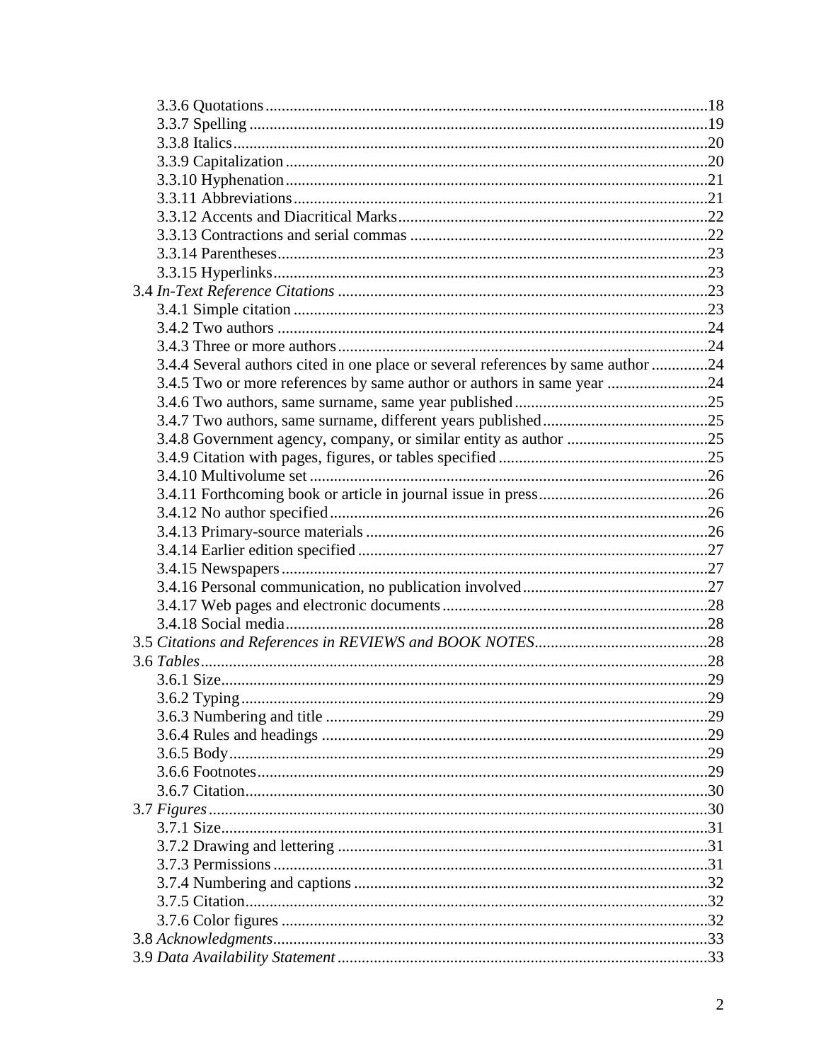3.3.6 Quotations ..... 18
3.3.7 Spelling ..... 19
3.3.8 Italics ..... 20
3.3.9 Capitalization ..... 20
3.3.10 Hyphenation ..... 21
3.3.11 Abbreviations ..... 21
3.3.12 Accents and Diacritical Marks ..... 22
3.3.13 Contractions and serial commas ..... 22
3.3.14 Parentheses ..... 23
3.3.15 Hyperlinks ..... 23

3.4 *In-Text Reference Citations* ..... 23
3.4.1 Simple citation ..... 23
3.4.2 Two authors ..... 24
3.4.3 Three or more authors ..... 24
3.4.4 Several authors cited in one place or several references by same author ..... 24
3.4.5 Two or more references by same author or authors in same year ..... 24
3.4.6 Two authors, same surname, same year published ..... 25
3.4.7 Two authors, same surname, different years published ..... 25
3.4.8 Government agency, company, or similar entity as author ..... 25
3.4.9 Citation with pages, figures, or tables specified ..... 25
3.4.10 Multivolume set ..... 26
3.4.11 Forthcoming book or article in journal issue in press ..... 26
3.4.12 No author specified ..... 26
3.4.13 Primary-source materials ..... 26
3.4.14 Earlier edition specified ..... 27
3.4.15 Newspapers ..... 27
3.4.16 Personal communication, no publication involved ..... 27
3.4.17 Web pages and electronic documents ..... 28
3.4.18 Social media ..... 28

3.5 *Citations and References in REVIEWS and BOOK NOTES* ..... 28

3.6 *Tables* ..... 28
3.6.1 Size ..... 29
3.6.2 Typing ..... 29
3.6.3 Numbering and title ..... 29
3.6.4 Rules and headings ..... 29
3.6.5 Body ..... 29
3.6.6 Footnotes ..... 29
3.6.7 Citation ..... 30

3.7 *Figures* ..... 30
3.7.1 Size ..... 31
3.7.2 Drawing and lettering ..... 31
3.7.3 Permissions ..... 31
3.7.4 Numbering and captions ..... 32
3.7.5 Citation ..... 32
3.7.6 Color figures ..... 32

3.8 *Acknowledgments* ..... 33

3.9 *Data Availability Statement* ..... 33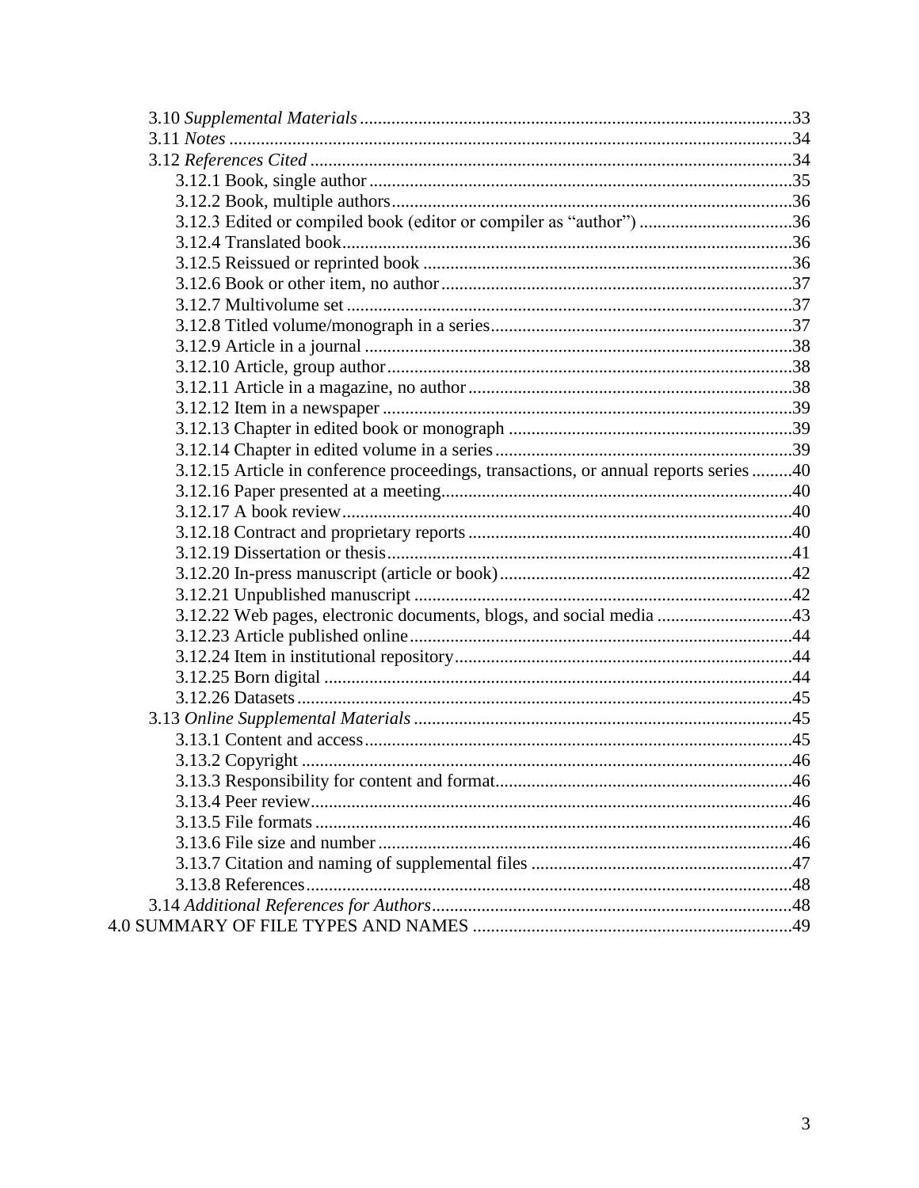3.10 *Supplemental Materials* ....................................................33
3.11 *Notes* ....................................................34
3.12 *References Cited* ....................................................34
- 3.12.1 Book, single author ....................................................35
- 3.12.2 Book, multiple authors ....................................................36
- 3.12.3 Edited or compiled book (editor or compiler as "author") ....................................................36
- 3.12.4 Translated book ....................................................36
- 3.12.5 Reissued or reprinted book ....................................................36
- 3.12.6 Book or other item, no author ....................................................37
- 3.12.7 Multivolume set ....................................................37
- 3.12.8 Titled volume/monograph in a series ....................................................37
- 3.12.9 Article in a journal ....................................................38
- 3.12.10 Article, group author ....................................................38
- 3.12.11 Article in a magazine, no author ....................................................38
- 3.12.12 Item in a newspaper ....................................................39
- 3.12.13 Chapter in edited book or monograph ....................................................39
- 3.12.14 Chapter in edited volume in a series ....................................................39
- 3.12.15 Article in conference proceedings, transactions, or annual reports series ....................................................40
- 3.12.16 Paper presented at a meeting ....................................................40
- 3.12.17 A book review ....................................................40
- 3.12.18 Contract and proprietary reports ....................................................40
- 3.12.19 Dissertation or thesis ....................................................41
- 3.12.20 In-press manuscript (article or book) ....................................................42
- 3.12.21 Unpublished manuscript ....................................................42
- 3.12.22 Web pages, electronic documents, blogs, and social media ....................................................43
- 3.12.23 Article published online ....................................................44
- 3.12.24 Item in institutional repository ....................................................44
- 3.12.25 Born digital ....................................................44
- 3.12.26 Datasets ....................................................45

3.13 *Online Supplemental Materials* ....................................................45
- 3.13.1 Content and access ....................................................45
- 3.13.2 Copyright ....................................................46
- 3.13.3 Responsibility for content and format ....................................................46
- 3.13.4 Peer review ....................................................46
- 3.13.5 File formats ....................................................46
- 3.13.6 File size and number ....................................................46
- 3.13.7 Citation and naming of supplemental files ....................................................47
- 3.13.8 References ....................................................48

3.14 *Additional References for Authors* ....................................................48

4.0 SUMMARY OF FILE TYPES AND NAMES ....................................................49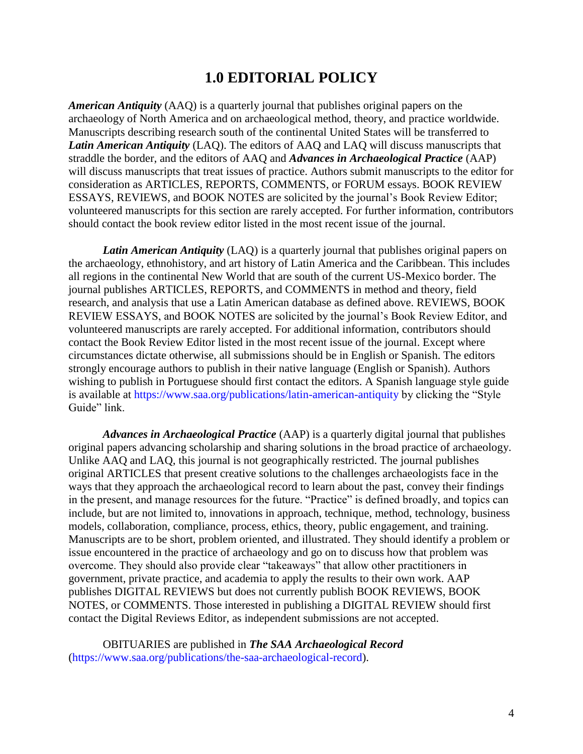# 1.0 EDITORIAL POLICY

***American Antiquity*** (AAQ) is a quarterly journal that publishes original papers on the archaeology of North America and on archaeological method, theory, and practice worldwide. Manuscripts describing research south of the continental United States will be transferred to ***Latin American Antiquity*** (LAQ). The editors of AAQ and LAQ will discuss manuscripts that straddle the border, and the editors of AAQ and ***Advances in Archaeological Practice*** (AAP) will discuss manuscripts that treat issues of practice. Authors submit manuscripts to the editor for consideration as ARTICLES, REPORTS, COMMENTS, or FORUM essays. BOOK REVIEW ESSAYS, REVIEWS, and BOOK NOTES are solicited by the journal's Book Review Editor; volunteered manuscripts for this section are rarely accepted. For further information, contributors should contact the book review editor listed in the most recent issue of the journal.

***Latin American Antiquity*** (LAQ) is a quarterly journal that publishes original papers on the archaeology, ethnohistory, and art history of Latin America and the Caribbean. This includes all regions in the continental New World that are south of the current US-Mexico border. The journal publishes ARTICLES, REPORTS, and COMMENTS in method and theory, field research, and analysis that use a Latin American database as defined above. REVIEWS, BOOK REVIEW ESSAYS, and BOOK NOTES are solicited by the journal's Book Review Editor, and volunteered manuscripts are rarely accepted. For additional information, contributors should contact the Book Review Editor listed in the most recent issue of the journal. Except where circumstances dictate otherwise, all submissions should be in English or Spanish. The editors strongly encourage authors to publish in their native language (English or Spanish). Authors wishing to publish in Portuguese should first contact the editors. A Spanish language style guide is available at https://www.saa.org/publications/latin-american-antiquity by clicking the "Style Guide" link.

***Advances in Archaeological Practice*** (AAP) is a quarterly digital journal that publishes original papers advancing scholarship and sharing solutions in the broad practice of archaeology. Unlike AAQ and LAQ, this journal is not geographically restricted. The journal publishes original ARTICLES that present creative solutions to the challenges archaeologists face in the ways that they approach the archaeological record to learn about the past, convey their findings in the present, and manage resources for the future. "Practice" is defined broadly, and topics can include, but are not limited to, innovations in approach, technique, method, technology, business models, collaboration, compliance, process, ethics, theory, public engagement, and training. Manuscripts are to be short, problem oriented, and illustrated. They should identify a problem or issue encountered in the practice of archaeology and go on to discuss how that problem was overcome. They should also provide clear "takeaways" that allow other practitioners in government, private practice, and academia to apply the results to their own work. AAP publishes DIGITAL REVIEWS but does not currently publish BOOK REVIEWS, BOOK NOTES, or COMMENTS. Those interested in publishing a DIGITAL REVIEW should first contact the Digital Reviews Editor, as independent submissions are not accepted.

OBITUARIES are published in ***The SAA Archaeological Record*** (https://www.saa.org/publications/the-saa-archaeological-record).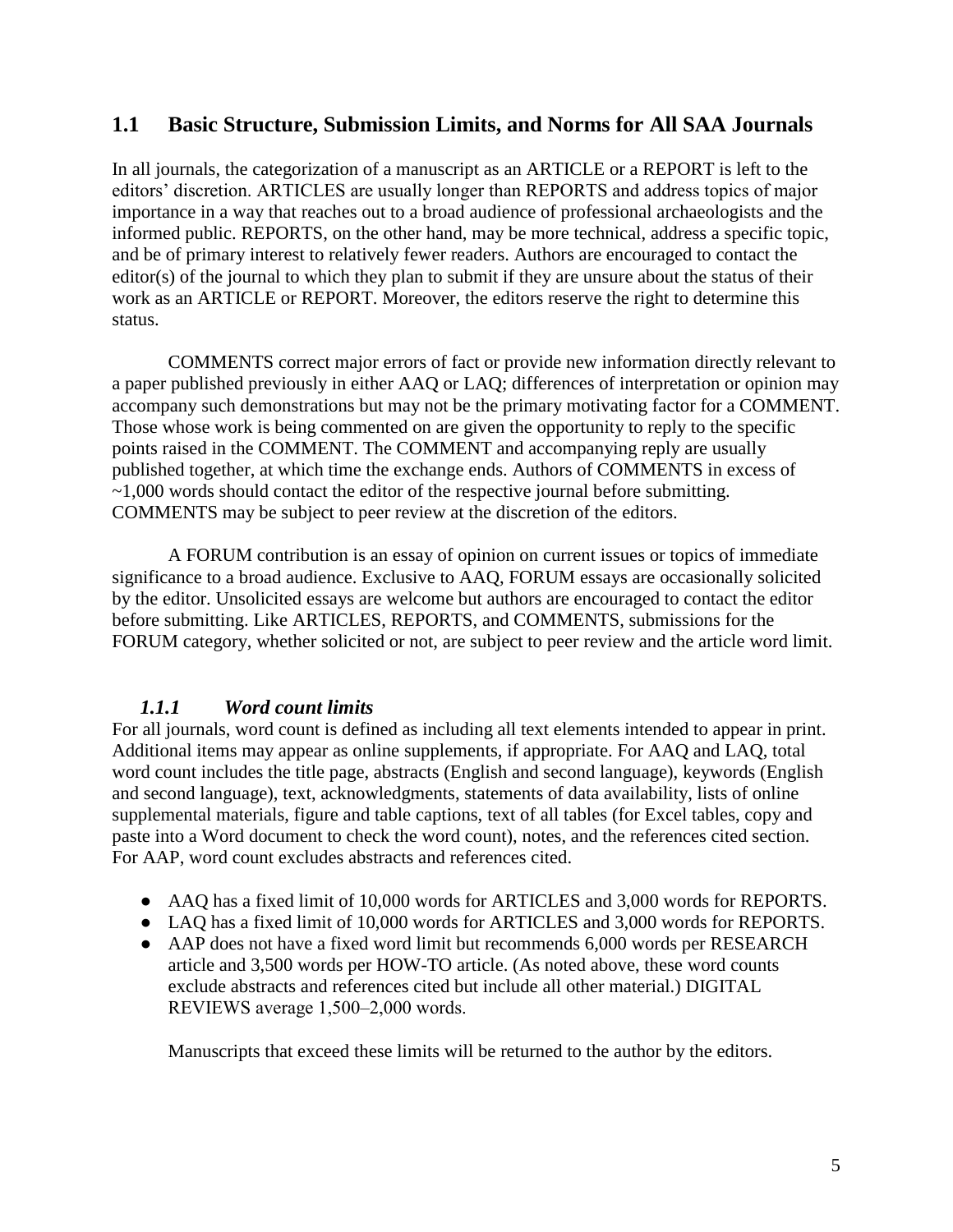## 1.1 Basic Structure, Submission Limits, and Norms for All SAA Journals

In all journals, the categorization of a manuscript as an ARTICLE or a REPORT is left to the editors' discretion. ARTICLES are usually longer than REPORTS and address topics of major importance in a way that reaches out to a broad audience of professional archaeologists and the informed public. REPORTS, on the other hand, may be more technical, address a specific topic, and be of primary interest to relatively fewer readers. Authors are encouraged to contact the editor(s) of the journal to which they plan to submit if they are unsure about the status of their work as an ARTICLE or REPORT. Moreover, the editors reserve the right to determine this status.

COMMENTS correct major errors of fact or provide new information directly relevant to a paper published previously in either AAQ or LAQ; differences of interpretation or opinion may accompany such demonstrations but may not be the primary motivating factor for a COMMENT. Those whose work is being commented on are given the opportunity to reply to the specific points raised in the COMMENT. The COMMENT and accompanying reply are usually published together, at which time the exchange ends. Authors of COMMENTS in excess of ~1,000 words should contact the editor of the respective journal before submitting. COMMENTS may be subject to peer review at the discretion of the editors.

A FORUM contribution is an essay of opinion on current issues or topics of immediate significance to a broad audience. Exclusive to AAQ, FORUM essays are occasionally solicited by the editor. Unsolicited essays are welcome but authors are encouraged to contact the editor before submitting. Like ARTICLES, REPORTS, and COMMENTS, submissions for the FORUM category, whether solicited or not, are subject to peer review and the article word limit.

### *1.1.1 Word count limits*

For all journals, word count is defined as including all text elements intended to appear in print. Additional items may appear as online supplements, if appropriate. For AAQ and LAQ, total word count includes the title page, abstracts (English and second language), keywords (English and second language), text, acknowledgments, statements of data availability, lists of online supplemental materials, figure and table captions, text of all tables (for Excel tables, copy and paste into a Word document to check the word count), notes, and the references cited section. For AAP, word count excludes abstracts and references cited.

- AAQ has a fixed limit of 10,000 words for ARTICLES and 3,000 words for REPORTS.
- LAQ has a fixed limit of 10,000 words for ARTICLES and 3,000 words for REPORTS.
- AAP does not have a fixed word limit but recommends 6,000 words per RESEARCH article and 3,500 words per HOW-TO article. (As noted above, these word counts exclude abstracts and references cited but include all other material.) DIGITAL REVIEWS average 1,500–2,000 words.

Manuscripts that exceed these limits will be returned to the author by the editors.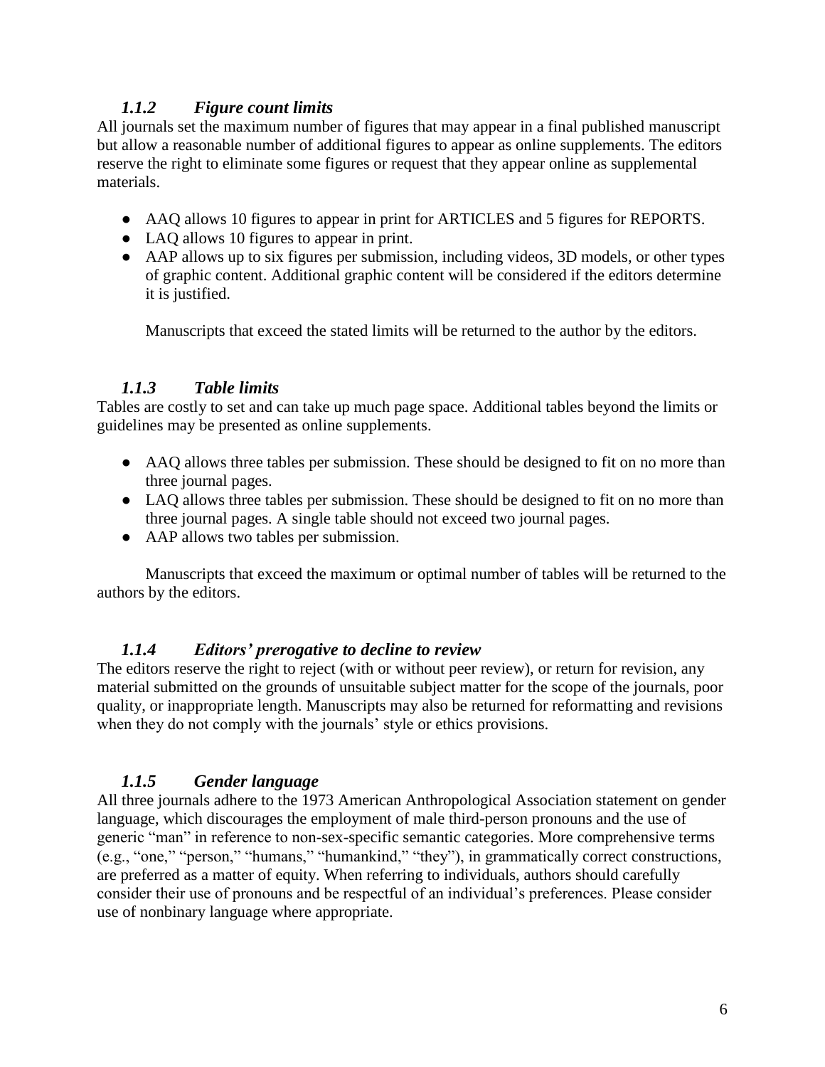### *1.1.2 Figure count limits*

All journals set the maximum number of figures that may appear in a final published manuscript but allow a reasonable number of additional figures to appear as online supplements. The editors reserve the right to eliminate some figures or request that they appear online as supplemental materials.

- AAQ allows 10 figures to appear in print for ARTICLES and 5 figures for REPORTS.
- LAQ allows 10 figures to appear in print.
- AAP allows up to six figures per submission, including videos, 3D models, or other types of graphic content. Additional graphic content will be considered if the editors determine it is justified.

  Manuscripts that exceed the stated limits will be returned to the author by the editors.

### *1.1.3 Table limits*

Tables are costly to set and can take up much page space. Additional tables beyond the limits or guidelines may be presented as online supplements.

- AAQ allows three tables per submission. These should be designed to fit on no more than three journal pages.
- LAQ allows three tables per submission. These should be designed to fit on no more than three journal pages. A single table should not exceed two journal pages.
- AAP allows two tables per submission.

Manuscripts that exceed the maximum or optimal number of tables will be returned to the authors by the editors.

### *1.1.4 Editors' prerogative to decline to review*

The editors reserve the right to reject (with or without peer review), or return for revision, any material submitted on the grounds of unsuitable subject matter for the scope of the journals, poor quality, or inappropriate length. Manuscripts may also be returned for reformatting and revisions when they do not comply with the journals' style or ethics provisions.

### *1.1.5 Gender language*

All three journals adhere to the 1973 American Anthropological Association statement on gender language, which discourages the employment of male third-person pronouns and the use of generic "man" in reference to non-sex-specific semantic categories. More comprehensive terms (e.g., "one," "person," "humans," "humankind," "they"), in grammatically correct constructions, are preferred as a matter of equity. When referring to individuals, authors should carefully consider their use of pronouns and be respectful of an individual's preferences. Please consider use of nonbinary language where appropriate.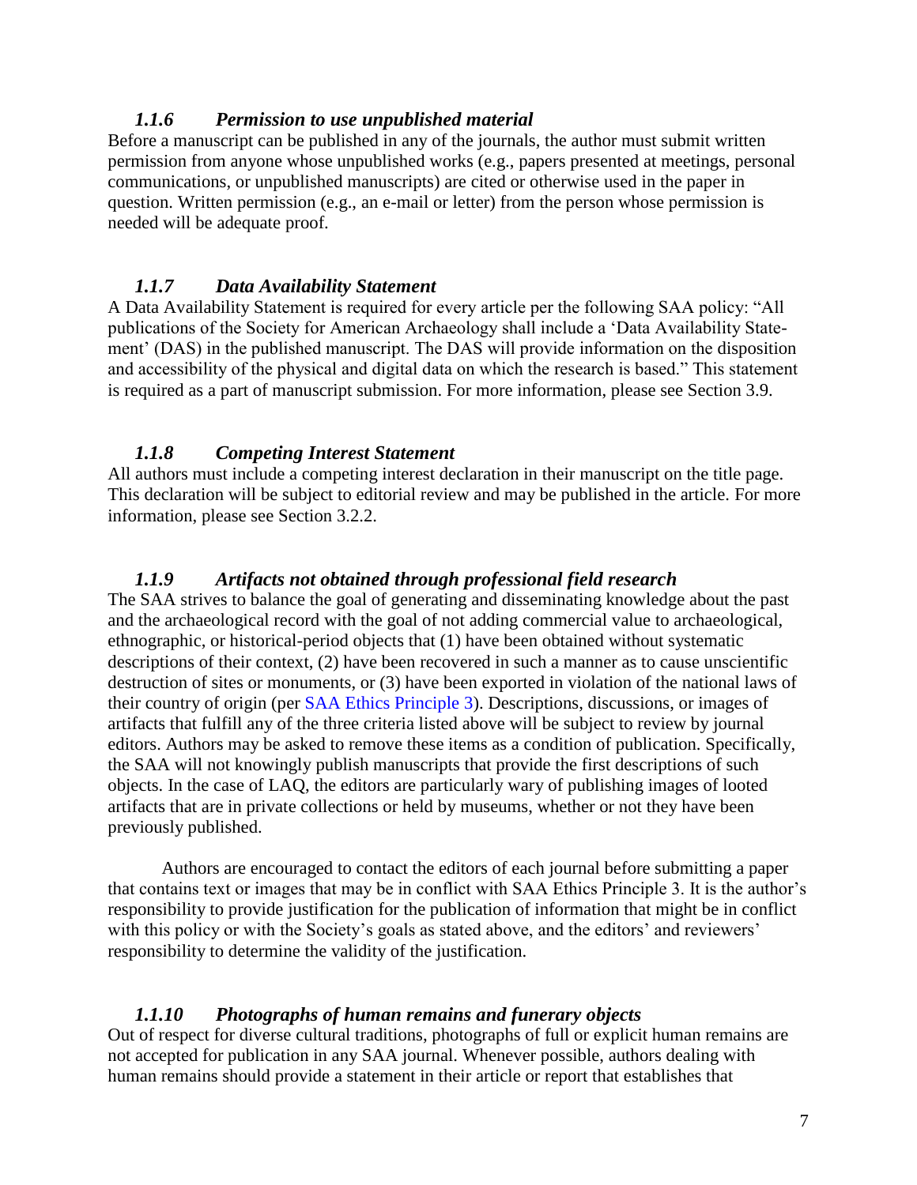### *1.1.6 Permission to use unpublished material*

Before a manuscript can be published in any of the journals, the author must submit written permission from anyone whose unpublished works (e.g., papers presented at meetings, personal communications, or unpublished manuscripts) are cited or otherwise used in the paper in question. Written permission (e.g., an e-mail or letter) from the person whose permission is needed will be adequate proof.

### *1.1.7 Data Availability Statement*

A Data Availability Statement is required for every article per the following SAA policy: "All publications of the Society for American Archaeology shall include a 'Data Availability Statement' (DAS) in the published manuscript. The DAS will provide information on the disposition and accessibility of the physical and digital data on which the research is based." This statement is required as a part of manuscript submission. For more information, please see Section 3.9.

### *1.1.8 Competing Interest Statement*

All authors must include a competing interest declaration in their manuscript on the title page. This declaration will be subject to editorial review and may be published in the article. For more information, please see Section 3.2.2.

### *1.1.9 Artifacts not obtained through professional field research*

The SAA strives to balance the goal of generating and disseminating knowledge about the past and the archaeological record with the goal of not adding commercial value to archaeological, ethnographic, or historical-period objects that (1) have been obtained without systematic descriptions of their context, (2) have been recovered in such a manner as to cause unscientific destruction of sites or monuments, or (3) have been exported in violation of the national laws of their country of origin (per SAA Ethics Principle 3). Descriptions, discussions, or images of artifacts that fulfill any of the three criteria listed above will be subject to review by journal editors. Authors may be asked to remove these items as a condition of publication. Specifically, the SAA will not knowingly publish manuscripts that provide the first descriptions of such objects. In the case of LAQ, the editors are particularly wary of publishing images of looted artifacts that are in private collections or held by museums, whether or not they have been previously published.

Authors are encouraged to contact the editors of each journal before submitting a paper that contains text or images that may be in conflict with SAA Ethics Principle 3. It is the author's responsibility to provide justification for the publication of information that might be in conflict with this policy or with the Society's goals as stated above, and the editors' and reviewers' responsibility to determine the validity of the justification.

### *1.1.10 Photographs of human remains and funerary objects*

Out of respect for diverse cultural traditions, photographs of full or explicit human remains are not accepted for publication in any SAA journal. Whenever possible, authors dealing with human remains should provide a statement in their article or report that establishes that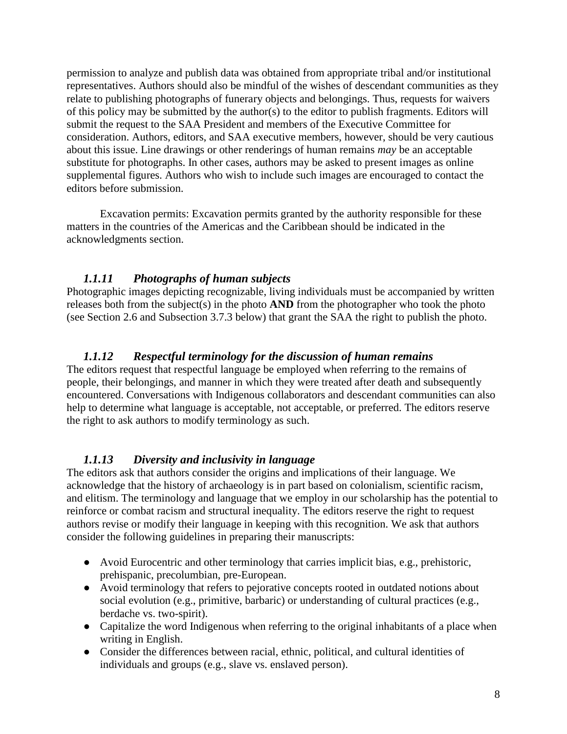permission to analyze and publish data was obtained from appropriate tribal and/or institutional representatives. Authors should also be mindful of the wishes of descendant communities as they relate to publishing photographs of funerary objects and belongings. Thus, requests for waivers of this policy may be submitted by the author(s) to the editor to publish fragments. Editors will submit the request to the SAA President and members of the Executive Committee for consideration. Authors, editors, and SAA executive members, however, should be very cautious about this issue. Line drawings or other renderings of human remains *may* be an acceptable substitute for photographs. In other cases, authors may be asked to present images as online supplemental figures. Authors who wish to include such images are encouraged to contact the editors before submission.

Excavation permits: Excavation permits granted by the authority responsible for these matters in the countries of the Americas and the Caribbean should be indicated in the acknowledgments section.

### *1.1.11 Photographs of human subjects*

Photographic images depicting recognizable, living individuals must be accompanied by written releases both from the subject(s) in the photo **AND** from the photographer who took the photo (see Section 2.6 and Subsection 3.7.3 below) that grant the SAA the right to publish the photo.

### *1.1.12 Respectful terminology for the discussion of human remains*

The editors request that respectful language be employed when referring to the remains of people, their belongings, and manner in which they were treated after death and subsequently encountered. Conversations with Indigenous collaborators and descendant communities can also help to determine what language is acceptable, not acceptable, or preferred. The editors reserve the right to ask authors to modify terminology as such.

### *1.1.13 Diversity and inclusivity in language*

The editors ask that authors consider the origins and implications of their language. We acknowledge that the history of archaeology is in part based on colonialism, scientific racism, and elitism. The terminology and language that we employ in our scholarship has the potential to reinforce or combat racism and structural inequality. The editors reserve the right to request authors revise or modify their language in keeping with this recognition. We ask that authors consider the following guidelines in preparing their manuscripts:

- Avoid Eurocentric and other terminology that carries implicit bias, e.g., prehistoric, prehispanic, precolumbian, pre-European.
- Avoid terminology that refers to pejorative concepts rooted in outdated notions about social evolution (e.g., primitive, barbaric) or understanding of cultural practices (e.g., berdache vs. two-spirit).
- Capitalize the word Indigenous when referring to the original inhabitants of a place when writing in English.
- Consider the differences between racial, ethnic, political, and cultural identities of individuals and groups (e.g., slave vs. enslaved person).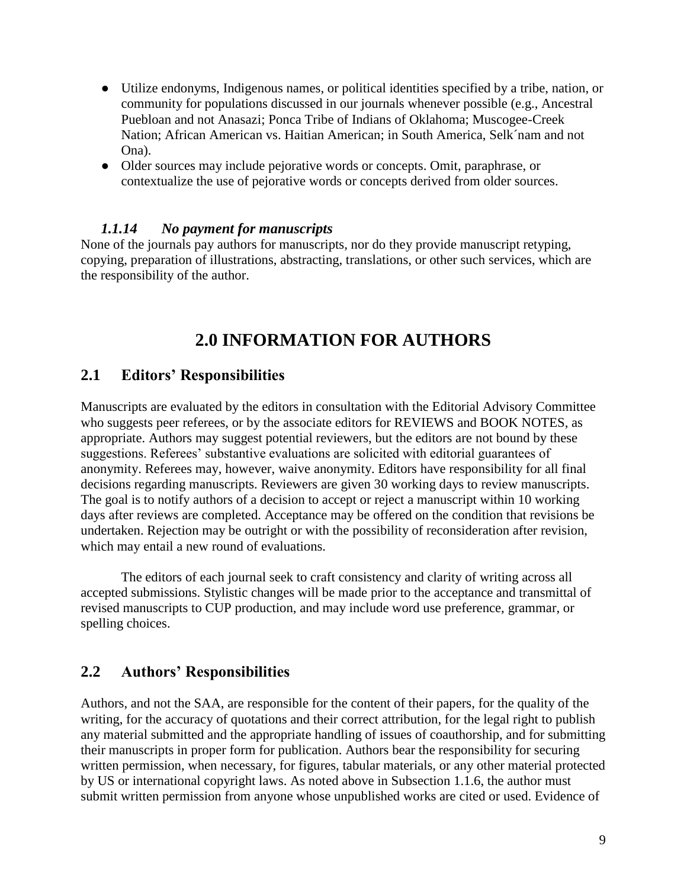- Utilize endonyms, Indigenous names, or political identities specified by a tribe, nation, or community for populations discussed in our journals whenever possible (e.g., Ancestral Puebloan and not Anasazi; Ponca Tribe of Indians of Oklahoma; Muscogee-Creek Nation; African American vs. Haitian American; in South America, Selk´nam and not Ona).
- Older sources may include pejorative words or concepts. Omit, paraphrase, or contextualize the use of pejorative words or concepts derived from older sources.

### *1.1.14 No payment for manuscripts*

None of the journals pay authors for manuscripts, nor do they provide manuscript retyping, copying, preparation of illustrations, abstracting, translations, or other such services, which are the responsibility of the author.

# 2.0 INFORMATION FOR AUTHORS

## 2.1 Editors' Responsibilities

Manuscripts are evaluated by the editors in consultation with the Editorial Advisory Committee who suggests peer referees, or by the associate editors for REVIEWS and BOOK NOTES, as appropriate. Authors may suggest potential reviewers, but the editors are not bound by these suggestions. Referees' substantive evaluations are solicited with editorial guarantees of anonymity. Referees may, however, waive anonymity. Editors have responsibility for all final decisions regarding manuscripts. Reviewers are given 30 working days to review manuscripts. The goal is to notify authors of a decision to accept or reject a manuscript within 10 working days after reviews are completed. Acceptance may be offered on the condition that revisions be undertaken. Rejection may be outright or with the possibility of reconsideration after revision, which may entail a new round of evaluations.

The editors of each journal seek to craft consistency and clarity of writing across all accepted submissions. Stylistic changes will be made prior to the acceptance and transmittal of revised manuscripts to CUP production, and may include word use preference, grammar, or spelling choices.

## 2.2 Authors' Responsibilities

Authors, and not the SAA, are responsible for the content of their papers, for the quality of the writing, for the accuracy of quotations and their correct attribution, for the legal right to publish any material submitted and the appropriate handling of issues of coauthorship, and for submitting their manuscripts in proper form for publication. Authors bear the responsibility for securing written permission, when necessary, for figures, tabular materials, or any other material protected by US or international copyright laws. As noted above in Subsection 1.1.6, the author must submit written permission from anyone whose unpublished works are cited or used. Evidence of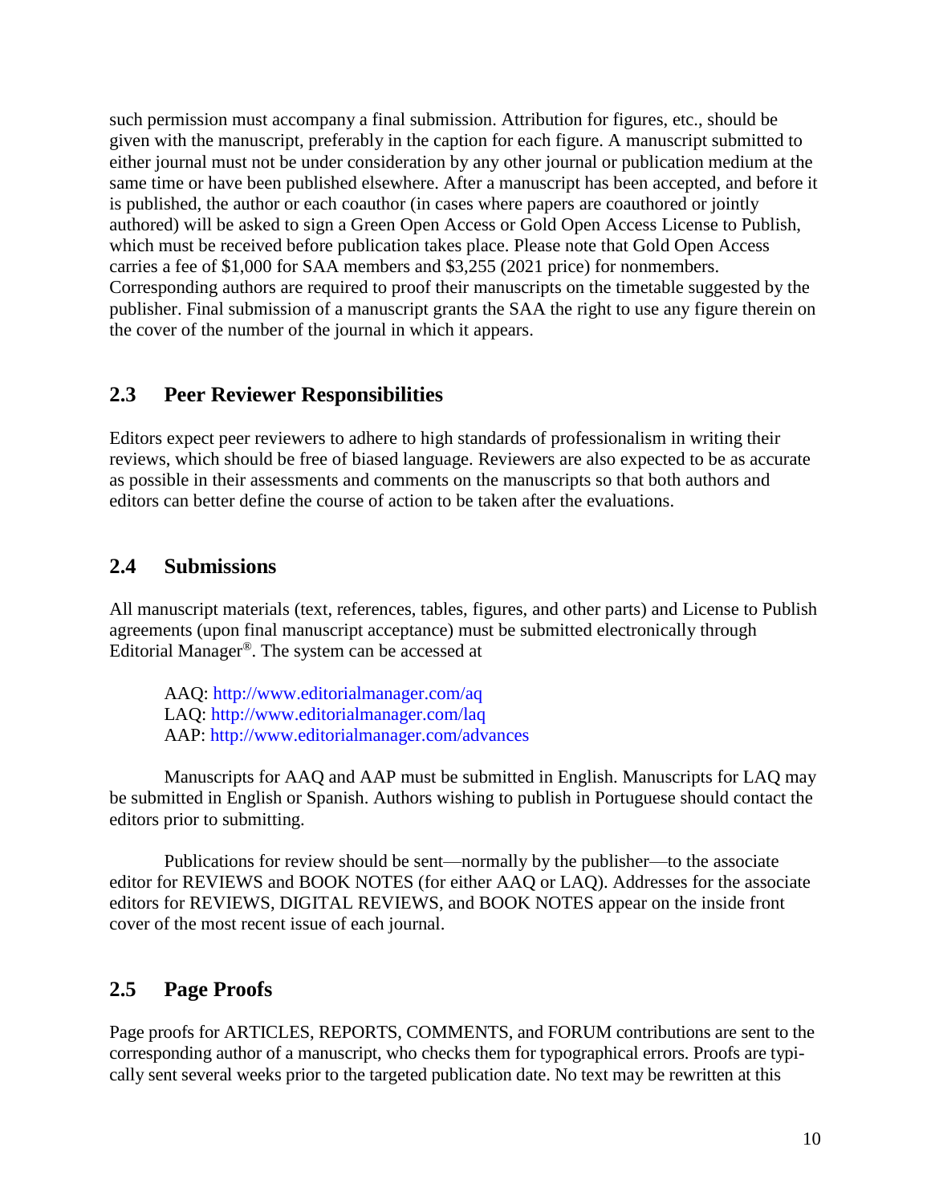such permission must accompany a final submission. Attribution for figures, etc., should be given with the manuscript, preferably in the caption for each figure. A manuscript submitted to either journal must not be under consideration by any other journal or publication medium at the same time or have been published elsewhere. After a manuscript has been accepted, and before it is published, the author or each coauthor (in cases where papers are coauthored or jointly authored) will be asked to sign a Green Open Access or Gold Open Access License to Publish, which must be received before publication takes place. Please note that Gold Open Access carries a fee of $1,000 for SAA members and $3,255 (2021 price) for nonmembers. Corresponding authors are required to proof their manuscripts on the timetable suggested by the publisher. Final submission of a manuscript grants the SAA the right to use any figure therein on the cover of the number of the journal in which it appears.

## 2.3 Peer Reviewer Responsibilities

Editors expect peer reviewers to adhere to high standards of professionalism in writing their reviews, which should be free of biased language. Reviewers are also expected to be as accurate as possible in their assessments and comments on the manuscripts so that both authors and editors can better define the course of action to be taken after the evaluations.

## 2.4 Submissions

All manuscript materials (text, references, tables, figures, and other parts) and License to Publish agreements (upon final manuscript acceptance) must be submitted electronically through Editorial Manager®. The system can be accessed at

AAQ: http://www.editorialmanager.com/aq
LAQ: http://www.editorialmanager.com/laq
AAP: http://www.editorialmanager.com/advances

Manuscripts for AAQ and AAP must be submitted in English. Manuscripts for LAQ may be submitted in English or Spanish. Authors wishing to publish in Portuguese should contact the editors prior to submitting.

Publications for review should be sent—normally by the publisher—to the associate editor for REVIEWS and BOOK NOTES (for either AAQ or LAQ). Addresses for the associate editors for REVIEWS, DIGITAL REVIEWS, and BOOK NOTES appear on the inside front cover of the most recent issue of each journal.

## 2.5 Page Proofs

Page proofs for ARTICLES, REPORTS, COMMENTS, and FORUM contributions are sent to the corresponding author of a manuscript, who checks them for typographical errors. Proofs are typically sent several weeks prior to the targeted publication date. No text may be rewritten at this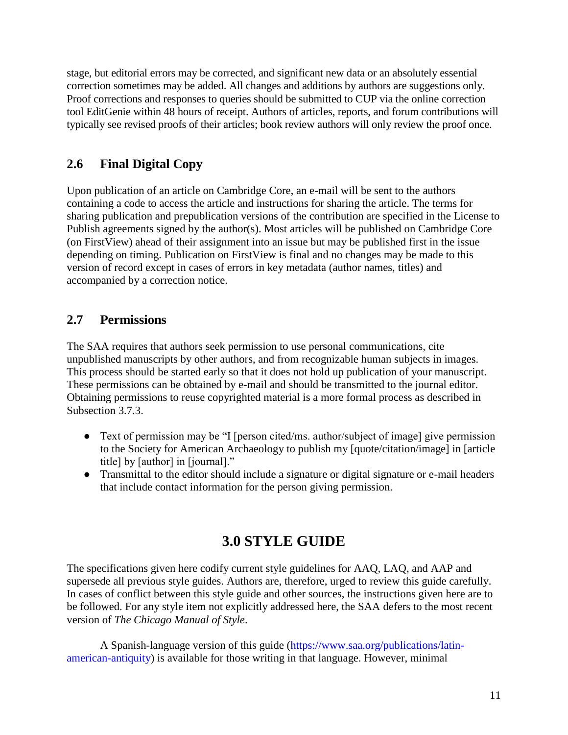stage, but editorial errors may be corrected, and significant new data or an absolutely essential correction sometimes may be added. All changes and additions by authors are suggestions only. Proof corrections and responses to queries should be submitted to CUP via the online correction tool EditGenie within 48 hours of receipt. Authors of articles, reports, and forum contributions will typically see revised proofs of their articles; book review authors will only review the proof once.

## 2.6 Final Digital Copy

Upon publication of an article on Cambridge Core, an e-mail will be sent to the authors containing a code to access the article and instructions for sharing the article. The terms for sharing publication and prepublication versions of the contribution are specified in the License to Publish agreements signed by the author(s). Most articles will be published on Cambridge Core (on FirstView) ahead of their assignment into an issue but may be published first in the issue depending on timing. Publication on FirstView is final and no changes may be made to this version of record except in cases of errors in key metadata (author names, titles) and accompanied by a correction notice.

## 2.7 Permissions

The SAA requires that authors seek permission to use personal communications, cite unpublished manuscripts by other authors, and from recognizable human subjects in images. This process should be started early so that it does not hold up publication of your manuscript. These permissions can be obtained by e-mail and should be transmitted to the journal editor. Obtaining permissions to reuse copyrighted material is a more formal process as described in Subsection 3.7.3.

- Text of permission may be "I [person cited/ms. author/subject of image] give permission to the Society for American Archaeology to publish my [quote/citation/image] in [article title] by [author] in [journal]."
- Transmittal to the editor should include a signature or digital signature or e-mail headers that include contact information for the person giving permission.

# 3.0 STYLE GUIDE

The specifications given here codify current style guidelines for AAQ, LAQ, and AAP and supersede all previous style guides. Authors are, therefore, urged to review this guide carefully. In cases of conflict between this style guide and other sources, the instructions given here are to be followed. For any style item not explicitly addressed here, the SAA defers to the most recent version of *The Chicago Manual of Style*.

A Spanish-language version of this guide (https://www.saa.org/publications/latin-american-antiquity) is available for those writing in that language. However, minimal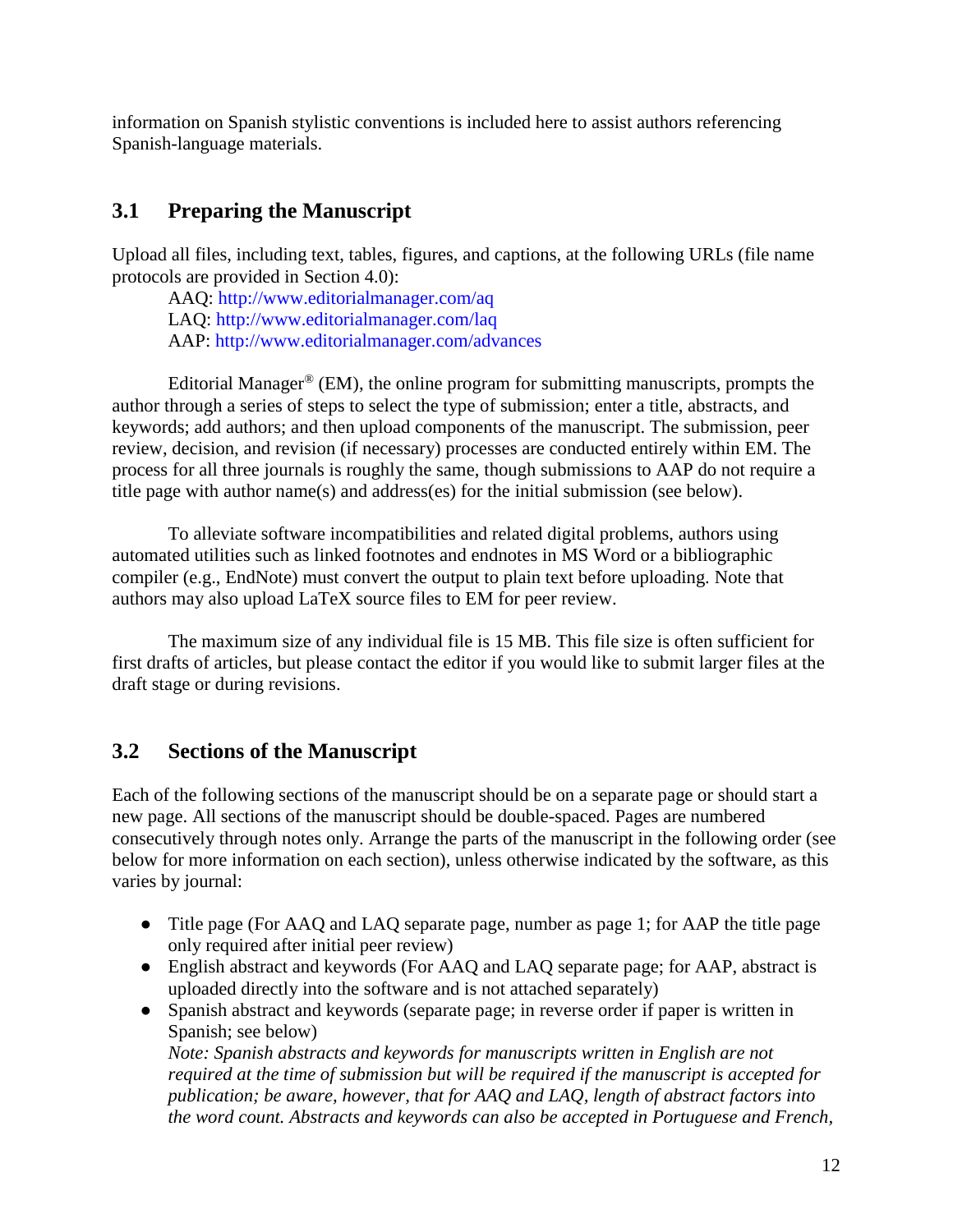information on Spanish stylistic conventions is included here to assist authors referencing Spanish-language materials.

## 3.1 Preparing the Manuscript

Upload all files, including text, tables, figures, and captions, at the following URLs (file name protocols are provided in Section 4.0):

AAQ: http://www.editorialmanager.com/aq
LAQ: http://www.editorialmanager.com/laq
AAP: http://www.editorialmanager.com/advances

Editorial Manager® (EM), the online program for submitting manuscripts, prompts the author through a series of steps to select the type of submission; enter a title, abstracts, and keywords; add authors; and then upload components of the manuscript. The submission, peer review, decision, and revision (if necessary) processes are conducted entirely within EM. The process for all three journals is roughly the same, though submissions to AAP do not require a title page with author name(s) and address(es) for the initial submission (see below).

To alleviate software incompatibilities and related digital problems, authors using automated utilities such as linked footnotes and endnotes in MS Word or a bibliographic compiler (e.g., EndNote) must convert the output to plain text before uploading. Note that authors may also upload LaTeX source files to EM for peer review.

The maximum size of any individual file is 15 MB. This file size is often sufficient for first drafts of articles, but please contact the editor if you would like to submit larger files at the draft stage or during revisions.

## 3.2 Sections of the Manuscript

Each of the following sections of the manuscript should be on a separate page or should start a new page. All sections of the manuscript should be double-spaced. Pages are numbered consecutively through notes only. Arrange the parts of the manuscript in the following order (see below for more information on each section), unless otherwise indicated by the software, as this varies by journal:

- Title page (For AAQ and LAQ separate page, number as page 1; for AAP the title page only required after initial peer review)
- English abstract and keywords (For AAQ and LAQ separate page; for AAP, abstract is uploaded directly into the software and is not attached separately)
- Spanish abstract and keywords (separate page; in reverse order if paper is written in Spanish; see below)
  *Note: Spanish abstracts and keywords for manuscripts written in English are not required at the time of submission but will be required if the manuscript is accepted for publication; be aware, however, that for AAQ and LAQ, length of abstract factors into the word count. Abstracts and keywords can also be accepted in Portuguese and French,*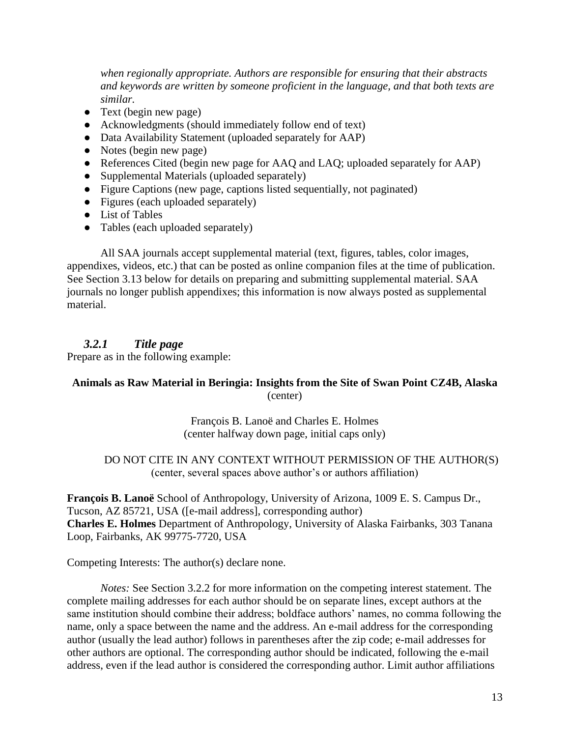*when regionally appropriate. Authors are responsible for ensuring that their abstracts and keywords are written by someone proficient in the language, and that both texts are similar.*

- Text (begin new page)
- Acknowledgments (should immediately follow end of text)
- Data Availability Statement (uploaded separately for AAP)
- Notes (begin new page)
- References Cited (begin new page for AAQ and LAQ; uploaded separately for AAP)
- Supplemental Materials (uploaded separately)
- Figure Captions (new page, captions listed sequentially, not paginated)
- Figures (each uploaded separately)
- List of Tables
- Tables (each uploaded separately)

All SAA journals accept supplemental material (text, figures, tables, color images, appendixes, videos, etc.) that can be posted as online companion files at the time of publication. See Section 3.13 below for details on preparing and submitting supplemental material. SAA journals no longer publish appendixes; this information is now always posted as supplemental material.

### *3.2.1 Title page*

Prepare as in the following example:

**Animals as Raw Material in Beringia: Insights from the Site of Swan Point CZ4B, Alaska**
(center)

François B. Lanoë and Charles E. Holmes
(center halfway down page, initial caps only)

DO NOT CITE IN ANY CONTEXT WITHOUT PERMISSION OF THE AUTHOR(S)
(center, several spaces above author's or authors affiliation)

**François B. Lanoë** School of Anthropology, University of Arizona, 1009 E. S. Campus Dr., Tucson, AZ 85721, USA ([e-mail address], corresponding author)
**Charles E. Holmes** Department of Anthropology, University of Alaska Fairbanks, 303 Tanana Loop, Fairbanks, AK 99775-7720, USA

Competing Interests: The author(s) declare none.

*Notes:* See Section 3.2.2 for more information on the competing interest statement. The complete mailing addresses for each author should be on separate lines, except authors at the same institution should combine their address; boldface authors' names, no comma following the name, only a space between the name and the address. An e-mail address for the corresponding author (usually the lead author) follows in parentheses after the zip code; e-mail addresses for other authors are optional. The corresponding author should be indicated, following the e-mail address, even if the lead author is considered the corresponding author. Limit author affiliations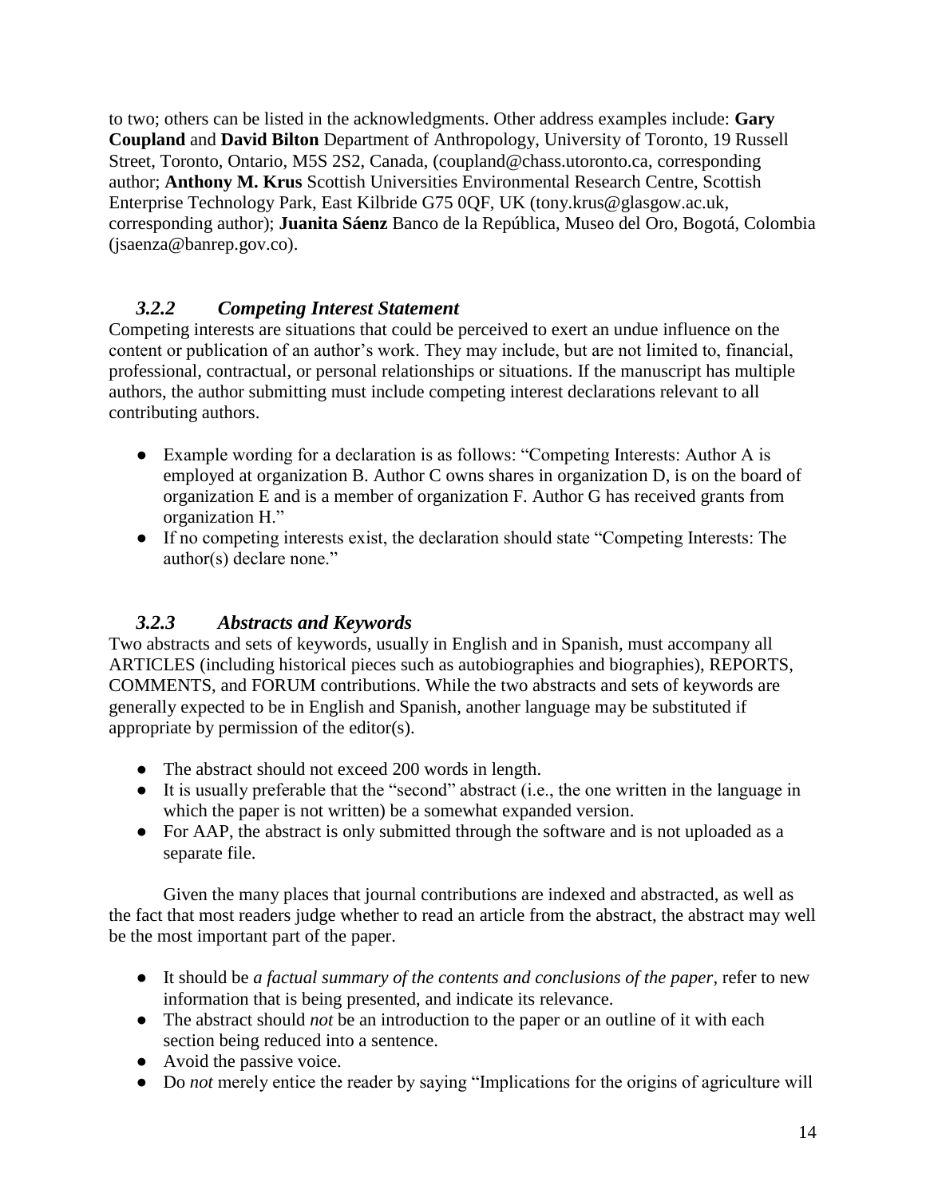to two; others can be listed in the acknowledgments. Other address examples include: **Gary Coupland** and **David Bilton** Department of Anthropology, University of Toronto, 19 Russell Street, Toronto, Ontario, M5S 2S2, Canada, (coupland@chass.utoronto.ca, corresponding author; **Anthony M. Krus** Scottish Universities Environmental Research Centre, Scottish Enterprise Technology Park, East Kilbride G75 0QF, UK (tony.krus@glasgow.ac.uk, corresponding author); **Juanita Sáenz** Banco de la República, Museo del Oro, Bogotá, Colombia (jsaenza@banrep.gov.co).

### *3.2.2 Competing Interest Statement*

Competing interests are situations that could be perceived to exert an undue influence on the content or publication of an author's work. They may include, but are not limited to, financial, professional, contractual, or personal relationships or situations. If the manuscript has multiple authors, the author submitting must include competing interest declarations relevant to all contributing authors.

- Example wording for a declaration is as follows: "Competing Interests: Author A is employed at organization B. Author C owns shares in organization D, is on the board of organization E and is a member of organization F. Author G has received grants from organization H."
- If no competing interests exist, the declaration should state "Competing Interests: The author(s) declare none."

### *3.2.3 Abstracts and Keywords*

Two abstracts and sets of keywords, usually in English and in Spanish, must accompany all ARTICLES (including historical pieces such as autobiographies and biographies), REPORTS, COMMENTS, and FORUM contributions. While the two abstracts and sets of keywords are generally expected to be in English and Spanish, another language may be substituted if appropriate by permission of the editor(s).

- The abstract should not exceed 200 words in length.
- It is usually preferable that the "second" abstract (i.e., the one written in the language in which the paper is not written) be a somewhat expanded version.
- For AAP, the abstract is only submitted through the software and is not uploaded as a separate file.

Given the many places that journal contributions are indexed and abstracted, as well as the fact that most readers judge whether to read an article from the abstract, the abstract may well be the most important part of the paper.

- It should be *a factual summary of the contents and conclusions of the paper*, refer to new information that is being presented, and indicate its relevance.
- The abstract should *not* be an introduction to the paper or an outline of it with each section being reduced into a sentence.
- Avoid the passive voice.
- Do *not* merely entice the reader by saying "Implications for the origins of agriculture will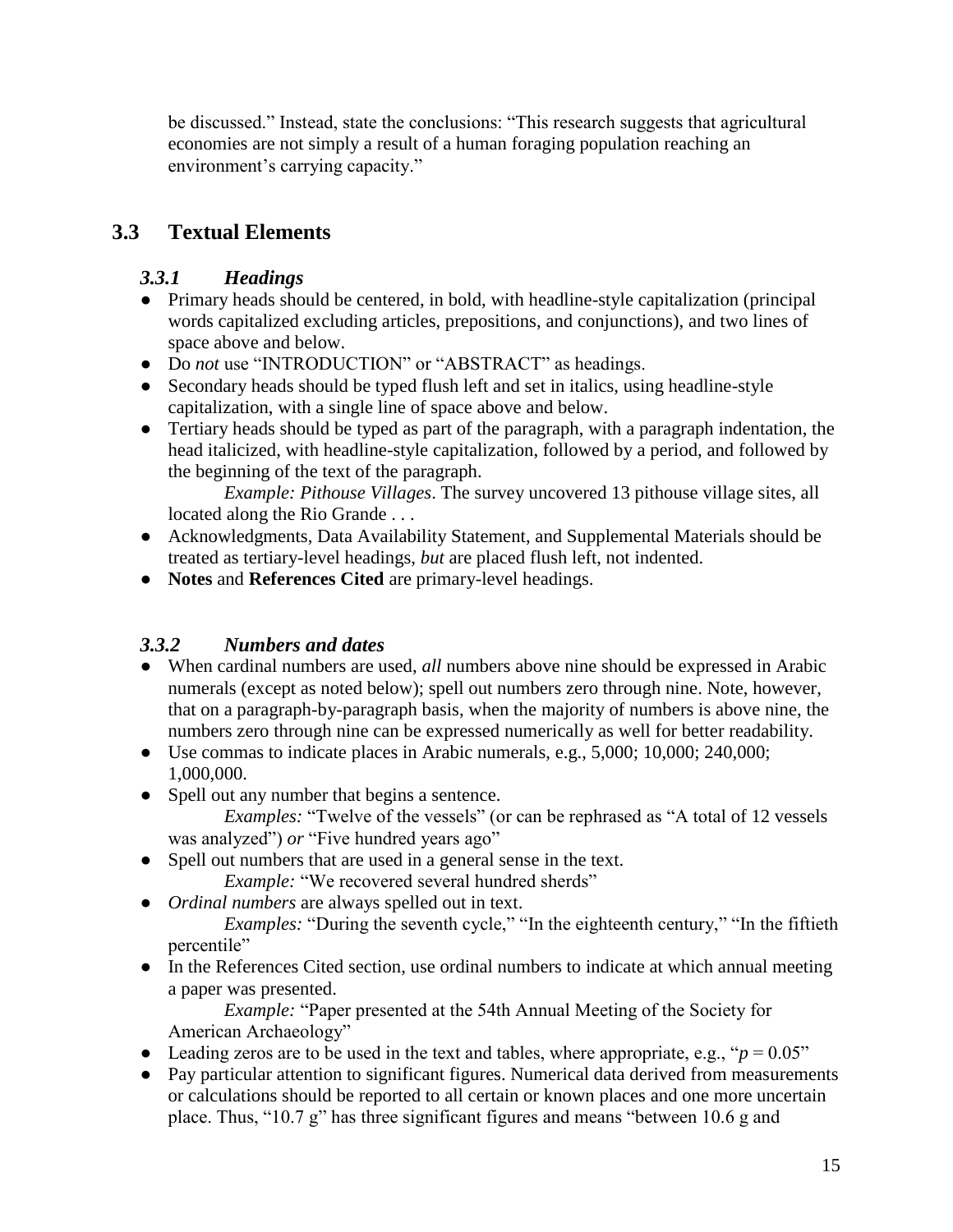be discussed." Instead, state the conclusions: "This research suggests that agricultural economies are not simply a result of a human foraging population reaching an environment's carrying capacity."

## 3.3 Textual Elements

### *3.3.1 Headings*

- Primary heads should be centered, in bold, with headline-style capitalization (principal words capitalized excluding articles, prepositions, and conjunctions), and two lines of space above and below.
- Do *not* use "INTRODUCTION" or "ABSTRACT" as headings.
- Secondary heads should be typed flush left and set in italics, using headline-style capitalization, with a single line of space above and below.
- Tertiary heads should be typed as part of the paragraph, with a paragraph indentation, the head italicized, with headline-style capitalization, followed by a period, and followed by the beginning of the text of the paragraph.

  *Example: Pithouse Villages*. The survey uncovered 13 pithouse village sites, all located along the Rio Grande . . .
- Acknowledgments, Data Availability Statement, and Supplemental Materials should be treated as tertiary-level headings, *but* are placed flush left, not indented.
- **Notes** and **References Cited** are primary-level headings.

### *3.3.2 Numbers and dates*

- When cardinal numbers are used, *all* numbers above nine should be expressed in Arabic numerals (except as noted below); spell out numbers zero through nine. Note, however, that on a paragraph-by-paragraph basis, when the majority of numbers is above nine, the numbers zero through nine can be expressed numerically as well for better readability.
- Use commas to indicate places in Arabic numerals, e.g., 5,000; 10,000; 240,000; 1,000,000.
- Spell out any number that begins a sentence.

  *Examples:* "Twelve of the vessels" (or can be rephrased as "A total of 12 vessels was analyzed") *or* "Five hundred years ago"
- Spell out numbers that are used in a general sense in the text.

  *Example:* "We recovered several hundred sherds"
- *Ordinal numbers* are always spelled out in text.

  *Examples:* "During the seventh cycle," "In the eighteenth century," "In the fiftieth percentile"
- In the References Cited section, use ordinal numbers to indicate at which annual meeting a paper was presented.

  *Example:* "Paper presented at the 54th Annual Meeting of the Society for American Archaeology"
- Leading zeros are to be used in the text and tables, where appropriate, e.g., "$p = 0.05$"
- Pay particular attention to significant figures. Numerical data derived from measurements or calculations should be reported to all certain or known places and one more uncertain place. Thus, "10.7 g" has three significant figures and means "between 10.6 g and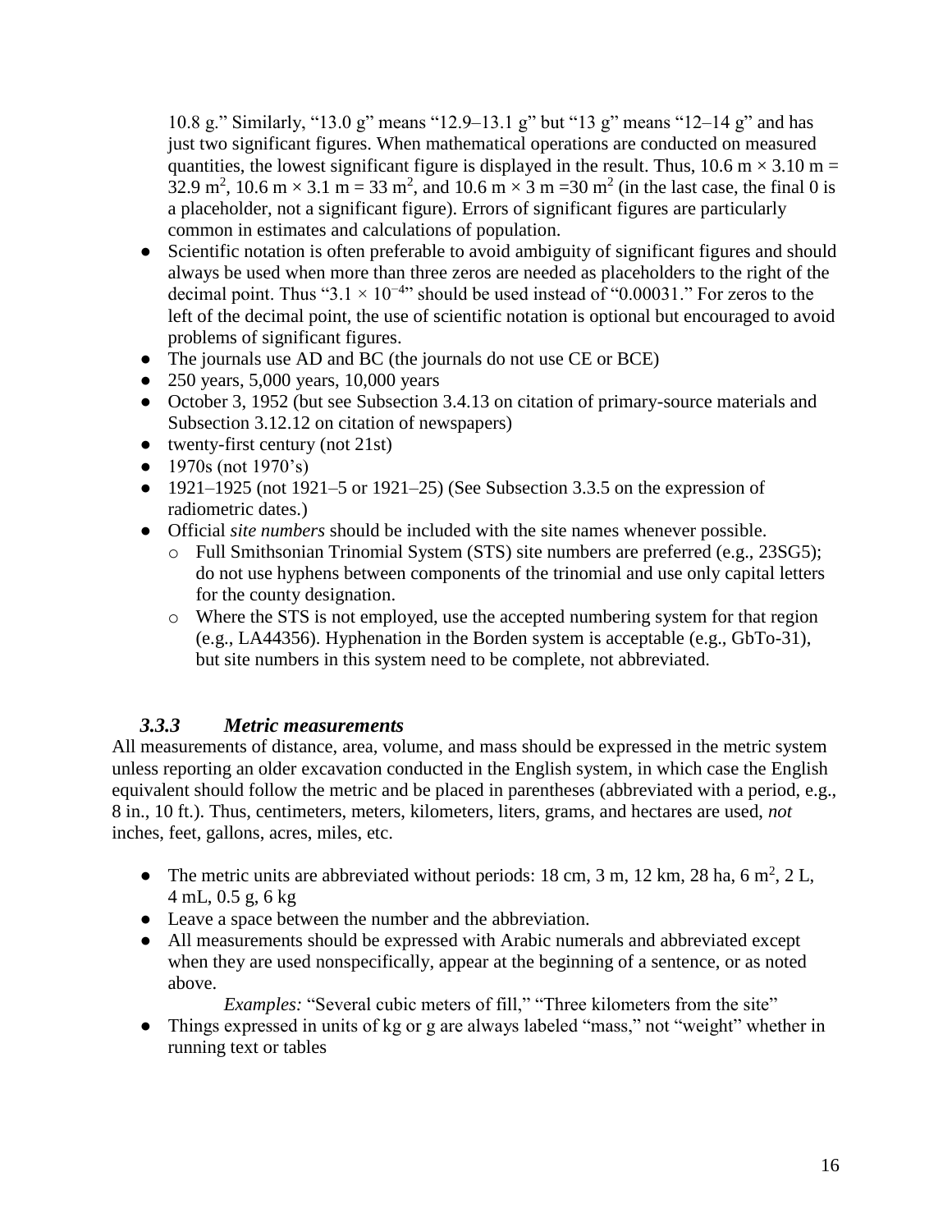10.8 g." Similarly, "13.0 g" means "12.9–13.1 g" but "13 g" means "12–14 g" and has just two significant figures. When mathematical operations are conducted on measured quantities, the lowest significant figure is displayed in the result. Thus, 10.6 m × 3.10 m = 32.9 $m^2$, 10.6 m × 3.1 m = 33 $m^2$, and 10.6 m × 3 m =30 $m^2$ (in the last case, the final 0 is a placeholder, not a significant figure). Errors of significant figures are particularly common in estimates and calculations of population.

- Scientific notation is often preferable to avoid ambiguity of significant figures and should always be used when more than three zeros are needed as placeholders to the right of the decimal point. Thus "$3.1 \times 10^{-4}$" should be used instead of "0.00031." For zeros to the left of the decimal point, the use of scientific notation is optional but encouraged to avoid problems of significant figures.
- The journals use AD and BC (the journals do not use CE or BCE)
- 250 years, 5,000 years, 10,000 years
- October 3, 1952 (but see Subsection 3.4.13 on citation of primary-source materials and Subsection 3.12.12 on citation of newspapers)
- twenty-first century (not 21st)
- 1970s (not 1970's)
- 1921–1925 (not 1921–5 or 1921–25) (See Subsection 3.3.5 on the expression of radiometric dates.)
- Official *site numbers* should be included with the site names whenever possible.
  - Full Smithsonian Trinomial System (STS) site numbers are preferred (e.g., 23SG5); do not use hyphens between components of the trinomial and use only capital letters for the county designation.
  - Where the STS is not employed, use the accepted numbering system for that region (e.g., LA44356). Hyphenation in the Borden system is acceptable (e.g., GbTo-31), but site numbers in this system need to be complete, not abbreviated.

### *3.3.3 Metric measurements*

All measurements of distance, area, volume, and mass should be expressed in the metric system unless reporting an older excavation conducted in the English system, in which case the English equivalent should follow the metric and be placed in parentheses (abbreviated with a period, e.g., 8 in., 10 ft.). Thus, centimeters, meters, kilometers, liters, grams, and hectares are used, *not* inches, feet, gallons, acres, miles, etc.

- The metric units are abbreviated without periods: 18 cm, 3 m, 12 km, 28 ha, 6 $m^2$, 2 L, 4 mL, 0.5 g, 6 kg
- Leave a space between the number and the abbreviation.
- All measurements should be expressed with Arabic numerals and abbreviated except when they are used nonspecifically, appear at the beginning of a sentence, or as noted above.

  *Examples:* "Several cubic meters of fill," "Three kilometers from the site"
- Things expressed in units of kg or g are always labeled "mass," not "weight" whether in running text or tables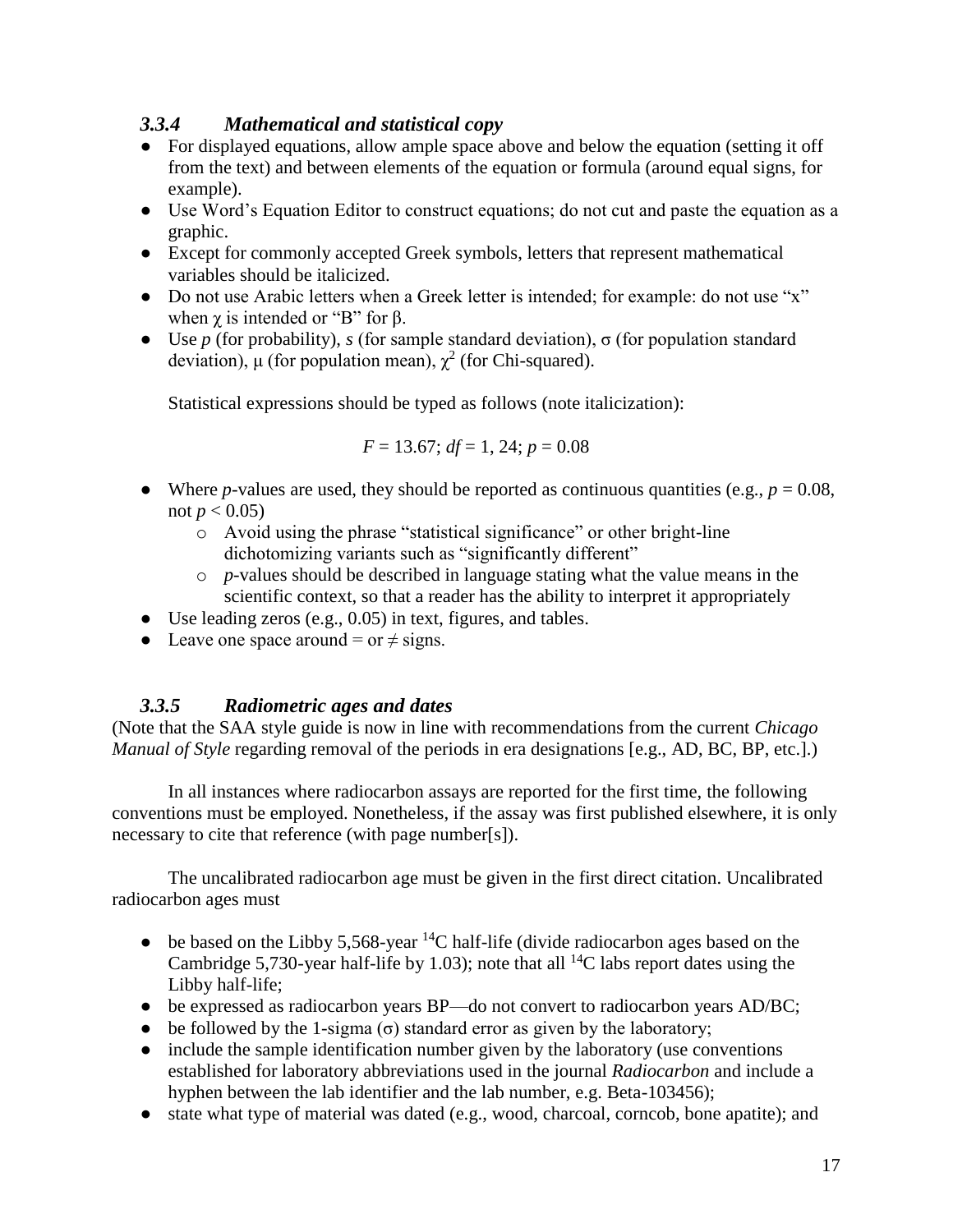### *3.3.4 Mathematical and statistical copy*

- For displayed equations, allow ample space above and below the equation (setting it off from the text) and between elements of the equation or formula (around equal signs, for example).
- Use Word's Equation Editor to construct equations; do not cut and paste the equation as a graphic.
- Except for commonly accepted Greek symbols, letters that represent mathematical variables should be italicized.
- Do not use Arabic letters when a Greek letter is intended; for example: do not use "x" when $\chi$ is intended or "B" for $\beta$.
- Use $p$ (for probability), $s$ (for sample standard deviation), $\sigma$ (for population standard deviation), $\mu$ (for population mean), $\chi^2$ (for Chi-squared).

  Statistical expressions should be typed as follows (note italicization):

$$F = 13.67;\ df = 1, 24;\ p = 0.08$$

- Where $p$-values are used, they should be reported as continuous quantities (e.g., $p = 0.08$, not $p < 0.05$)
  - Avoid using the phrase "statistical significance" or other bright-line dichotomizing variants such as "significantly different"
  - $p$-values should be described in language stating what the value means in the scientific context, so that a reader has the ability to interpret it appropriately
- Use leading zeros (e.g., 0.05) in text, figures, and tables.
- Leave one space around = or ≠ signs.

### *3.3.5 Radiometric ages and dates*

(Note that the SAA style guide is now in line with recommendations from the current *Chicago Manual of Style* regarding removal of the periods in era designations [e.g., AD, BC, BP, etc.].)

In all instances where radiocarbon assays are reported for the first time, the following conventions must be employed. Nonetheless, if the assay was first published elsewhere, it is only necessary to cite that reference (with page number[s]).

The uncalibrated radiocarbon age must be given in the first direct citation. Uncalibrated radiocarbon ages must

- be based on the Libby 5,568-year $^{14}C$ half-life (divide radiocarbon ages based on the Cambridge 5,730-year half-life by 1.03); note that all $^{14}C$ labs report dates using the Libby half-life;
- be expressed as radiocarbon years BP—do not convert to radiocarbon years AD/BC;
- be followed by the 1-sigma ($\sigma$) standard error as given by the laboratory;
- include the sample identification number given by the laboratory (use conventions established for laboratory abbreviations used in the journal *Radiocarbon* and include a hyphen between the lab identifier and the lab number, e.g. Beta-103456);
- state what type of material was dated (e.g., wood, charcoal, corncob, bone apatite); and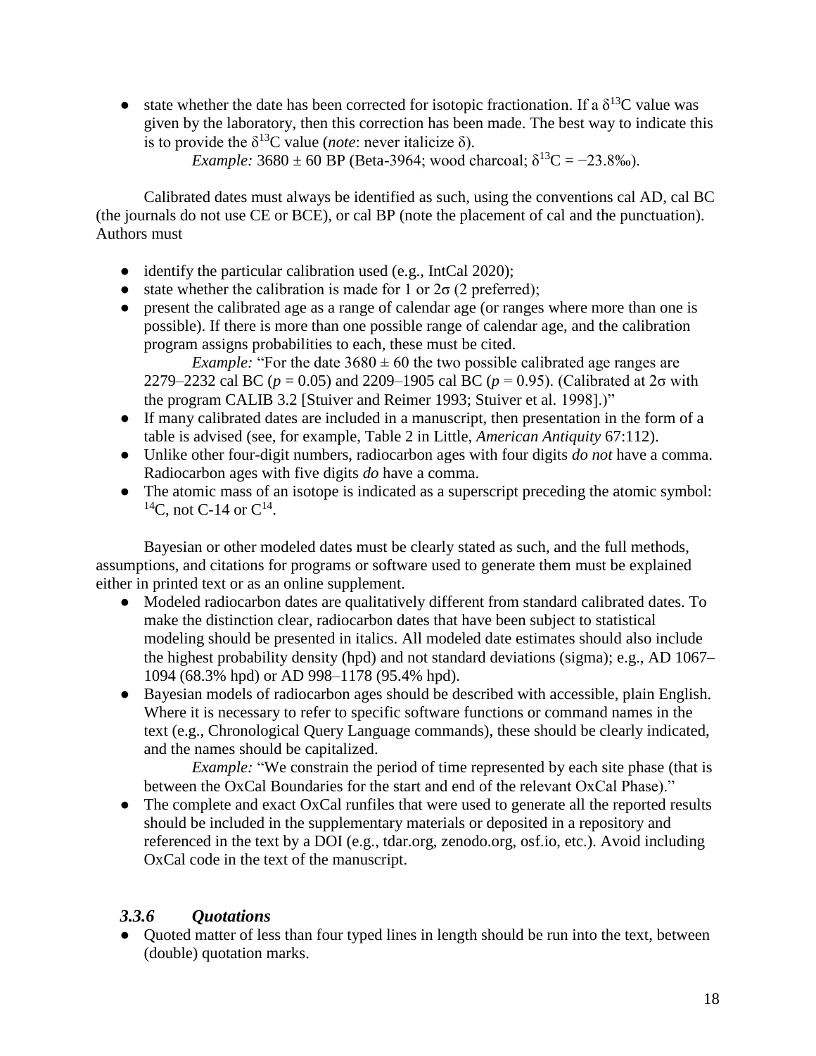- state whether the date has been corrected for isotopic fractionation. If a $\delta^{13}C$ value was given by the laboratory, then this correction has been made. The best way to indicate this is to provide the $\delta^{13}C$ value (*note*: never italicize δ).

  *Example:* 3680 ± 60 BP (Beta-3964; wood charcoal; $\delta^{13}C = -23.8‰$).

Calibrated dates must always be identified as such, using the conventions cal AD, cal BC (the journals do not use CE or BCE), or cal BP (note the placement of cal and the punctuation). Authors must

- identify the particular calibration used (e.g., IntCal 2020);
- state whether the calibration is made for 1 or 2σ (2 preferred);
- present the calibrated age as a range of calendar age (or ranges where more than one is possible). If there is more than one possible range of calendar age, and the calibration program assigns probabilities to each, these must be cited.

  *Example:* "For the date 3680 ± 60 the two possible calibrated age ranges are 2279–2232 cal BC ($p = 0.05$) and 2209–1905 cal BC ($p = 0.95$). (Calibrated at 2σ with the program CALIB 3.2 [Stuiver and Reimer 1993; Stuiver et al. 1998].)"
- If many calibrated dates are included in a manuscript, then presentation in the form of a table is advised (see, for example, Table 2 in Little, *American Antiquity* 67:112).
- Unlike other four-digit numbers, radiocarbon ages with four digits *do not* have a comma. Radiocarbon ages with five digits *do* have a comma.
- The atomic mass of an isotope is indicated as a superscript preceding the atomic symbol: $^{14}C$, not C-14 or $C^{14}$.

Bayesian or other modeled dates must be clearly stated as such, and the full methods, assumptions, and citations for programs or software used to generate them must be explained either in printed text or as an online supplement.

- Modeled radiocarbon dates are qualitatively different from standard calibrated dates. To make the distinction clear, radiocarbon dates that have been subject to statistical modeling should be presented in italics. All modeled date estimates should also include the highest probability density (hpd) and not standard deviations (sigma); e.g., AD 1067–1094 (68.3% hpd) or AD 998–1178 (95.4% hpd).
- Bayesian models of radiocarbon ages should be described with accessible, plain English. Where it is necessary to refer to specific software functions or command names in the text (e.g., Chronological Query Language commands), these should be clearly indicated, and the names should be capitalized.

  *Example:* "We constrain the period of time represented by each site phase (that is between the OxCal Boundaries for the start and end of the relevant OxCal Phase)."
- The complete and exact OxCal runfiles that were used to generate all the reported results should be included in the supplementary materials or deposited in a repository and referenced in the text by a DOI (e.g., tdar.org, zenodo.org, osf.io, etc.). Avoid including OxCal code in the text of the manuscript.

### *3.3.6 Quotations*

- Quoted matter of less than four typed lines in length should be run into the text, between (double) quotation marks.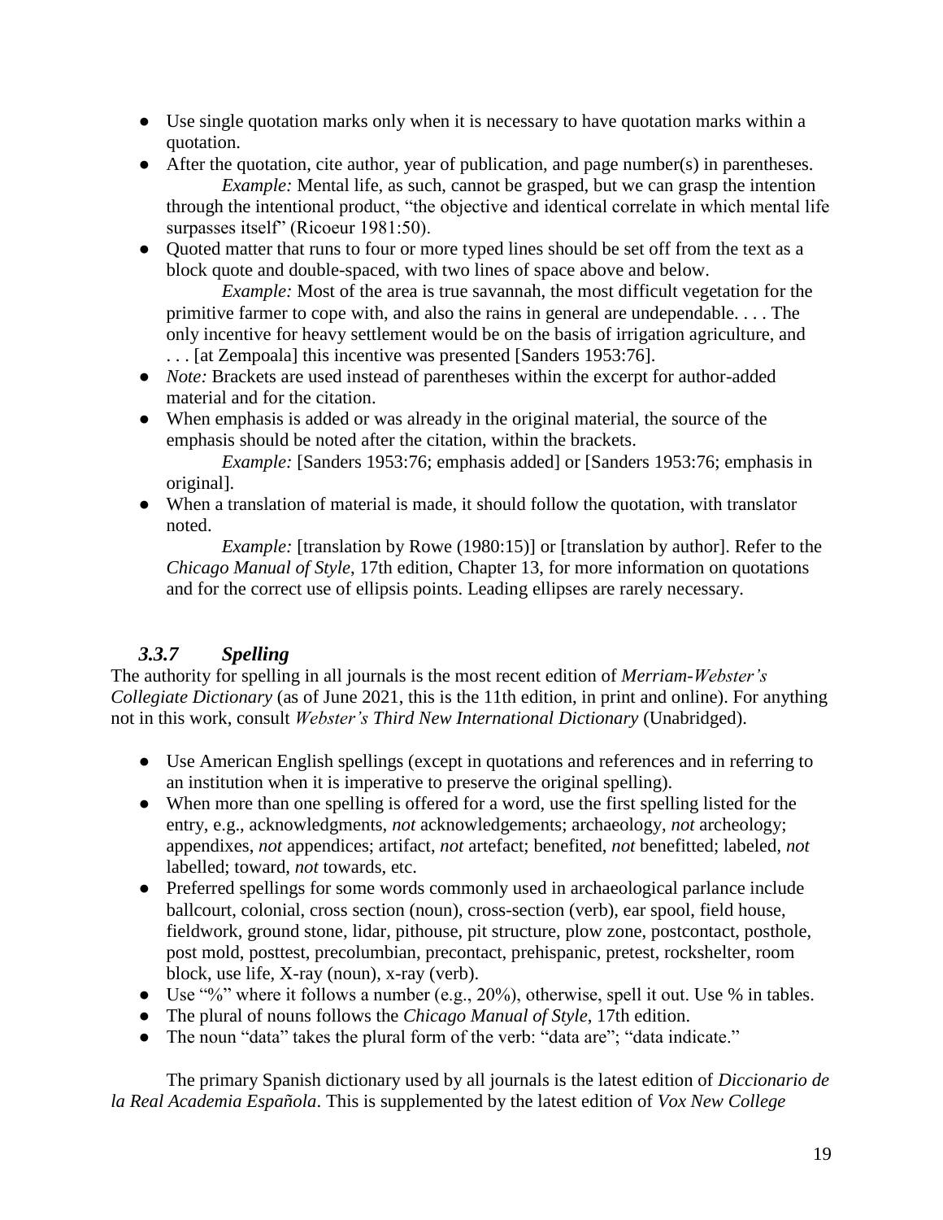- Use single quotation marks only when it is necessary to have quotation marks within a quotation.
- After the quotation, cite author, year of publication, and page number(s) in parentheses.

  *Example:* Mental life, as such, cannot be grasped, but we can grasp the intention through the intentional product, "the objective and identical correlate in which mental life surpasses itself" (Ricoeur 1981:50).
- Quoted matter that runs to four or more typed lines should be set off from the text as a block quote and double-spaced, with two lines of space above and below.

  *Example:* Most of the area is true savannah, the most difficult vegetation for the primitive farmer to cope with, and also the rains in general are undependable. . . . The only incentive for heavy settlement would be on the basis of irrigation agriculture, and . . . [at Zempoala] this incentive was presented [Sanders 1953:76].
- *Note:* Brackets are used instead of parentheses within the excerpt for author-added material and for the citation.
- When emphasis is added or was already in the original material, the source of the emphasis should be noted after the citation, within the brackets.

  *Example:* [Sanders 1953:76; emphasis added] or [Sanders 1953:76; emphasis in original].
- When a translation of material is made, it should follow the quotation, with translator noted.

  *Example:* [translation by Rowe (1980:15)] or [translation by author]. Refer to the *Chicago Manual of Style*, 17th edition, Chapter 13, for more information on quotations and for the correct use of ellipsis points. Leading ellipses are rarely necessary.

### *3.3.7 Spelling*

The authority for spelling in all journals is the most recent edition of *Merriam-Webster's Collegiate Dictionary* (as of June 2021, this is the 11th edition, in print and online). For anything not in this work, consult *Webster's Third New International Dictionary* (Unabridged).

- Use American English spellings (except in quotations and references and in referring to an institution when it is imperative to preserve the original spelling).
- When more than one spelling is offered for a word, use the first spelling listed for the entry, e.g., acknowledgments, *not* acknowledgements; archaeology, *not* archeology; appendixes, *not* appendices; artifact, *not* artefact; benefited, *not* benefitted; labeled, *not* labelled; toward, *not* towards, etc.
- Preferred spellings for some words commonly used in archaeological parlance include ballcourt, colonial, cross section (noun), cross-section (verb), ear spool, field house, fieldwork, ground stone, lidar, pithouse, pit structure, plow zone, postcontact, posthole, post mold, posttest, precolumbian, precontact, prehispanic, pretest, rockshelter, room block, use life, X-ray (noun), x-ray (verb).
- Use "%" where it follows a number (e.g., 20%), otherwise, spell it out. Use % in tables.
- The plural of nouns follows the *Chicago Manual of Style*, 17th edition.
- The noun "data" takes the plural form of the verb: "data are"; "data indicate."

The primary Spanish dictionary used by all journals is the latest edition of *Diccionario de la Real Academia Española*. This is supplemented by the latest edition of *Vox New College*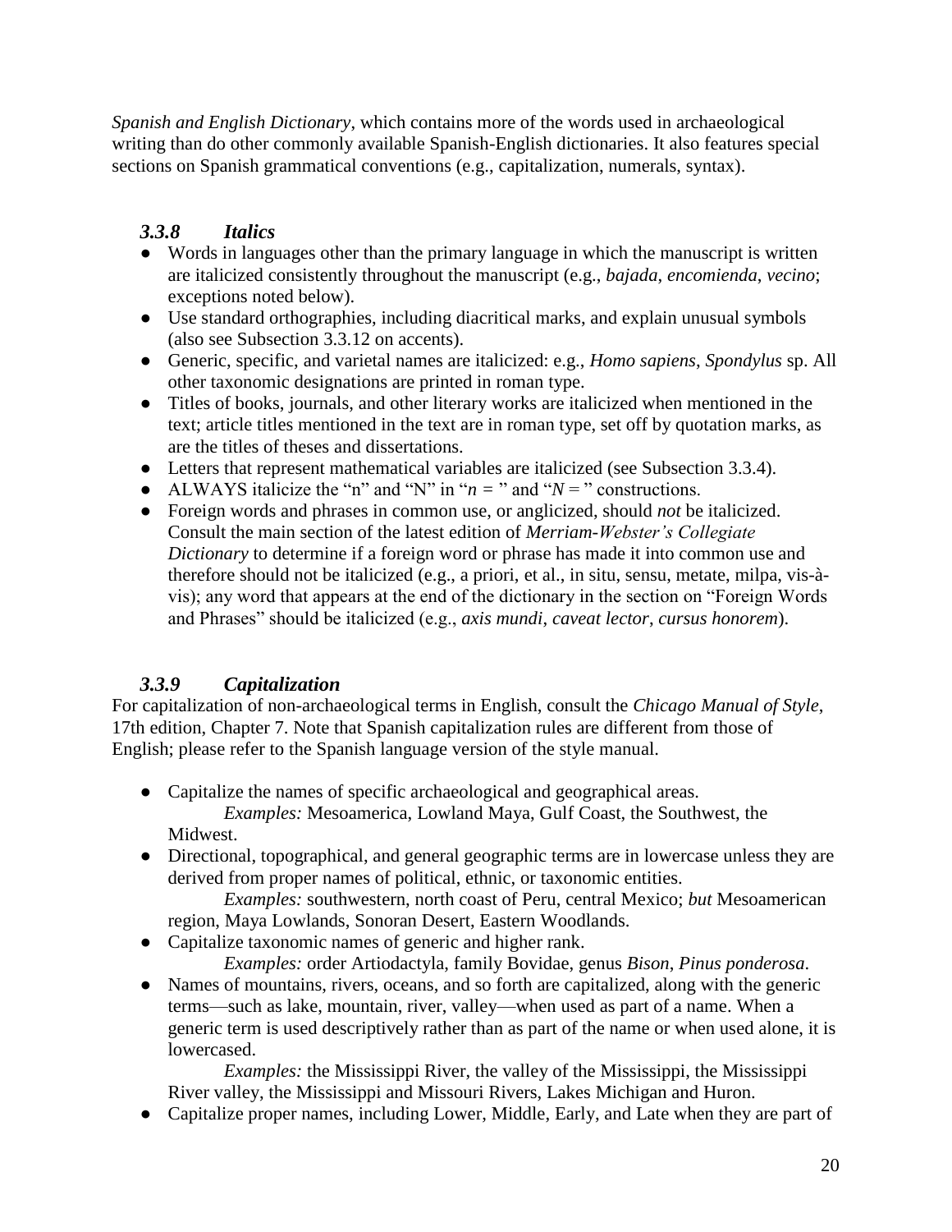*Spanish and English Dictionary*, which contains more of the words used in archaeological writing than do other commonly available Spanish-English dictionaries. It also features special sections on Spanish grammatical conventions (e.g., capitalization, numerals, syntax).

### *3.3.8 Italics*

- Words in languages other than the primary language in which the manuscript is written are italicized consistently throughout the manuscript (e.g., *bajada*, *encomienda*, *vecino*; exceptions noted below).
- Use standard orthographies, including diacritical marks, and explain unusual symbols (also see Subsection 3.3.12 on accents).
- Generic, specific, and varietal names are italicized: e.g., *Homo sapiens*, *Spondylus* sp. All other taxonomic designations are printed in roman type.
- Titles of books, journals, and other literary works are italicized when mentioned in the text; article titles mentioned in the text are in roman type, set off by quotation marks, as are the titles of theses and dissertations.
- Letters that represent mathematical variables are italicized (see Subsection 3.3.4).
- ALWAYS italicize the "n" and "N" in "$n =$ " and "$N =$ " constructions.
- Foreign words and phrases in common use, or anglicized, should *not* be italicized. Consult the main section of the latest edition of *Merriam-Webster's Collegiate Dictionary* to determine if a foreign word or phrase has made it into common use and therefore should not be italicized (e.g., a priori, et al., in situ, sensu, metate, milpa, vis-à-vis); any word that appears at the end of the dictionary in the section on "Foreign Words and Phrases" should be italicized (e.g., *axis mundi*, *caveat lector*, *cursus honorem*).

### *3.3.9 Capitalization*

For capitalization of non-archaeological terms in English, consult the *Chicago Manual of Style*, 17th edition, Chapter 7. Note that Spanish capitalization rules are different from those of English; please refer to the Spanish language version of the style manual.

- Capitalize the names of specific archaeological and geographical areas.
  *Examples:* Mesoamerica, Lowland Maya, Gulf Coast, the Southwest, the Midwest.
- Directional, topographical, and general geographic terms are in lowercase unless they are derived from proper names of political, ethnic, or taxonomic entities.
  *Examples:* southwestern, north coast of Peru, central Mexico; *but* Mesoamerican region, Maya Lowlands, Sonoran Desert, Eastern Woodlands.
- Capitalize taxonomic names of generic and higher rank.
  *Examples:* order Artiodactyla, family Bovidae, genus *Bison*, *Pinus ponderosa*.
- Names of mountains, rivers, oceans, and so forth are capitalized, along with the generic terms—such as lake, mountain, river, valley—when used as part of a name. When a generic term is used descriptively rather than as part of the name or when used alone, it is lowercased.
  *Examples:* the Mississippi River, the valley of the Mississippi, the Mississippi River valley, the Mississippi and Missouri Rivers, Lakes Michigan and Huron.
- Capitalize proper names, including Lower, Middle, Early, and Late when they are part of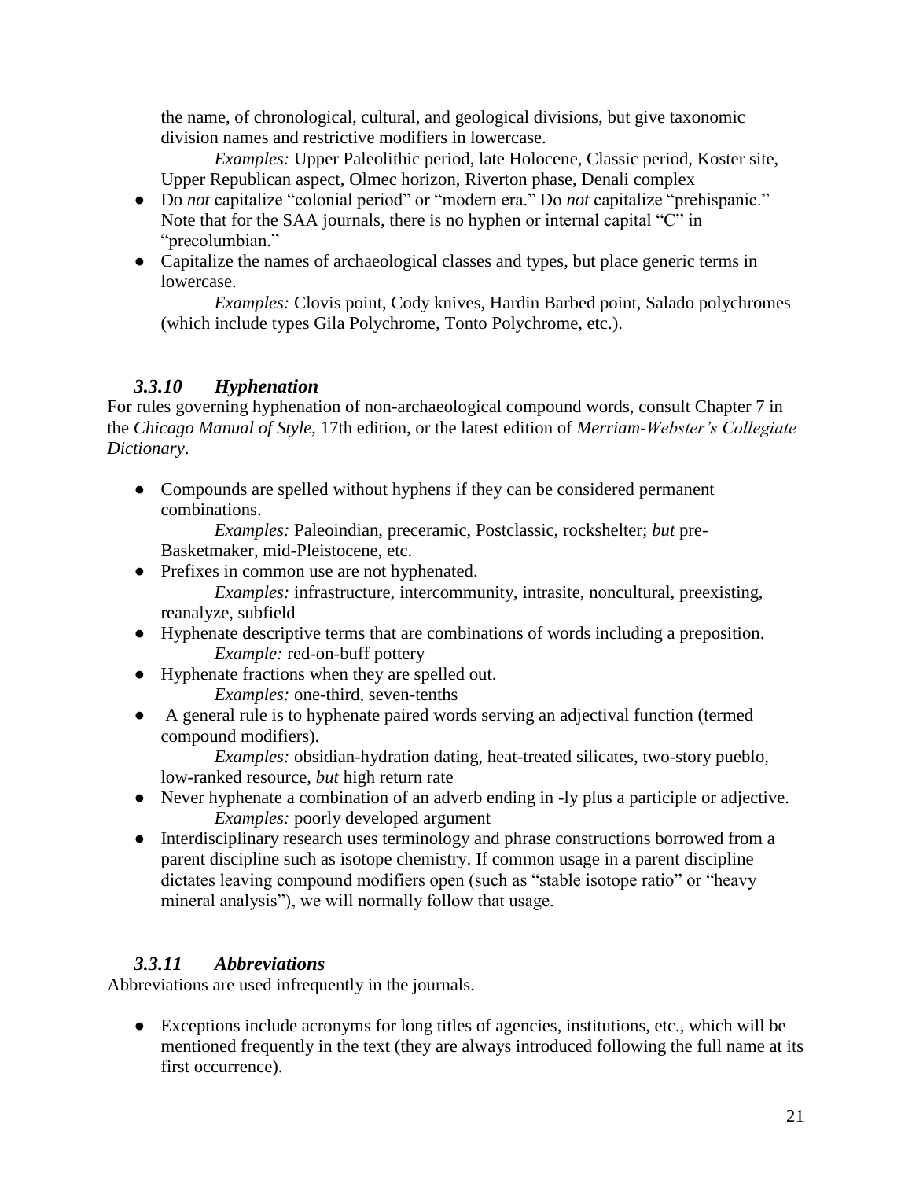the name, of chronological, cultural, and geological divisions, but give taxonomic division names and restrictive modifiers in lowercase.

*Examples:* Upper Paleolithic period, late Holocene, Classic period, Koster site, Upper Republican aspect, Olmec horizon, Riverton phase, Denali complex

- Do *not* capitalize "colonial period" or "modern era." Do *not* capitalize "prehispanic." Note that for the SAA journals, there is no hyphen or internal capital "C" in "precolumbian."
- Capitalize the names of archaeological classes and types, but place generic terms in lowercase.

  *Examples:* Clovis point, Cody knives, Hardin Barbed point, Salado polychromes (which include types Gila Polychrome, Tonto Polychrome, etc.).

### *3.3.10 Hyphenation*

For rules governing hyphenation of non-archaeological compound words, consult Chapter 7 in the *Chicago Manual of Style*, 17th edition, or the latest edition of *Merriam-Webster's Collegiate Dictionary*.

- Compounds are spelled without hyphens if they can be considered permanent combinations.

  *Examples:* Paleoindian, preceramic, Postclassic, rockshelter; *but* pre-Basketmaker, mid-Pleistocene, etc.
- Prefixes in common use are not hyphenated.

  *Examples:* infrastructure, intercommunity, intrasite, noncultural, preexisting, reanalyze, subfield
- Hyphenate descriptive terms that are combinations of words including a preposition.

  *Example:* red-on-buff pottery
- Hyphenate fractions when they are spelled out.

  *Examples:* one-third, seven-tenths
- A general rule is to hyphenate paired words serving an adjectival function (termed compound modifiers).

  *Examples:* obsidian-hydration dating, heat-treated silicates, two-story pueblo, low-ranked resource, *but* high return rate
- Never hyphenate a combination of an adverb ending in -ly plus a participle or adjective.

  *Examples:* poorly developed argument
- Interdisciplinary research uses terminology and phrase constructions borrowed from a parent discipline such as isotope chemistry. If common usage in a parent discipline dictates leaving compound modifiers open (such as "stable isotope ratio" or "heavy mineral analysis"), we will normally follow that usage.

### *3.3.11 Abbreviations*

Abbreviations are used infrequently in the journals.

- Exceptions include acronyms for long titles of agencies, institutions, etc., which will be mentioned frequently in the text (they are always introduced following the full name at its first occurrence).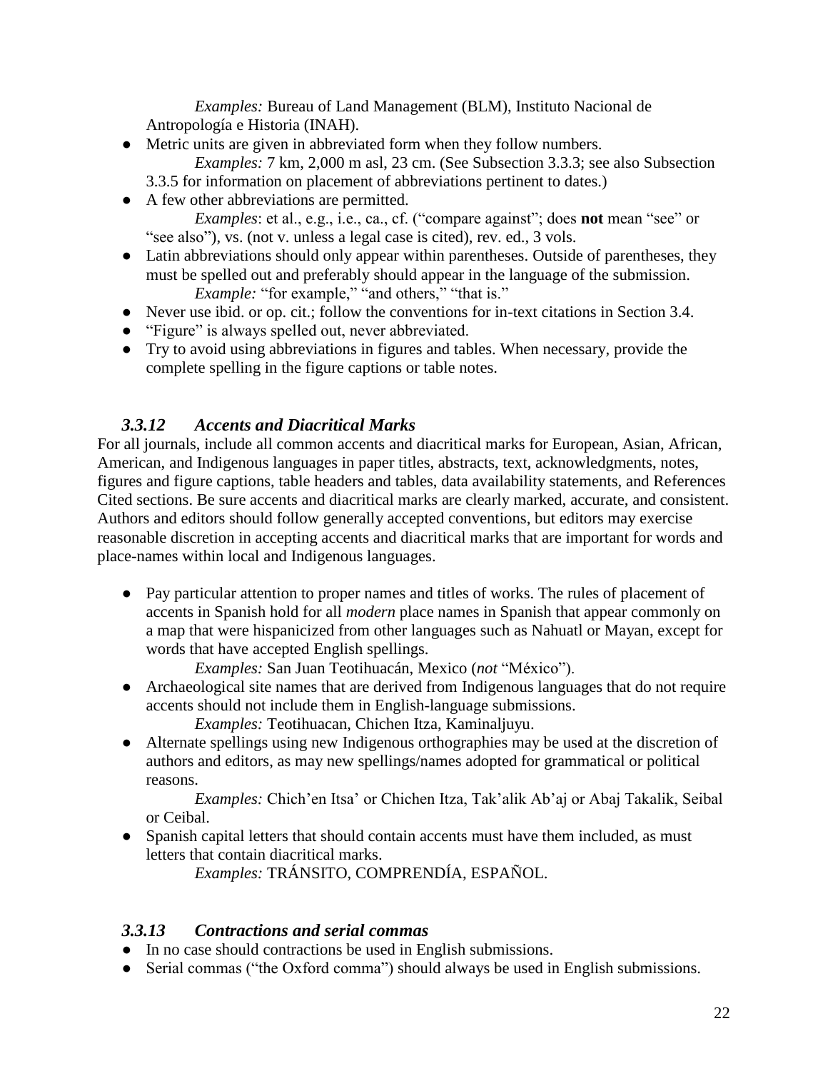*Examples:* Bureau of Land Management (BLM), Instituto Nacional de Antropología e Historia (INAH).

- Metric units are given in abbreviated form when they follow numbers.
  *Examples:* 7 km, 2,000 m asl, 23 cm. (See Subsection 3.3.3; see also Subsection 3.3.5 for information on placement of abbreviations pertinent to dates.)
- A few other abbreviations are permitted.
  *Examples*: et al., e.g., i.e., ca., cf. ("compare against"; does **not** mean "see" or "see also"), vs. (not v. unless a legal case is cited), rev. ed., 3 vols.
- Latin abbreviations should only appear within parentheses. Outside of parentheses, they must be spelled out and preferably should appear in the language of the submission.
  *Example:* "for example," "and others," "that is."
- Never use ibid. or op. cit.; follow the conventions for in-text citations in Section 3.4.
- "Figure" is always spelled out, never abbreviated.
- Try to avoid using abbreviations in figures and tables. When necessary, provide the complete spelling in the figure captions or table notes.

### *3.3.12 Accents and Diacritical Marks*

For all journals, include all common accents and diacritical marks for European, Asian, African, American, and Indigenous languages in paper titles, abstracts, text, acknowledgments, notes, figures and figure captions, table headers and tables, data availability statements, and References Cited sections. Be sure accents and diacritical marks are clearly marked, accurate, and consistent. Authors and editors should follow generally accepted conventions, but editors may exercise reasonable discretion in accepting accents and diacritical marks that are important for words and place-names within local and Indigenous languages.

- Pay particular attention to proper names and titles of works. The rules of placement of accents in Spanish hold for all *modern* place names in Spanish that appear commonly on a map that were hispanicized from other languages such as Nahuatl or Mayan, except for words that have accepted English spellings.
  *Examples:* San Juan Teotihuacán, Mexico (*not* "México").
- Archaeological site names that are derived from Indigenous languages that do not require accents should not include them in English-language submissions.
  *Examples:* Teotihuacan, Chichen Itza, Kaminaljuyu.
- Alternate spellings using new Indigenous orthographies may be used at the discretion of authors and editors, as may new spellings/names adopted for grammatical or political reasons.
  *Examples:* Chich'en Itsa' or Chichen Itza, Tak'alik Ab'aj or Abaj Takalik, Seibal or Ceibal.
- Spanish capital letters that should contain accents must have them included, as must letters that contain diacritical marks.
  *Examples:* TRÁNSITO, COMPRENDÍA, ESPAÑOL.

### *3.3.13 Contractions and serial commas*

- In no case should contractions be used in English submissions.
- Serial commas ("the Oxford comma") should always be used in English submissions.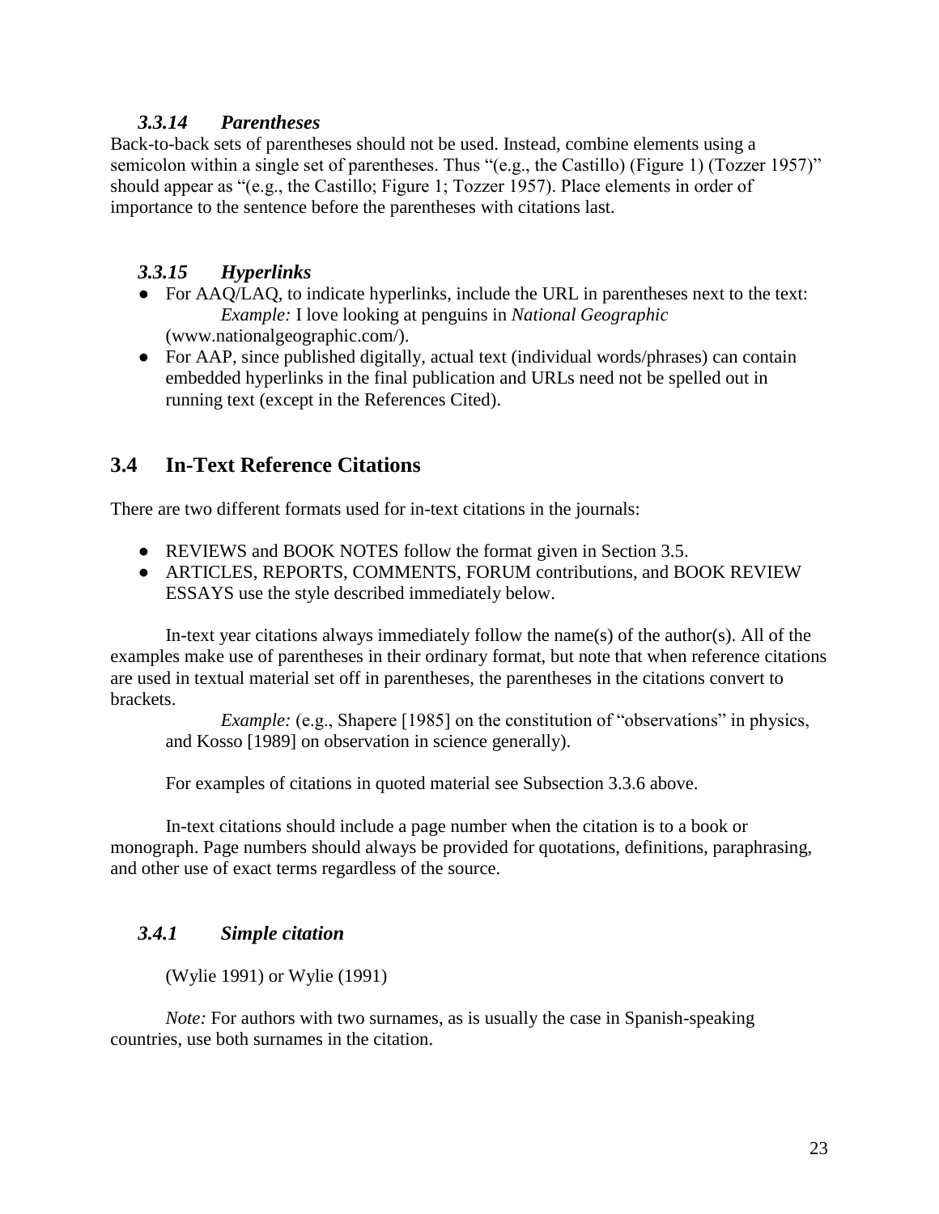### *3.3.14 Parentheses*

Back-to-back sets of parentheses should not be used. Instead, combine elements using a semicolon within a single set of parentheses. Thus "(e.g., the Castillo) (Figure 1) (Tozzer 1957)" should appear as "(e.g., the Castillo; Figure 1; Tozzer 1957). Place elements in order of importance to the sentence before the parentheses with citations last.

### *3.3.15 Hyperlinks*

- For AAQ/LAQ, to indicate hyperlinks, include the URL in parentheses next to the text:
  *Example:* I love looking at penguins in *National Geographic* (www.nationalgeographic.com/).
- For AAP, since published digitally, actual text (individual words/phrases) can contain embedded hyperlinks in the final publication and URLs need not be spelled out in running text (except in the References Cited).

## 3.4 In-Text Reference Citations

There are two different formats used for in-text citations in the journals:

- REVIEWS and BOOK NOTES follow the format given in Section 3.5.
- ARTICLES, REPORTS, COMMENTS, FORUM contributions, and BOOK REVIEW ESSAYS use the style described immediately below.

In-text year citations always immediately follow the name(s) of the author(s). All of the examples make use of parentheses in their ordinary format, but note that when reference citations are used in textual material set off in parentheses, the parentheses in the citations convert to brackets.

*Example:* (e.g., Shapere [1985] on the constitution of "observations" in physics, and Kosso [1989] on observation in science generally).

For examples of citations in quoted material see Subsection 3.3.6 above.

In-text citations should include a page number when the citation is to a book or monograph. Page numbers should always be provided for quotations, definitions, paraphrasing, and other use of exact terms regardless of the source.

### *3.4.1 Simple citation*

(Wylie 1991) or Wylie (1991)

*Note:* For authors with two surnames, as is usually the case in Spanish-speaking countries, use both surnames in the citation.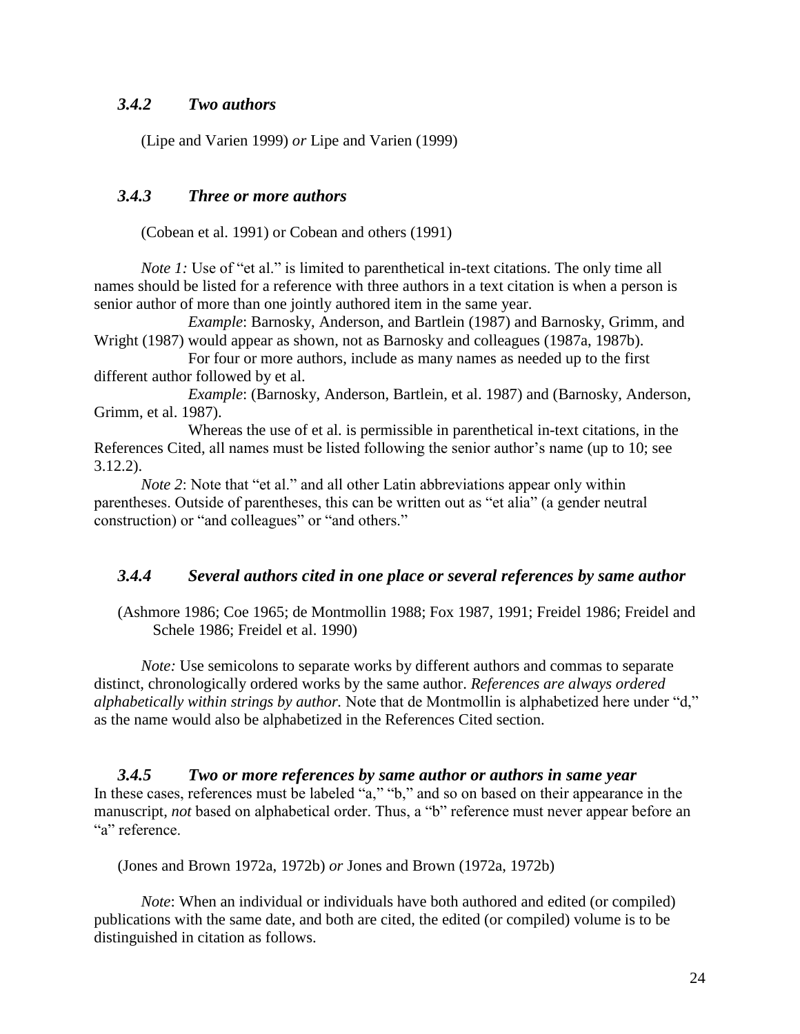### *3.4.2 Two authors*

(Lipe and Varien 1999) *or* Lipe and Varien (1999)

### *3.4.3 Three or more authors*

(Cobean et al. 1991) or Cobean and others (1991)

*Note 1:* Use of "et al." is limited to parenthetical in-text citations. The only time all names should be listed for a reference with three authors in a text citation is when a person is senior author of more than one jointly authored item in the same year.

*Example*: Barnosky, Anderson, and Bartlein (1987) and Barnosky, Grimm, and Wright (1987) would appear as shown, not as Barnosky and colleagues (1987a, 1987b).

For four or more authors, include as many names as needed up to the first different author followed by et al.

*Example*: (Barnosky, Anderson, Bartlein, et al. 1987) and (Barnosky, Anderson, Grimm, et al. 1987).

Whereas the use of et al. is permissible in parenthetical in-text citations, in the References Cited, all names must be listed following the senior author's name (up to 10; see 3.12.2).

*Note 2*: Note that "et al." and all other Latin abbreviations appear only within parentheses. Outside of parentheses, this can be written out as "et alia" (a gender neutral construction) or "and colleagues" or "and others."

### *3.4.4 Several authors cited in one place or several references by same author*

(Ashmore 1986; Coe 1965; de Montmollin 1988; Fox 1987, 1991; Freidel 1986; Freidel and Schele 1986; Freidel et al. 1990)

*Note:* Use semicolons to separate works by different authors and commas to separate distinct, chronologically ordered works by the same author. *References are always ordered alphabetically within strings by author.* Note that de Montmollin is alphabetized here under "d," as the name would also be alphabetized in the References Cited section.

### *3.4.5 Two or more references by same author or authors in same year*

In these cases, references must be labeled "a," "b," and so on based on their appearance in the manuscript, *not* based on alphabetical order. Thus, a "b" reference must never appear before an "a" reference.

(Jones and Brown 1972a, 1972b) *or* Jones and Brown (1972a, 1972b)

*Note*: When an individual or individuals have both authored and edited (or compiled) publications with the same date, and both are cited, the edited (or compiled) volume is to be distinguished in citation as follows.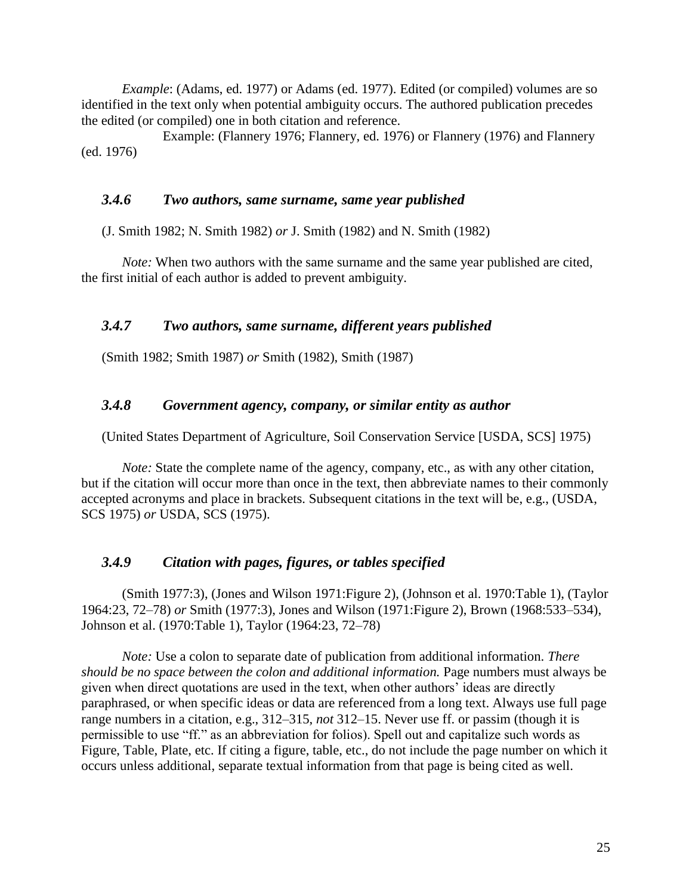*Example*: (Adams, ed. 1977) or Adams (ed. 1977). Edited (or compiled) volumes are so identified in the text only when potential ambiguity occurs. The authored publication precedes the edited (or compiled) one in both citation and reference.

Example: (Flannery 1976; Flannery, ed. 1976) or Flannery (1976) and Flannery (ed. 1976)

### *3.4.6 Two authors, same surname, same year published*

(J. Smith 1982; N. Smith 1982) *or* J. Smith (1982) and N. Smith (1982)

*Note:* When two authors with the same surname and the same year published are cited, the first initial of each author is added to prevent ambiguity.

### *3.4.7 Two authors, same surname, different years published*

(Smith 1982; Smith 1987) *or* Smith (1982), Smith (1987)

### *3.4.8 Government agency, company, or similar entity as author*

(United States Department of Agriculture, Soil Conservation Service [USDA, SCS] 1975)

*Note:* State the complete name of the agency, company, etc., as with any other citation, but if the citation will occur more than once in the text, then abbreviate names to their commonly accepted acronyms and place in brackets. Subsequent citations in the text will be, e.g., (USDA, SCS 1975) *or* USDA, SCS (1975).

### *3.4.9 Citation with pages, figures, or tables specified*

(Smith 1977:3), (Jones and Wilson 1971:Figure 2), (Johnson et al. 1970:Table 1), (Taylor 1964:23, 72–78) *or* Smith (1977:3), Jones and Wilson (1971:Figure 2), Brown (1968:533–534), Johnson et al. (1970:Table 1), Taylor (1964:23, 72–78)

*Note:* Use a colon to separate date of publication from additional information. *There should be no space between the colon and additional information.* Page numbers must always be given when direct quotations are used in the text, when other authors' ideas are directly paraphrased, or when specific ideas or data are referenced from a long text. Always use full page range numbers in a citation, e.g., 312–315, *not* 312–15. Never use ff. or passim (though it is permissible to use "ff." as an abbreviation for folios). Spell out and capitalize such words as Figure, Table, Plate, etc. If citing a figure, table, etc., do not include the page number on which it occurs unless additional, separate textual information from that page is being cited as well.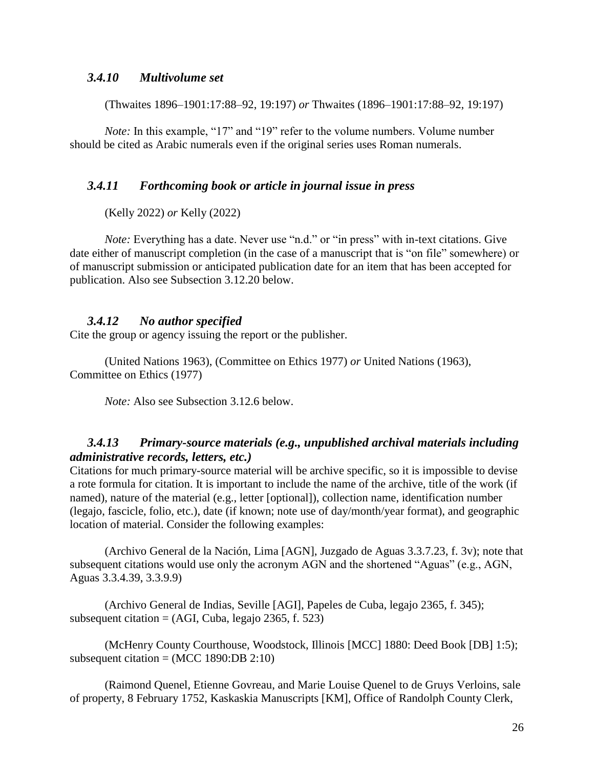### *3.4.10 Multivolume set*

(Thwaites 1896–1901:17:88–92, 19:197) *or* Thwaites (1896–1901:17:88–92, 19:197)

*Note:* In this example, "17" and "19" refer to the volume numbers. Volume number should be cited as Arabic numerals even if the original series uses Roman numerals.

### *3.4.11 Forthcoming book or article in journal issue in press*

(Kelly 2022) *or* Kelly (2022)

*Note:* Everything has a date. Never use "n.d." or "in press" with in-text citations. Give date either of manuscript completion (in the case of a manuscript that is "on file" somewhere) or of manuscript submission or anticipated publication date for an item that has been accepted for publication. Also see Subsection 3.12.20 below.

### *3.4.12 No author specified*

Cite the group or agency issuing the report or the publisher.

(United Nations 1963), (Committee on Ethics 1977) *or* United Nations (1963), Committee on Ethics (1977)

*Note:* Also see Subsection 3.12.6 below.

### *3.4.13 Primary-source materials (e.g., unpublished archival materials including administrative records, letters, etc.)*

Citations for much primary-source material will be archive specific, so it is impossible to devise a rote formula for citation. It is important to include the name of the archive, title of the work (if named), nature of the material (e.g., letter [optional]), collection name, identification number (legajo, fascicle, folio, etc.), date (if known; note use of day/month/year format), and geographic location of material. Consider the following examples:

(Archivo General de la Nación, Lima [AGN], Juzgado de Aguas 3.3.7.23, f. 3v); note that subsequent citations would use only the acronym AGN and the shortened "Aguas" (e.g., AGN, Aguas 3.3.4.39, 3.3.9.9)

(Archivo General de Indias, Seville [AGI], Papeles de Cuba, legajo 2365, f. 345); subsequent citation = (AGI, Cuba, legajo 2365, f. 523)

(McHenry County Courthouse, Woodstock, Illinois [MCC] 1880: Deed Book [DB] 1:5); subsequent citation = (MCC 1890:DB 2:10)

(Raimond Quenel, Etienne Govreau, and Marie Louise Quenel to de Gruys Verloins, sale of property, 8 February 1752, Kaskaskia Manuscripts [KM], Office of Randolph County Clerk,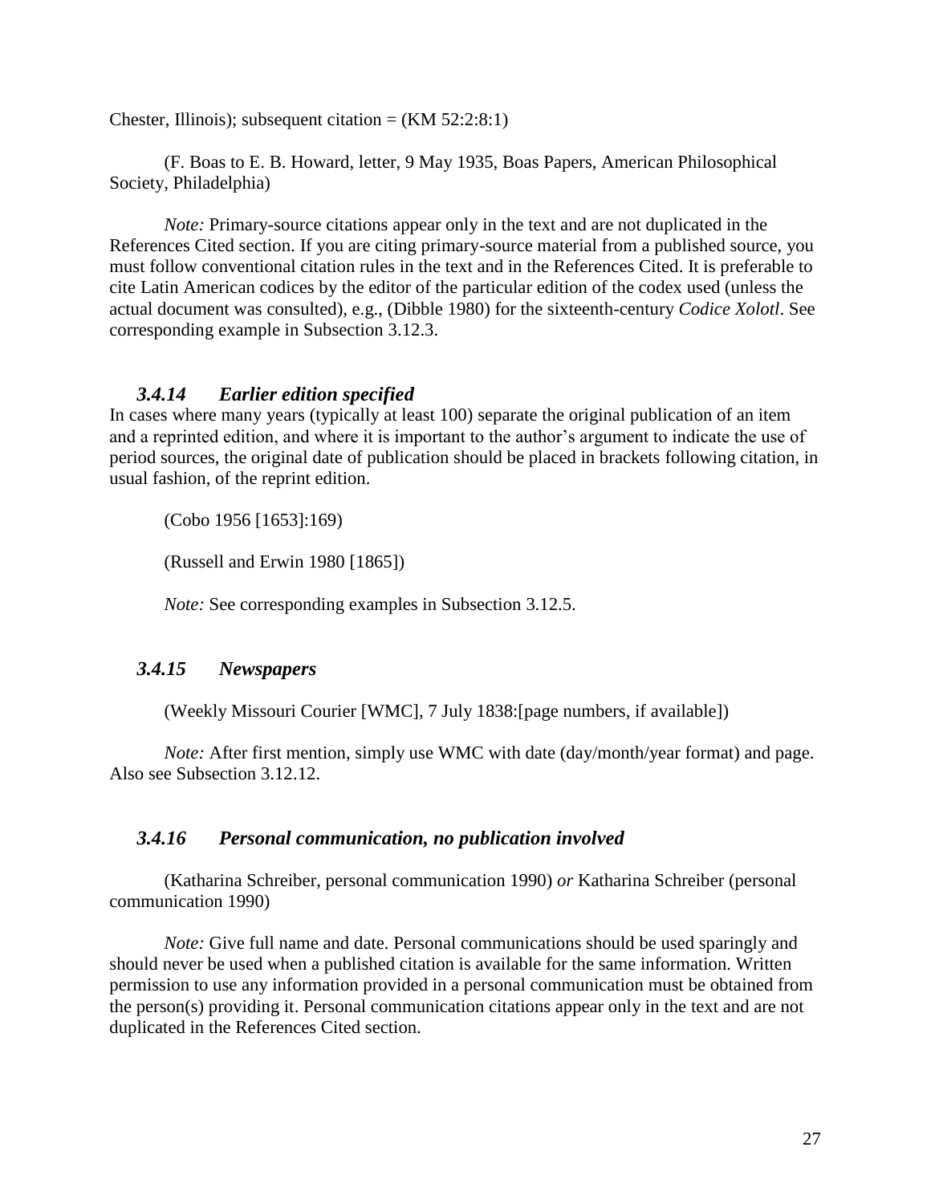Chester, Illinois); subsequent citation = (KM 52:2:8:1)

(F. Boas to E. B. Howard, letter, 9 May 1935, Boas Papers, American Philosophical Society, Philadelphia)

*Note:* Primary-source citations appear only in the text and are not duplicated in the References Cited section. If you are citing primary-source material from a published source, you must follow conventional citation rules in the text and in the References Cited. It is preferable to cite Latin American codices by the editor of the particular edition of the codex used (unless the actual document was consulted), e.g., (Dibble 1980) for the sixteenth-century *Codice Xolotl*. See corresponding example in Subsection 3.12.3.

### *3.4.14 Earlier edition specified*

In cases where many years (typically at least 100) separate the original publication of an item and a reprinted edition, and where it is important to the author's argument to indicate the use of period sources, the original date of publication should be placed in brackets following citation, in usual fashion, of the reprint edition.

(Cobo 1956 [1653]:169)

(Russell and Erwin 1980 [1865])

*Note:* See corresponding examples in Subsection 3.12.5.

### *3.4.15 Newspapers*

(Weekly Missouri Courier [WMC], 7 July 1838:[page numbers, if available])

*Note:* After first mention, simply use WMC with date (day/month/year format) and page. Also see Subsection 3.12.12.

### *3.4.16 Personal communication, no publication involved*

(Katharina Schreiber, personal communication 1990) *or* Katharina Schreiber (personal communication 1990)

*Note:* Give full name and date. Personal communications should be used sparingly and should never be used when a published citation is available for the same information. Written permission to use any information provided in a personal communication must be obtained from the person(s) providing it. Personal communication citations appear only in the text and are not duplicated in the References Cited section.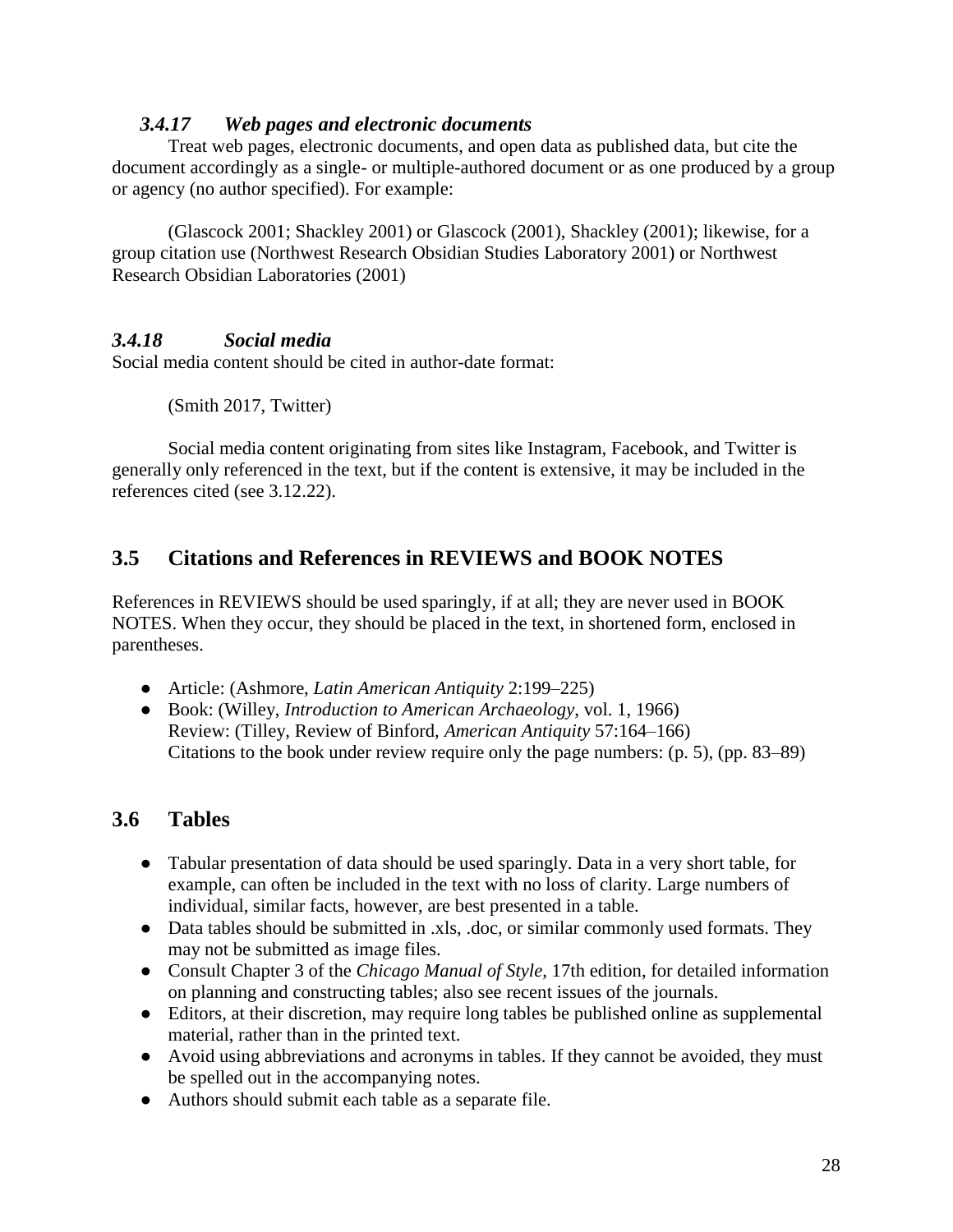### *3.4.17 Web pages and electronic documents*

Treat web pages, electronic documents, and open data as published data, but cite the document accordingly as a single- or multiple-authored document or as one produced by a group or agency (no author specified). For example:

(Glascock 2001; Shackley 2001) or Glascock (2001), Shackley (2001); likewise, for a group citation use (Northwest Research Obsidian Studies Laboratory 2001) or Northwest Research Obsidian Laboratories (2001)

### *3.4.18 Social media*

Social media content should be cited in author-date format:

(Smith 2017, Twitter)

Social media content originating from sites like Instagram, Facebook, and Twitter is generally only referenced in the text, but if the content is extensive, it may be included in the references cited (see 3.12.22).

## 3.5 Citations and References in REVIEWS and BOOK NOTES

References in REVIEWS should be used sparingly, if at all; they are never used in BOOK NOTES. When they occur, they should be placed in the text, in shortened form, enclosed in parentheses.

- Article: (Ashmore, *Latin American Antiquity* 2:199–225)
- Book: (Willey, *Introduction to American Archaeology*, vol. 1, 1966)
  Review: (Tilley, Review of Binford, *American Antiquity* 57:164–166)
  Citations to the book under review require only the page numbers: (p. 5), (pp. 83–89)

## 3.6 Tables

- Tabular presentation of data should be used sparingly. Data in a very short table, for example, can often be included in the text with no loss of clarity. Large numbers of individual, similar facts, however, are best presented in a table.
- Data tables should be submitted in .xls, .doc, or similar commonly used formats. They may not be submitted as image files.
- Consult Chapter 3 of the *Chicago Manual of Style*, 17th edition, for detailed information on planning and constructing tables; also see recent issues of the journals.
- Editors, at their discretion, may require long tables be published online as supplemental material, rather than in the printed text.
- Avoid using abbreviations and acronyms in tables. If they cannot be avoided, they must be spelled out in the accompanying notes.
- Authors should submit each table as a separate file.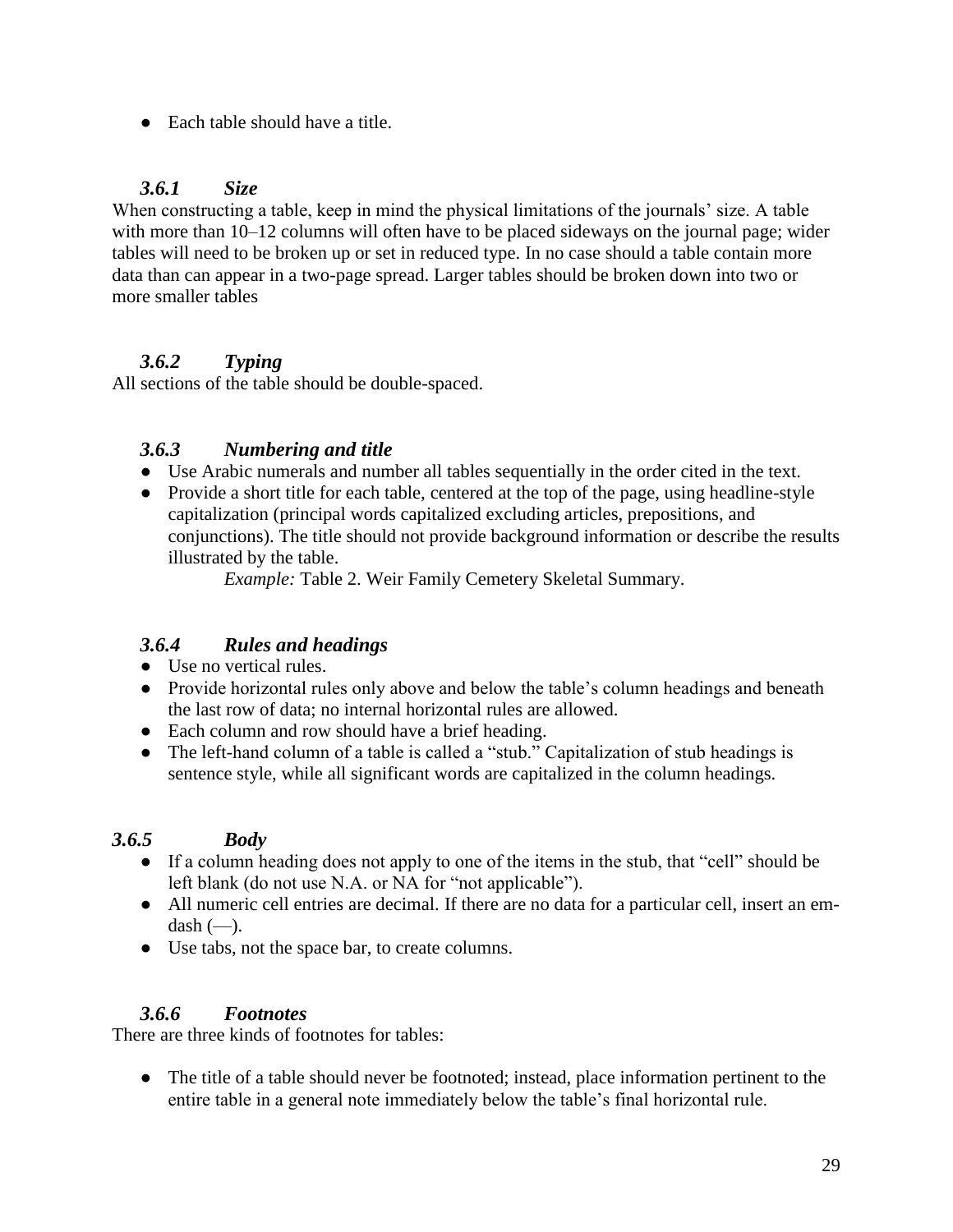- Each table should have a title.

### *3.6.1 Size*

When constructing a table, keep in mind the physical limitations of the journals' size. A table with more than 10–12 columns will often have to be placed sideways on the journal page; wider tables will need to be broken up or set in reduced type. In no case should a table contain more data than can appear in a two-page spread. Larger tables should be broken down into two or more smaller tables

### *3.6.2 Typing*

All sections of the table should be double-spaced.

### *3.6.3 Numbering and title*

- Use Arabic numerals and number all tables sequentially in the order cited in the text.
- Provide a short title for each table, centered at the top of the page, using headline-style capitalization (principal words capitalized excluding articles, prepositions, and conjunctions). The title should not provide background information or describe the results illustrated by the table.

  *Example:* Table 2. Weir Family Cemetery Skeletal Summary.

### *3.6.4 Rules and headings*

- Use no vertical rules.
- Provide horizontal rules only above and below the table's column headings and beneath the last row of data; no internal horizontal rules are allowed.
- Each column and row should have a brief heading.
- The left-hand column of a table is called a "stub." Capitalization of stub headings is sentence style, while all significant words are capitalized in the column headings.

### *3.6.5 Body*

- If a column heading does not apply to one of the items in the stub, that "cell" should be left blank (do not use N.A. or NA for "not applicable").
- All numeric cell entries are decimal. If there are no data for a particular cell, insert an em-dash (—).
- Use tabs, not the space bar, to create columns.

### *3.6.6 Footnotes*

There are three kinds of footnotes for tables:

- The title of a table should never be footnoted; instead, place information pertinent to the entire table in a general note immediately below the table's final horizontal rule.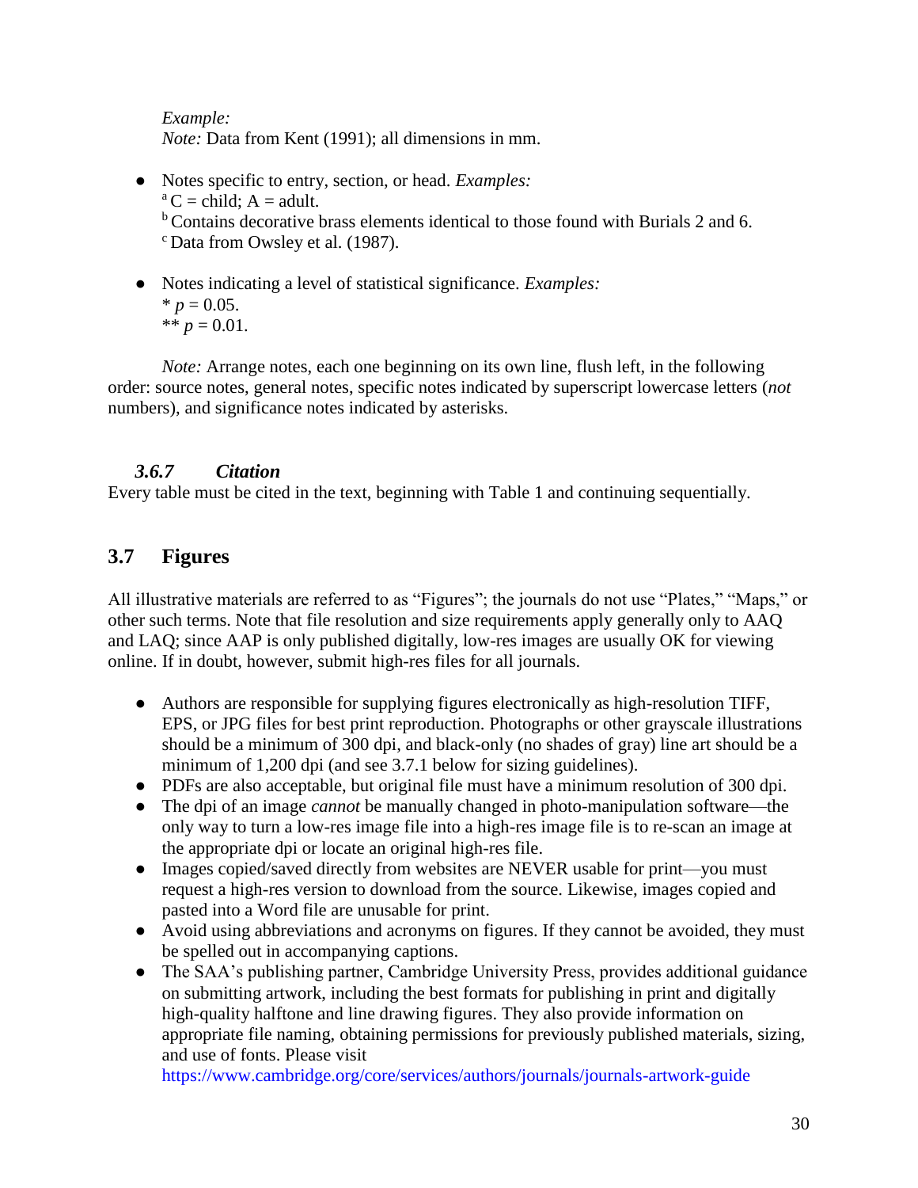*Example:*
*Note:* Data from Kent (1991); all dimensions in mm.

- Notes specific to entry, section, or head. *Examples:*
  [a] C = child; A = adult.
  [b] Contains decorative brass elements identical to those found with Burials 2 and 6.
  [c] Data from Owsley et al. (1987).

- Notes indicating a level of statistical significance. *Examples:*
  * $p = 0.05$.
  ** $p = 0.01$.

*Note:* Arrange notes, each one beginning on its own line, flush left, in the following order: source notes, general notes, specific notes indicated by superscript lowercase letters (*not* numbers), and significance notes indicated by asterisks.

### *3.6.7 Citation*

Every table must be cited in the text, beginning with Table 1 and continuing sequentially.

## 3.7 Figures

All illustrative materials are referred to as "Figures"; the journals do not use "Plates," "Maps," or other such terms. Note that file resolution and size requirements apply generally only to AAQ and LAQ; since AAP is only published digitally, low-res images are usually OK for viewing online. If in doubt, however, submit high-res files for all journals.

- Authors are responsible for supplying figures electronically as high-resolution TIFF, EPS, or JPG files for best print reproduction. Photographs or other grayscale illustrations should be a minimum of 300 dpi, and black-only (no shades of gray) line art should be a minimum of 1,200 dpi (and see 3.7.1 below for sizing guidelines).
- PDFs are also acceptable, but original file must have a minimum resolution of 300 dpi.
- The dpi of an image *cannot* be manually changed in photo-manipulation software—the only way to turn a low-res image file into a high-res image file is to re-scan an image at the appropriate dpi or locate an original high-res file.
- Images copied/saved directly from websites are NEVER usable for print—you must request a high-res version to download from the source. Likewise, images copied and pasted into a Word file are unusable for print.
- Avoid using abbreviations and acronyms on figures. If they cannot be avoided, they must be spelled out in accompanying captions.
- The SAA's publishing partner, Cambridge University Press, provides additional guidance on submitting artwork, including the best formats for publishing in print and digitally high-quality halftone and line drawing figures. They also provide information on appropriate file naming, obtaining permissions for previously published materials, sizing, and use of fonts. Please visit https://www.cambridge.org/core/services/authors/journals/journals-artwork-guide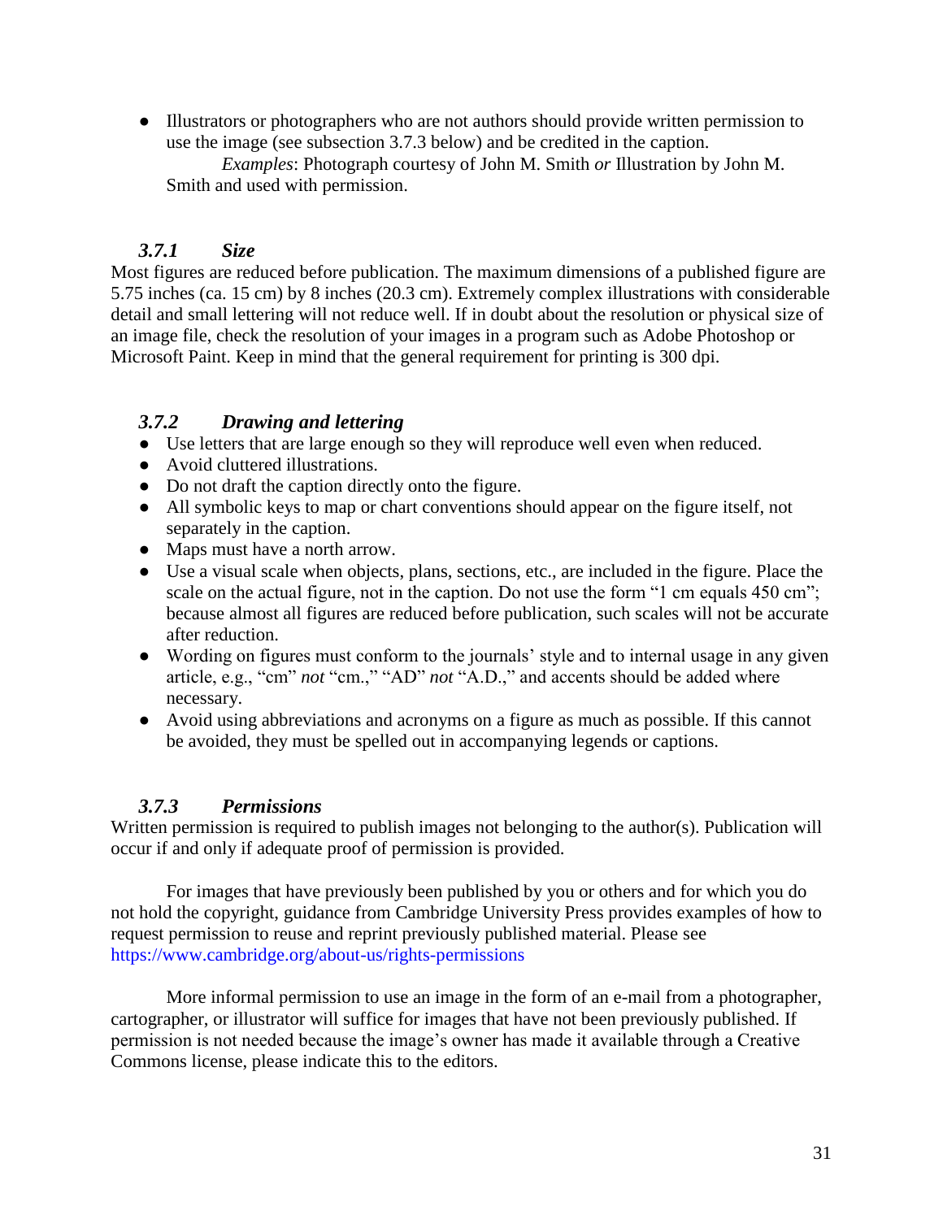- Illustrators or photographers who are not authors should provide written permission to use the image (see subsection 3.7.3 below) and be credited in the caption.
  *Examples*: Photograph courtesy of John M. Smith *or* Illustration by John M. Smith and used with permission.

### *3.7.1 Size*

Most figures are reduced before publication. The maximum dimensions of a published figure are 5.75 inches (ca. 15 cm) by 8 inches (20.3 cm). Extremely complex illustrations with considerable detail and small lettering will not reduce well. If in doubt about the resolution or physical size of an image file, check the resolution of your images in a program such as Adobe Photoshop or Microsoft Paint. Keep in mind that the general requirement for printing is 300 dpi.

### *3.7.2 Drawing and lettering*

- Use letters that are large enough so they will reproduce well even when reduced.
- Avoid cluttered illustrations.
- Do not draft the caption directly onto the figure.
- All symbolic keys to map or chart conventions should appear on the figure itself, not separately in the caption.
- Maps must have a north arrow.
- Use a visual scale when objects, plans, sections, etc., are included in the figure. Place the scale on the actual figure, not in the caption. Do not use the form "1 cm equals 450 cm"; because almost all figures are reduced before publication, such scales will not be accurate after reduction.
- Wording on figures must conform to the journals' style and to internal usage in any given article, e.g., "cm" *not* "cm.," "AD" *not* "A.D.," and accents should be added where necessary.
- Avoid using abbreviations and acronyms on a figure as much as possible. If this cannot be avoided, they must be spelled out in accompanying legends or captions.

### *3.7.3 Permissions*

Written permission is required to publish images not belonging to the author(s). Publication will occur if and only if adequate proof of permission is provided.

For images that have previously been published by you or others and for which you do not hold the copyright, guidance from Cambridge University Press provides examples of how to request permission to reuse and reprint previously published material. Please see https://www.cambridge.org/about-us/rights-permissions

More informal permission to use an image in the form of an e-mail from a photographer, cartographer, or illustrator will suffice for images that have not been previously published. If permission is not needed because the image's owner has made it available through a Creative Commons license, please indicate this to the editors.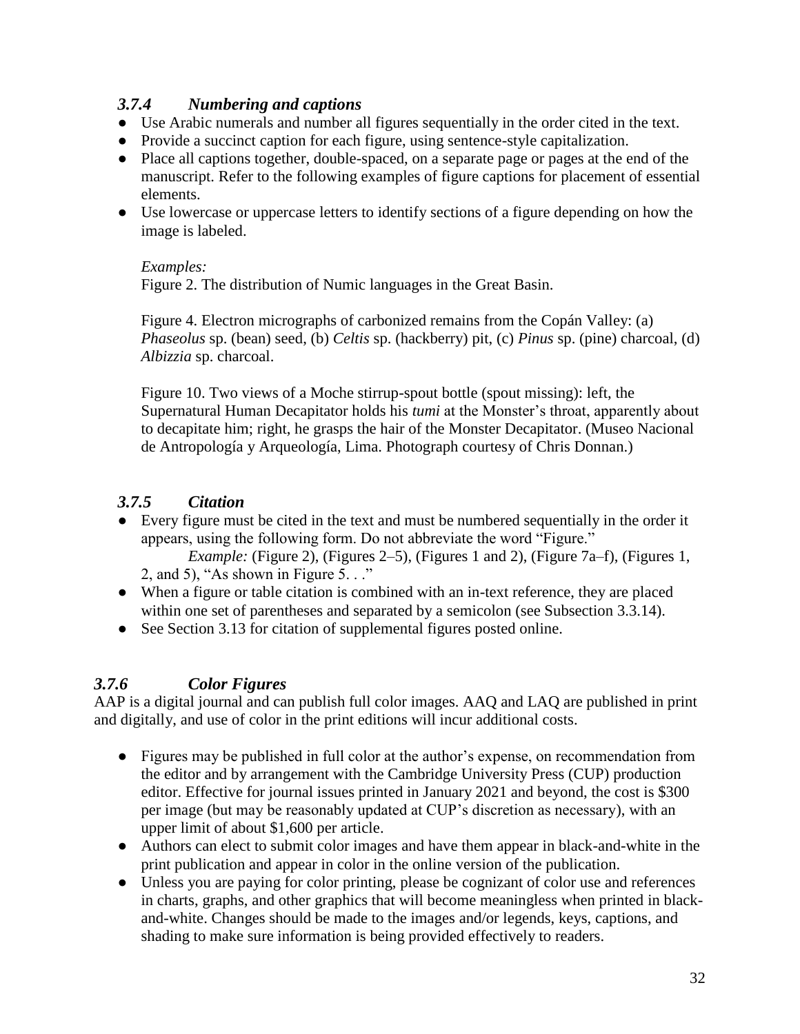### *3.7.4 Numbering and captions*

- Use Arabic numerals and number all figures sequentially in the order cited in the text.
- Provide a succinct caption for each figure, using sentence-style capitalization.
- Place all captions together, double-spaced, on a separate page or pages at the end of the manuscript. Refer to the following examples of figure captions for placement of essential elements.
- Use lowercase or uppercase letters to identify sections of a figure depending on how the image is labeled.

*Examples:*

Figure 2. The distribution of Numic languages in the Great Basin.

Figure 4. Electron micrographs of carbonized remains from the Copán Valley: (a) *Phaseolus* sp. (bean) seed, (b) *Celtis* sp. (hackberry) pit, (c) *Pinus* sp. (pine) charcoal, (d) *Albizzia* sp. charcoal.

Figure 10. Two views of a Moche stirrup-spout bottle (spout missing): left, the Supernatural Human Decapitator holds his *tumi* at the Monster's throat, apparently about to decapitate him; right, he grasps the hair of the Monster Decapitator. (Museo Nacional de Antropología y Arqueología, Lima. Photograph courtesy of Chris Donnan.)

### *3.7.5 Citation*

- Every figure must be cited in the text and must be numbered sequentially in the order it appears, using the following form. Do not abbreviate the word "Figure."
  *Example:* (Figure 2), (Figures 2–5), (Figures 1 and 2), (Figure 7a–f), (Figures 1, 2, and 5), "As shown in Figure 5. . ."
- When a figure or table citation is combined with an in-text reference, they are placed within one set of parentheses and separated by a semicolon (see Subsection 3.3.14).
- See Section 3.13 for citation of supplemental figures posted online.

### *3.7.6 Color Figures*

AAP is a digital journal and can publish full color images. AAQ and LAQ are published in print and digitally, and use of color in the print editions will incur additional costs.

- Figures may be published in full color at the author's expense, on recommendation from the editor and by arrangement with the Cambridge University Press (CUP) production editor. Effective for journal issues printed in January 2021 and beyond, the cost is $300 per image (but may be reasonably updated at CUP's discretion as necessary), with an upper limit of about $1,600 per article.
- Authors can elect to submit color images and have them appear in black-and-white in the print publication and appear in color in the online version of the publication.
- Unless you are paying for color printing, please be cognizant of color use and references in charts, graphs, and other graphics that will become meaningless when printed in black-and-white. Changes should be made to the images and/or legends, keys, captions, and shading to make sure information is being provided effectively to readers.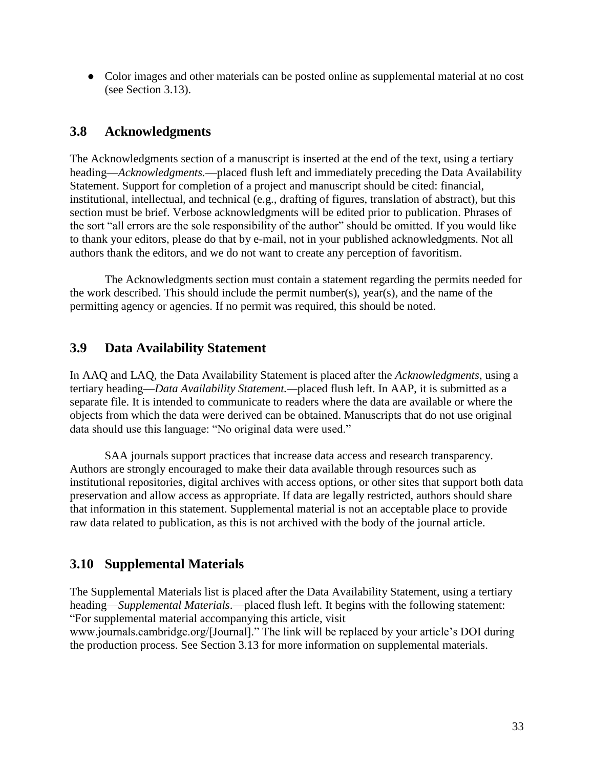- Color images and other materials can be posted online as supplemental material at no cost (see Section 3.13).

## 3.8 Acknowledgments

The Acknowledgments section of a manuscript is inserted at the end of the text, using a tertiary heading—*Acknowledgments.*—placed flush left and immediately preceding the Data Availability Statement. Support for completion of a project and manuscript should be cited: financial, institutional, intellectual, and technical (e.g., drafting of figures, translation of abstract), but this section must be brief. Verbose acknowledgments will be edited prior to publication. Phrases of the sort "all errors are the sole responsibility of the author" should be omitted. If you would like to thank your editors, please do that by e-mail, not in your published acknowledgments. Not all authors thank the editors, and we do not want to create any perception of favoritism.

The Acknowledgments section must contain a statement regarding the permits needed for the work described. This should include the permit number(s), year(s), and the name of the permitting agency or agencies. If no permit was required, this should be noted.

## 3.9 Data Availability Statement

In AAQ and LAQ, the Data Availability Statement is placed after the *Acknowledgments*, using a tertiary heading—*Data Availability Statement.*—placed flush left. In AAP, it is submitted as a separate file. It is intended to communicate to readers where the data are available or where the objects from which the data were derived can be obtained. Manuscripts that do not use original data should use this language: "No original data were used."

SAA journals support practices that increase data access and research transparency. Authors are strongly encouraged to make their data available through resources such as institutional repositories, digital archives with access options, or other sites that support both data preservation and allow access as appropriate. If data are legally restricted, authors should share that information in this statement. Supplemental material is not an acceptable place to provide raw data related to publication, as this is not archived with the body of the journal article.

## 3.10 Supplemental Materials

The Supplemental Materials list is placed after the Data Availability Statement, using a tertiary heading—*Supplemental Materials*.—placed flush left. It begins with the following statement: "For supplemental material accompanying this article, visit www.journals.cambridge.org/[Journal]." The link will be replaced by your article's DOI during the production process. See Section 3.13 for more information on supplemental materials.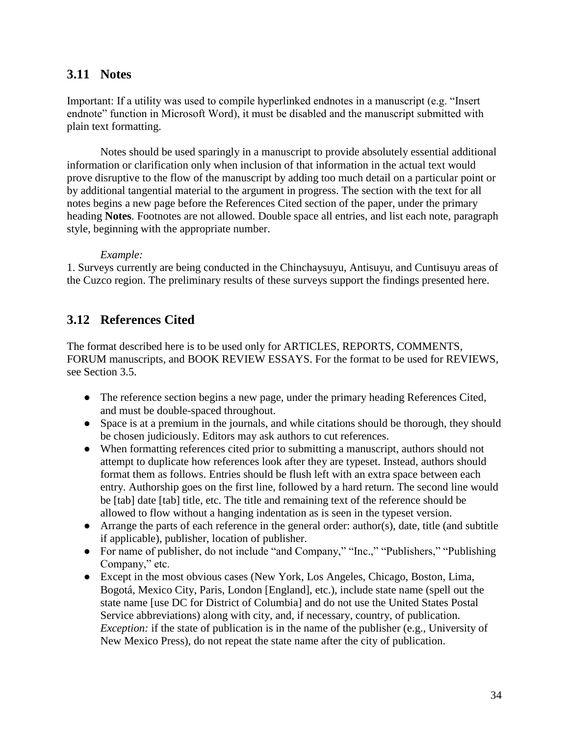## 3.11 Notes

Important: If a utility was used to compile hyperlinked endnotes in a manuscript (e.g. “Insert endnote” function in Microsoft Word), it must be disabled and the manuscript submitted with plain text formatting.

Notes should be used sparingly in a manuscript to provide absolutely essential additional information or clarification only when inclusion of that information in the actual text would prove disruptive to the flow of the manuscript by adding too much detail on a particular point or by additional tangential material to the argument in progress. The section with the text for all notes begins a new page before the References Cited section of the paper, under the primary heading **Notes**. Footnotes are not allowed. Double space all entries, and list each note, paragraph style, beginning with the appropriate number.

*Example:*

1. Surveys currently are being conducted in the Chinchaysuyu, Antisuyu, and Cuntisuyu areas of the Cuzco region. The preliminary results of these surveys support the findings presented here.

## 3.12 References Cited

The format described here is to be used only for ARTICLES, REPORTS, COMMENTS, FORUM manuscripts, and BOOK REVIEW ESSAYS. For the format to be used for REVIEWS, see Section 3.5.

- The reference section begins a new page, under the primary heading References Cited, and must be double-spaced throughout.
- Space is at a premium in the journals, and while citations should be thorough, they should be chosen judiciously. Editors may ask authors to cut references.
- When formatting references cited prior to submitting a manuscript, authors should not attempt to duplicate how references look after they are typeset. Instead, authors should format them as follows. Entries should be flush left with an extra space between each entry. Authorship goes on the first line, followed by a hard return. The second line would be [tab] date [tab] title, etc. The title and remaining text of the reference should be allowed to flow without a hanging indentation as is seen in the typeset version.
- Arrange the parts of each reference in the general order: author(s), date, title (and subtitle if applicable), publisher, location of publisher.
- For name of publisher, do not include “and Company,” “Inc.,” “Publishers,” “Publishing Company,” etc.
- Except in the most obvious cases (New York, Los Angeles, Chicago, Boston, Lima, Bogotá, Mexico City, Paris, London [England], etc.), include state name (spell out the state name [use DC for District of Columbia] and do not use the United States Postal Service abbreviations) along with city, and, if necessary, country, of publication. *Exception:* if the state of publication is in the name of the publisher (e.g., University of New Mexico Press), do not repeat the state name after the city of publication.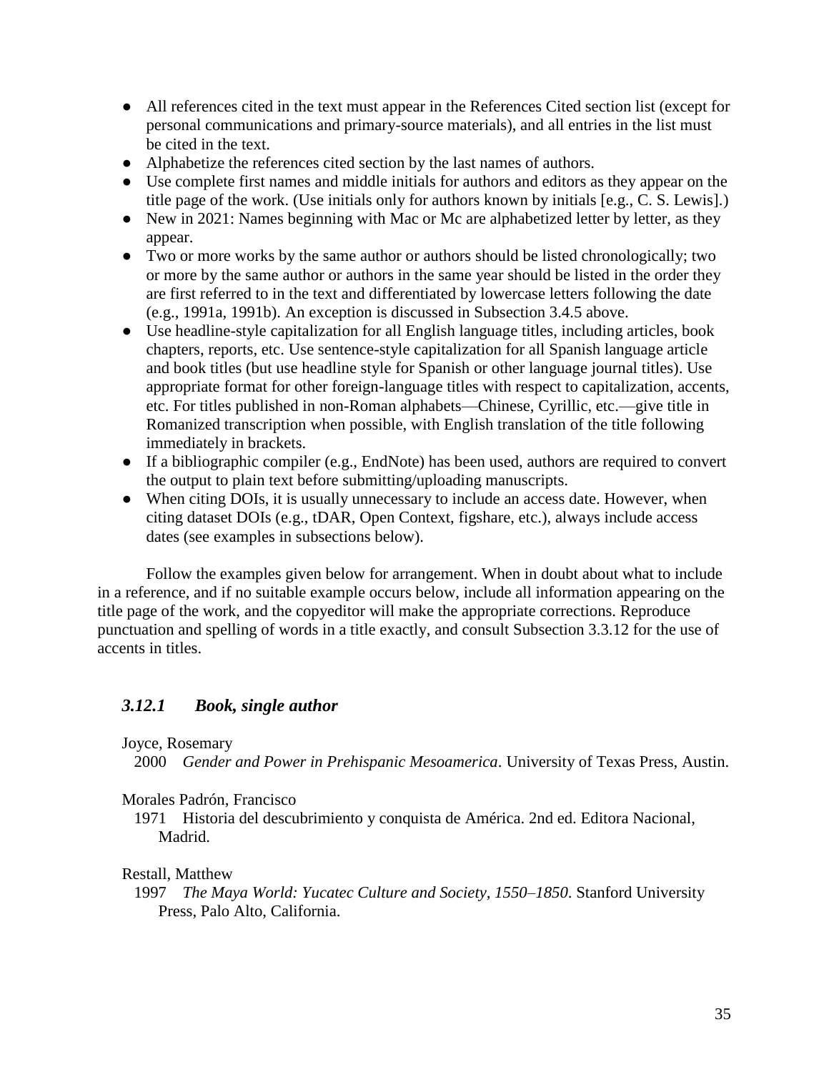- All references cited in the text must appear in the References Cited section list (except for personal communications and primary-source materials), and all entries in the list must be cited in the text.
- Alphabetize the references cited section by the last names of authors.
- Use complete first names and middle initials for authors and editors as they appear on the title page of the work. (Use initials only for authors known by initials [e.g., C. S. Lewis].)
- New in 2021: Names beginning with Mac or Mc are alphabetized letter by letter, as they appear.
- Two or more works by the same author or authors should be listed chronologically; two or more by the same author or authors in the same year should be listed in the order they are first referred to in the text and differentiated by lowercase letters following the date (e.g., 1991a, 1991b). An exception is discussed in Subsection 3.4.5 above.
- Use headline-style capitalization for all English language titles, including articles, book chapters, reports, etc. Use sentence-style capitalization for all Spanish language article and book titles (but use headline style for Spanish or other language journal titles). Use appropriate format for other foreign-language titles with respect to capitalization, accents, etc. For titles published in non-Roman alphabets—Chinese, Cyrillic, etc.—give title in Romanized transcription when possible, with English translation of the title following immediately in brackets.
- If a bibliographic compiler (e.g., EndNote) has been used, authors are required to convert the output to plain text before submitting/uploading manuscripts.
- When citing DOIs, it is usually unnecessary to include an access date. However, when citing dataset DOIs (e.g., tDAR, Open Context, figshare, etc.), always include access dates (see examples in subsections below).

Follow the examples given below for arrangement. When in doubt about what to include in a reference, and if no suitable example occurs below, include all information appearing on the title page of the work, and the copyeditor will make the appropriate corrections. Reproduce punctuation and spelling of words in a title exactly, and consult Subsection 3.3.12 for the use of accents in titles.

### *3.12.1 Book, single author*

Joyce, Rosemary
2000 *Gender and Power in Prehispanic Mesoamerica*. University of Texas Press, Austin.

Morales Padrón, Francisco
1971 Historia del descubrimiento y conquista de América. 2nd ed. Editora Nacional, Madrid.

Restall, Matthew
1997 *The Maya World: Yucatec Culture and Society, 1550–1850*. Stanford University Press, Palo Alto, California.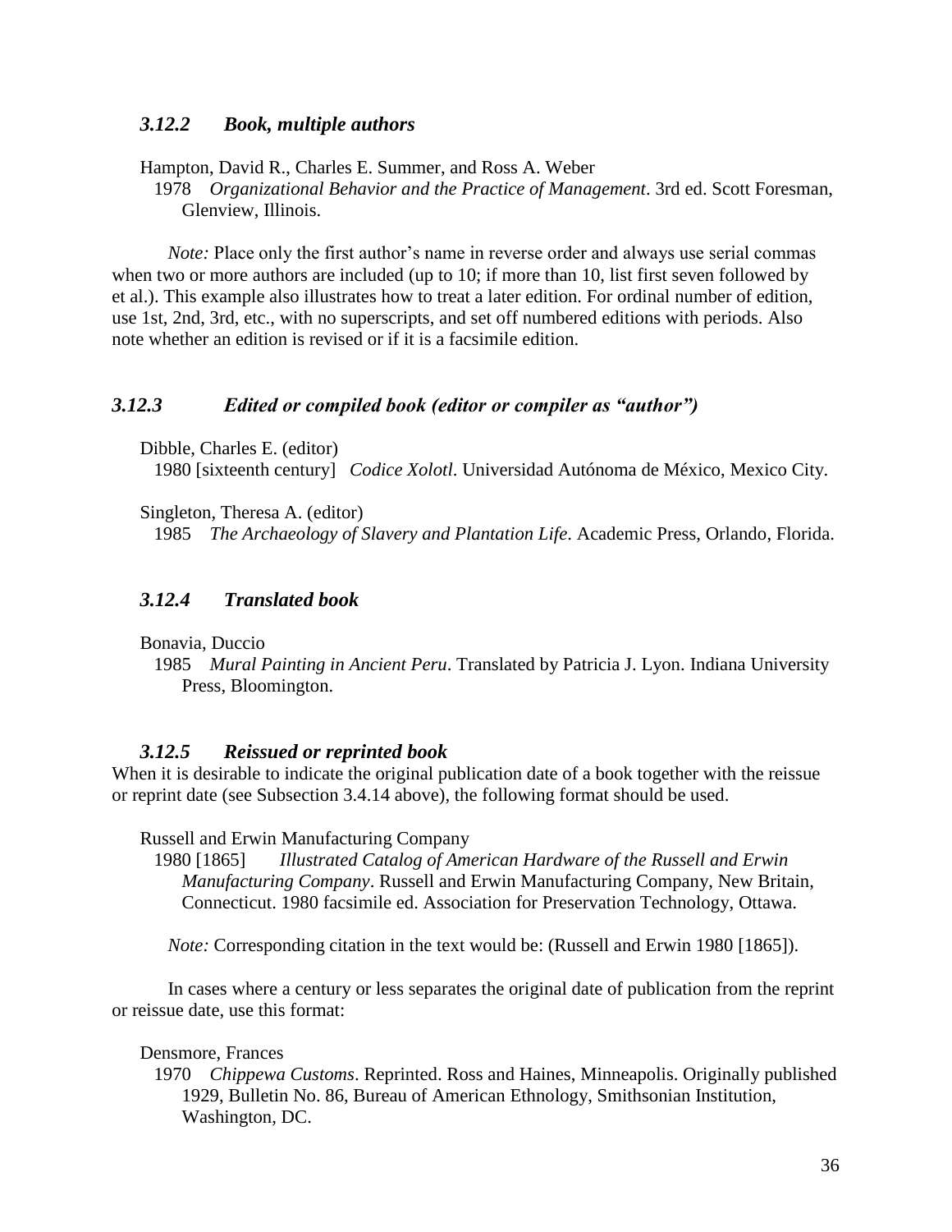### *3.12.2 Book, multiple authors*

Hampton, David R., Charles E. Summer, and Ross A. Weber
1978 *Organizational Behavior and the Practice of Management*. 3rd ed. Scott Foresman, Glenview, Illinois.

*Note:* Place only the first author's name in reverse order and always use serial commas when two or more authors are included (up to 10; if more than 10, list first seven followed by et al.). This example also illustrates how to treat a later edition. For ordinal number of edition, use 1st, 2nd, 3rd, etc., with no superscripts, and set off numbered editions with periods. Also note whether an edition is revised or if it is a facsimile edition.

### *3.12.3 Edited or compiled book (editor or compiler as "author")*

Dibble, Charles E. (editor)
1980 [sixteenth century] *Codice Xolotl*. Universidad Autónoma de México, Mexico City.

Singleton, Theresa A. (editor)
1985 *The Archaeology of Slavery and Plantation Life*. Academic Press, Orlando, Florida.

### *3.12.4 Translated book*

Bonavia, Duccio
1985 *Mural Painting in Ancient Peru*. Translated by Patricia J. Lyon. Indiana University Press, Bloomington.

### *3.12.5 Reissued or reprinted book*

When it is desirable to indicate the original publication date of a book together with the reissue or reprint date (see Subsection 3.4.14 above), the following format should be used.

Russell and Erwin Manufacturing Company
1980 [1865] *Illustrated Catalog of American Hardware of the Russell and Erwin Manufacturing Company*. Russell and Erwin Manufacturing Company, New Britain, Connecticut. 1980 facsimile ed. Association for Preservation Technology, Ottawa.

*Note:* Corresponding citation in the text would be: (Russell and Erwin 1980 [1865]).

In cases where a century or less separates the original date of publication from the reprint or reissue date, use this format:

Densmore, Frances
1970 *Chippewa Customs*. Reprinted. Ross and Haines, Minneapolis. Originally published 1929, Bulletin No. 86, Bureau of American Ethnology, Smithsonian Institution, Washington, DC.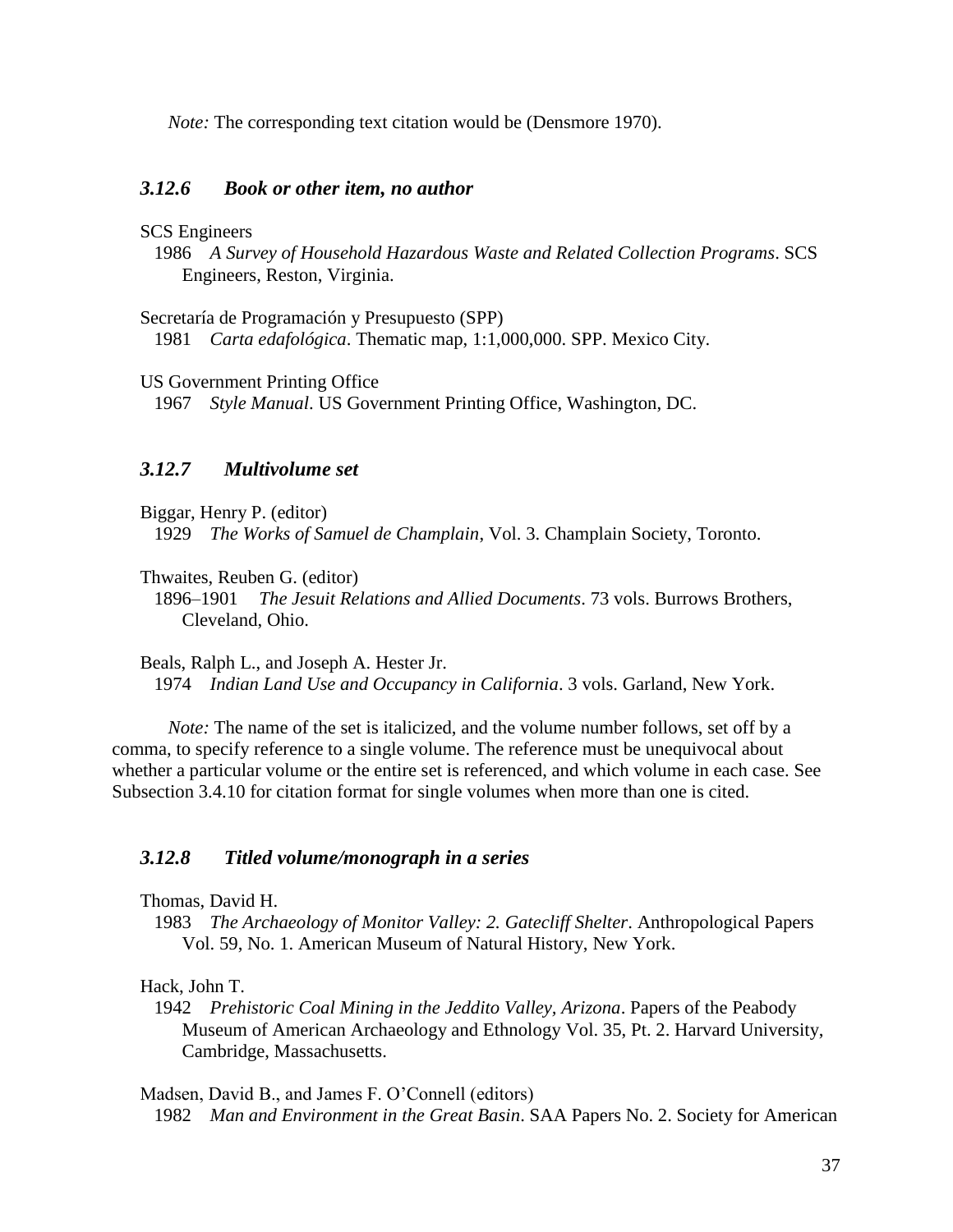*Note:* The corresponding text citation would be (Densmore 1970).

### *3.12.6 Book or other item, no author*

SCS Engineers
1986 *A Survey of Household Hazardous Waste and Related Collection Programs*. SCS Engineers, Reston, Virginia.

Secretaría de Programación y Presupuesto (SPP)
1981 *Carta edafológica*. Thematic map, 1:1,000,000. SPP. Mexico City.

US Government Printing Office
1967 *Style Manual*. US Government Printing Office, Washington, DC.

### *3.12.7 Multivolume set*

Biggar, Henry P. (editor)
1929 *The Works of Samuel de Champlain*, Vol. 3. Champlain Society, Toronto.

Thwaites, Reuben G. (editor)
1896–1901 *The Jesuit Relations and Allied Documents*. 73 vols. Burrows Brothers, Cleveland, Ohio.

Beals, Ralph L., and Joseph A. Hester Jr.
1974 *Indian Land Use and Occupancy in California*. 3 vols. Garland, New York.

*Note:* The name of the set is italicized, and the volume number follows, set off by a comma, to specify reference to a single volume. The reference must be unequivocal about whether a particular volume or the entire set is referenced, and which volume in each case. See Subsection 3.4.10 for citation format for single volumes when more than one is cited.

### *3.12.8 Titled volume/monograph in a series*

Thomas, David H.
1983 *The Archaeology of Monitor Valley: 2. Gatecliff Shelter*. Anthropological Papers Vol. 59, No. 1. American Museum of Natural History, New York.

Hack, John T.
1942 *Prehistoric Coal Mining in the Jeddito Valley, Arizona*. Papers of the Peabody Museum of American Archaeology and Ethnology Vol. 35, Pt. 2. Harvard University, Cambridge, Massachusetts.

Madsen, David B., and James F. O'Connell (editors)
1982 *Man and Environment in the Great Basin*. SAA Papers No. 2. Society for American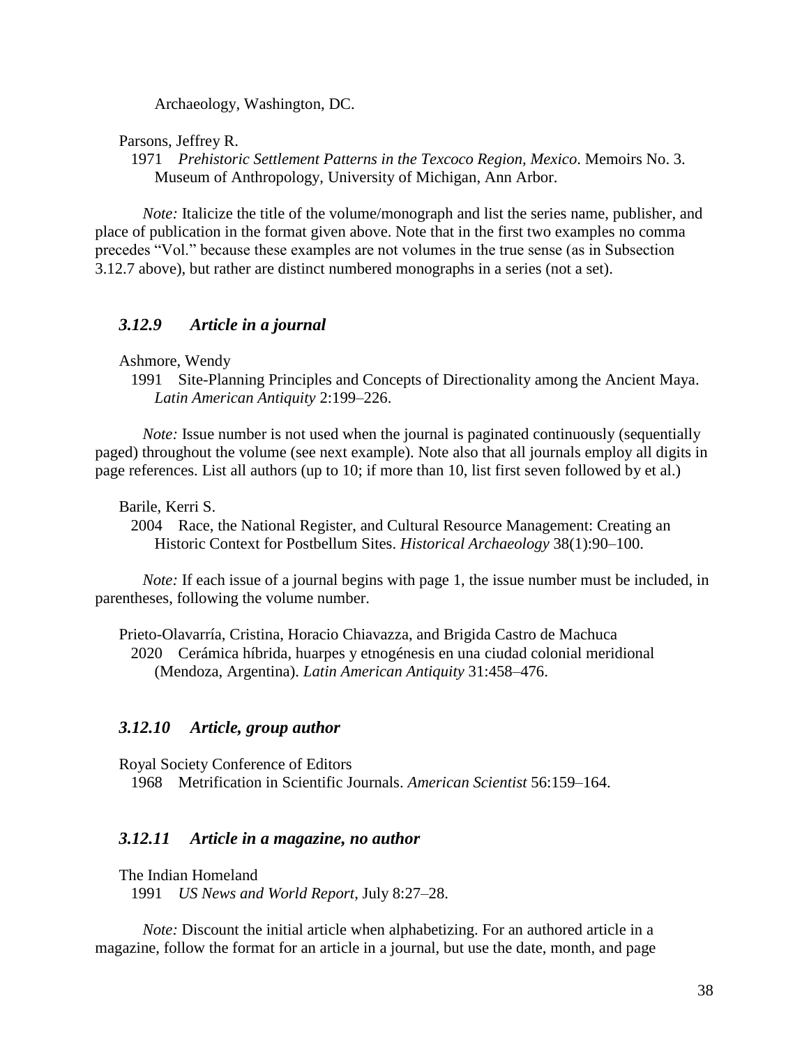Archaeology, Washington, DC.

Parsons, Jeffrey R.
1971 *Prehistoric Settlement Patterns in the Texcoco Region, Mexico*. Memoirs No. 3. Museum of Anthropology, University of Michigan, Ann Arbor.

*Note:* Italicize the title of the volume/monograph and list the series name, publisher, and place of publication in the format given above. Note that in the first two examples no comma precedes "Vol." because these examples are not volumes in the true sense (as in Subsection 3.12.7 above), but rather are distinct numbered monographs in a series (not a set).

### *3.12.9 Article in a journal*

Ashmore, Wendy
1991 Site-Planning Principles and Concepts of Directionality among the Ancient Maya. *Latin American Antiquity* 2:199–226.

*Note:* Issue number is not used when the journal is paginated continuously (sequentially paged) throughout the volume (see next example). Note also that all journals employ all digits in page references. List all authors (up to 10; if more than 10, list first seven followed by et al.)

Barile, Kerri S.
2004 Race, the National Register, and Cultural Resource Management: Creating an Historic Context for Postbellum Sites. *Historical Archaeology* 38(1):90–100.

*Note:* If each issue of a journal begins with page 1, the issue number must be included, in parentheses, following the volume number.

Prieto-Olavarría, Cristina, Horacio Chiavazza, and Brigida Castro de Machuca
2020 Cerámica híbrida, huarpes y etnogénesis en una ciudad colonial meridional (Mendoza, Argentina). *Latin American Antiquity* 31:458–476.

### *3.12.10 Article, group author*

Royal Society Conference of Editors
1968 Metrification in Scientific Journals. *American Scientist* 56:159–164.

### *3.12.11 Article in a magazine, no author*

The Indian Homeland
1991 *US News and World Report*, July 8:27–28.

*Note:* Discount the initial article when alphabetizing. For an authored article in a magazine, follow the format for an article in a journal, but use the date, month, and page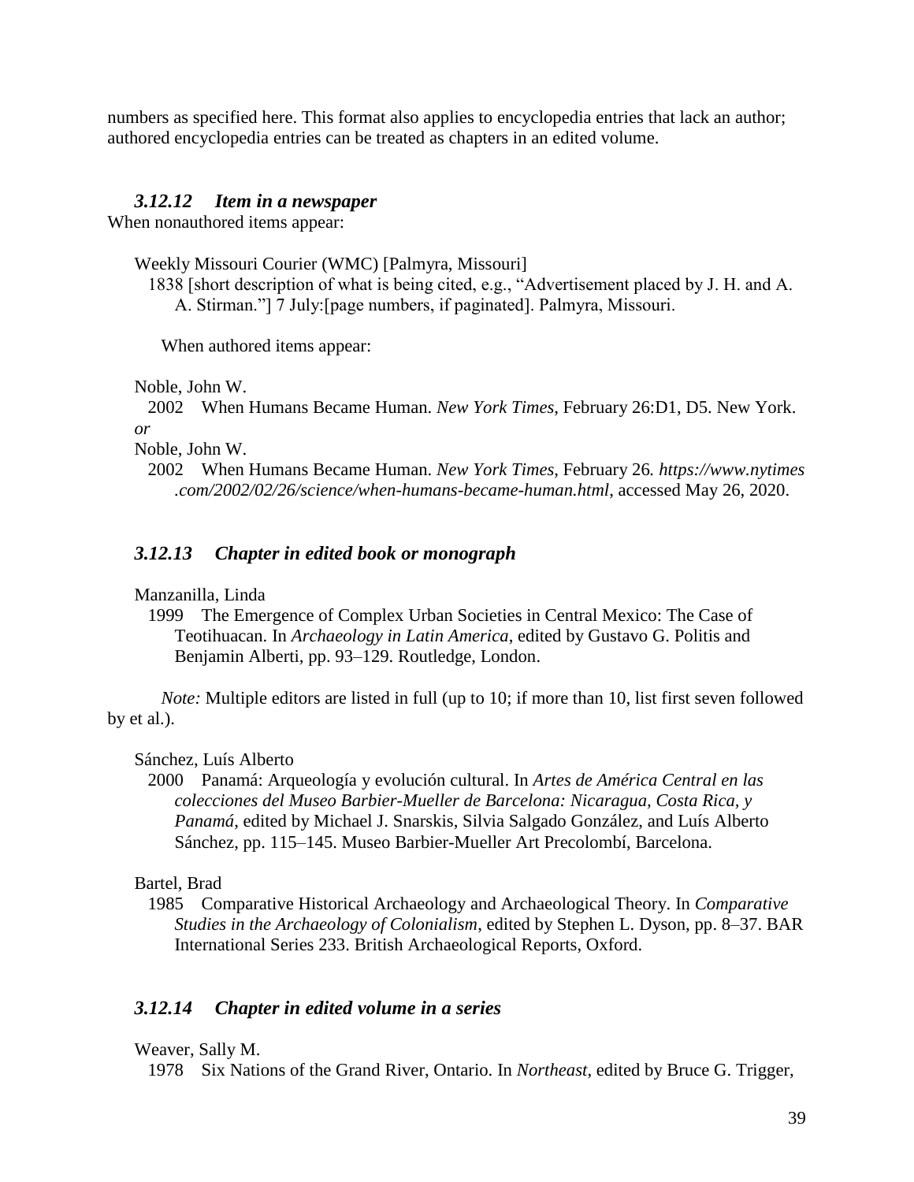numbers as specified here. This format also applies to encyclopedia entries that lack an author; authored encyclopedia entries can be treated as chapters in an edited volume.

### *3.12.12 Item in a newspaper*

When nonauthored items appear:

Weekly Missouri Courier (WMC) [Palmyra, Missouri]
1838 [short description of what is being cited, e.g., "Advertisement placed by J. H. and A. A. Stirman."] 7 July:[page numbers, if paginated]. Palmyra, Missouri.

When authored items appear:

Noble, John W.
2002 When Humans Became Human. *New York Times*, February 26:D1, D5. New York.

*or*

Noble, John W.
2002 When Humans Became Human. *New York Times*, February 26. *https://www.nytimes.com/2002/02/26/science/when-humans-became-human.html*, accessed May 26, 2020.

### *3.12.13 Chapter in edited book or monograph*

Manzanilla, Linda
1999 The Emergence of Complex Urban Societies in Central Mexico: The Case of Teotihuacan. In *Archaeology in Latin America*, edited by Gustavo G. Politis and Benjamin Alberti, pp. 93–129. Routledge, London.

*Note:* Multiple editors are listed in full (up to 10; if more than 10, list first seven followed by et al.).

Sánchez, Luís Alberto
2000 Panamá: Arqueología y evolución cultural. In *Artes de América Central en las colecciones del Museo Barbier-Mueller de Barcelona: Nicaragua, Costa Rica, y Panamá*, edited by Michael J. Snarskis, Silvia Salgado González, and Luís Alberto Sánchez, pp. 115–145. Museo Barbier-Mueller Art Precolombí, Barcelona.

Bartel, Brad
1985 Comparative Historical Archaeology and Archaeological Theory. In *Comparative Studies in the Archaeology of Colonialism*, edited by Stephen L. Dyson, pp. 8–37. BAR International Series 233. British Archaeological Reports, Oxford.

### *3.12.14 Chapter in edited volume in a series*

Weaver, Sally M.
1978 Six Nations of the Grand River, Ontario. In *Northeast*, edited by Bruce G. Trigger,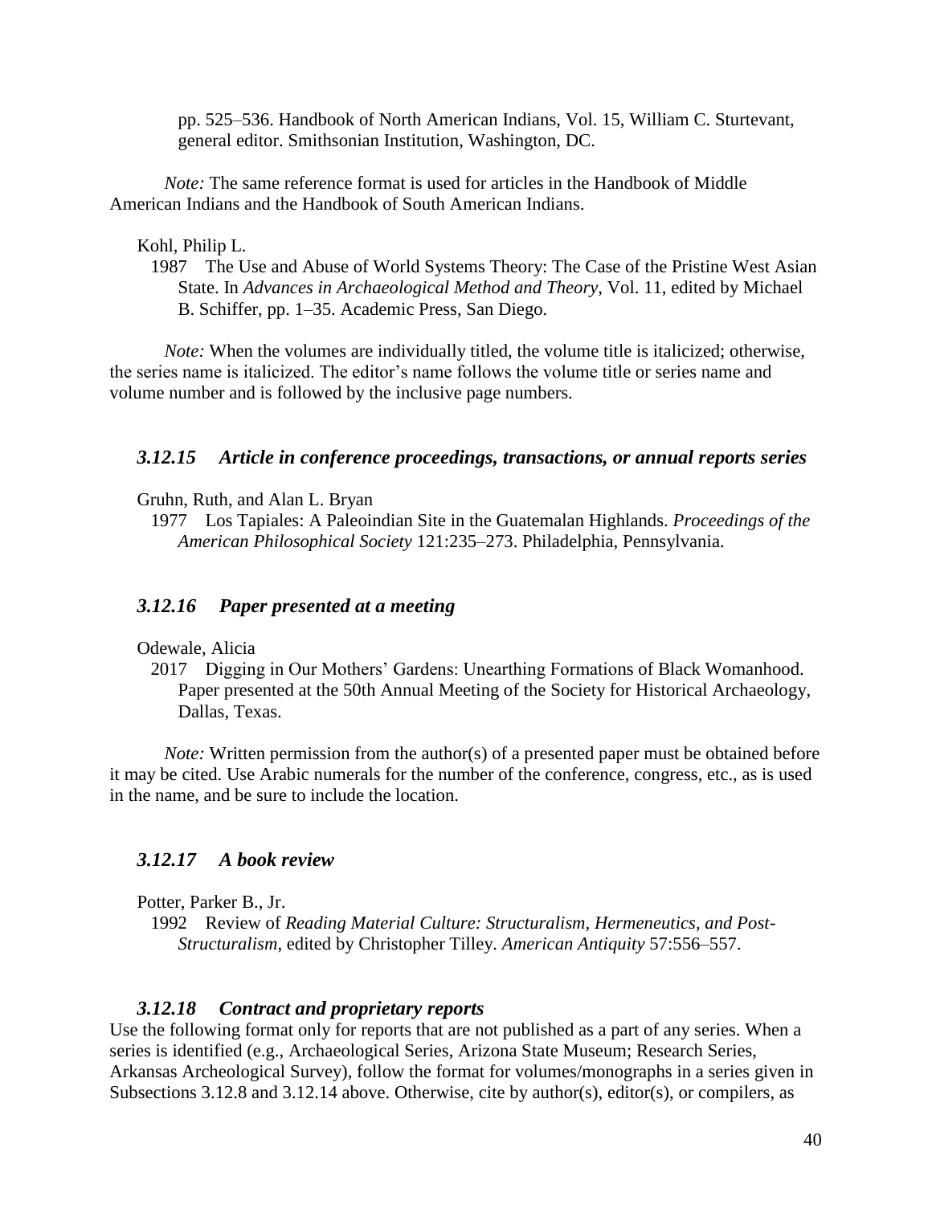pp. 525–536. Handbook of North American Indians, Vol. 15, William C. Sturtevant, general editor. Smithsonian Institution, Washington, DC.

*Note:* The same reference format is used for articles in the Handbook of Middle American Indians and the Handbook of South American Indians.

Kohl, Philip L.

1987 The Use and Abuse of World Systems Theory: The Case of the Pristine West Asian State. In *Advances in Archaeological Method and Theory*, Vol. 11, edited by Michael B. Schiffer, pp. 1–35. Academic Press, San Diego.

*Note:* When the volumes are individually titled, the volume title is italicized; otherwise, the series name is italicized. The editor's name follows the volume title or series name and volume number and is followed by the inclusive page numbers.

### *3.12.15 Article in conference proceedings, transactions, or annual reports series*

Gruhn, Ruth, and Alan L. Bryan

1977 Los Tapiales: A Paleoindian Site in the Guatemalan Highlands. *Proceedings of the American Philosophical Society* 121:235–273. Philadelphia, Pennsylvania.

### *3.12.16 Paper presented at a meeting*

Odewale, Alicia

2017 Digging in Our Mothers' Gardens: Unearthing Formations of Black Womanhood. Paper presented at the 50th Annual Meeting of the Society for Historical Archaeology, Dallas, Texas.

*Note:* Written permission from the author(s) of a presented paper must be obtained before it may be cited. Use Arabic numerals for the number of the conference, congress, etc., as is used in the name, and be sure to include the location.

### *3.12.17 A book review*

Potter, Parker B., Jr.

1992 Review of *Reading Material Culture: Structuralism, Hermeneutics, and Post-Structuralism*, edited by Christopher Tilley. *American Antiquity* 57:556–557.

### *3.12.18 Contract and proprietary reports*

Use the following format only for reports that are not published as a part of any series. When a series is identified (e.g., Archaeological Series, Arizona State Museum; Research Series, Arkansas Archeological Survey), follow the format for volumes/monographs in a series given in Subsections 3.12.8 and 3.12.14 above. Otherwise, cite by author(s), editor(s), or compilers, as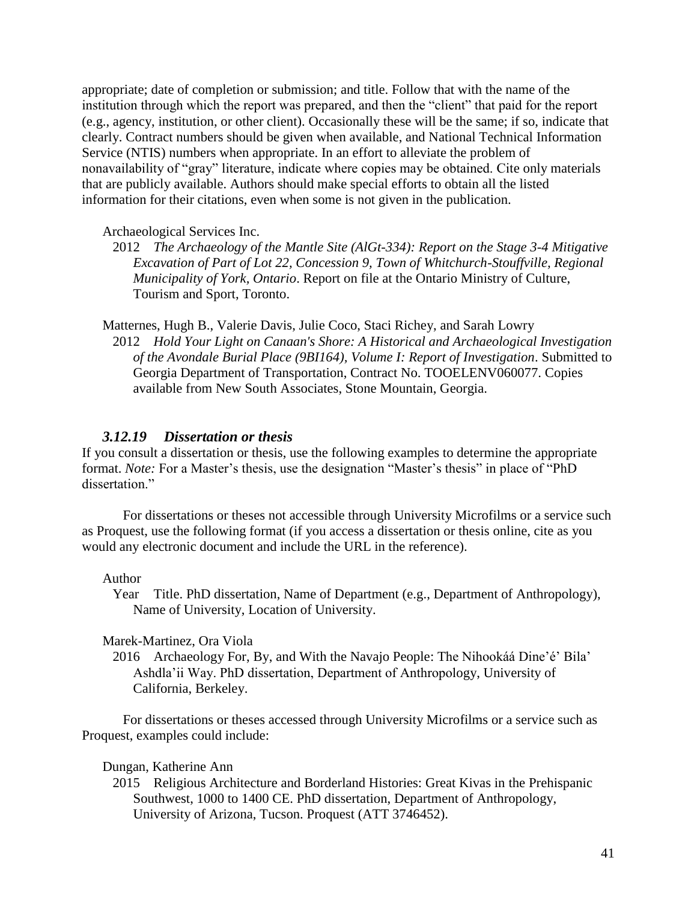appropriate; date of completion or submission; and title. Follow that with the name of the institution through which the report was prepared, and then the "client" that paid for the report (e.g., agency, institution, or other client). Occasionally these will be the same; if so, indicate that clearly. Contract numbers should be given when available, and National Technical Information Service (NTIS) numbers when appropriate. In an effort to alleviate the problem of nonavailability of "gray" literature, indicate where copies may be obtained. Cite only materials that are publicly available. Authors should make special efforts to obtain all the listed information for their citations, even when some is not given in the publication.

Archaeological Services Inc.
2012 *The Archaeology of the Mantle Site (AlGt-334): Report on the Stage 3-4 Mitigative Excavation of Part of Lot 22, Concession 9, Town of Whitchurch-Stouffville, Regional Municipality of York, Ontario*. Report on file at the Ontario Ministry of Culture, Tourism and Sport, Toronto.

Matternes, Hugh B., Valerie Davis, Julie Coco, Staci Richey, and Sarah Lowry
2012 *Hold Your Light on Canaan's Shore: A Historical and Archaeological Investigation of the Avondale Burial Place (9BI164), Volume I: Report of Investigation*. Submitted to Georgia Department of Transportation, Contract No. TOOELENV060077. Copies available from New South Associates, Stone Mountain, Georgia.

### *3.12.19 Dissertation or thesis*

If you consult a dissertation or thesis, use the following examples to determine the appropriate format. *Note:* For a Master's thesis, use the designation "Master's thesis" in place of "PhD dissertation."

For dissertations or theses not accessible through University Microfilms or a service such as Proquest, use the following format (if you access a dissertation or thesis online, cite as you would any electronic document and include the URL in the reference).

Author
Year Title. PhD dissertation, Name of Department (e.g., Department of Anthropology), Name of University, Location of University.

Marek-Martinez, Ora Viola
2016 Archaeology For, By, and With the Navajo People: The Nihookáá Dine'é' Bila' Ashdla'ii Way. PhD dissertation, Department of Anthropology, University of California, Berkeley.

For dissertations or theses accessed through University Microfilms or a service such as Proquest, examples could include:

Dungan, Katherine Ann
2015 Religious Architecture and Borderland Histories: Great Kivas in the Prehispanic Southwest, 1000 to 1400 CE. PhD dissertation, Department of Anthropology, University of Arizona, Tucson. Proquest (ATT 3746452).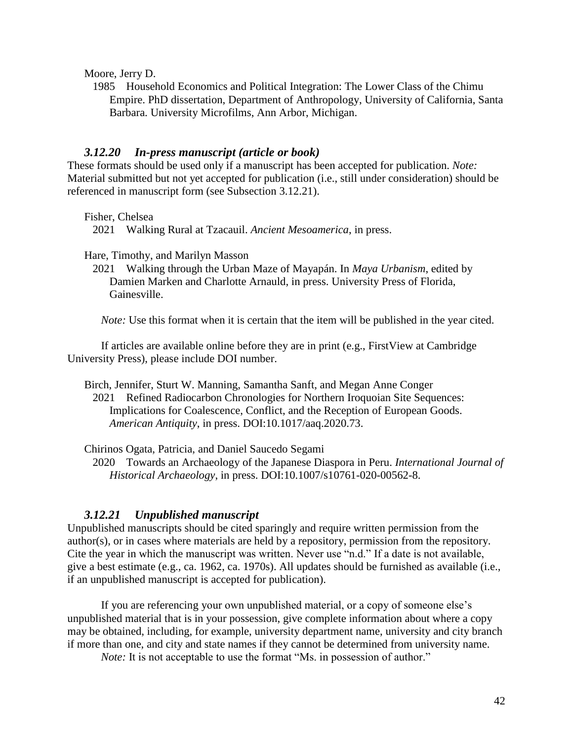Moore, Jerry D.

1985 Household Economics and Political Integration: The Lower Class of the Chimu Empire. PhD dissertation, Department of Anthropology, University of California, Santa Barbara. University Microfilms, Ann Arbor, Michigan.

### *3.12.20 In-press manuscript (article or book)*

These formats should be used only if a manuscript has been accepted for publication. *Note:* Material submitted but not yet accepted for publication (i.e., still under consideration) should be referenced in manuscript form (see Subsection 3.12.21).

Fisher, Chelsea

2021 Walking Rural at Tzacauil. *Ancient Mesoamerica*, in press.

Hare, Timothy, and Marilyn Masson

2021 Walking through the Urban Maze of Mayapán. In *Maya Urbanism*, edited by Damien Marken and Charlotte Arnauld, in press. University Press of Florida, Gainesville.

*Note:* Use this format when it is certain that the item will be published in the year cited.

If articles are available online before they are in print (e.g., FirstView at Cambridge University Press), please include DOI number.

Birch, Jennifer, Sturt W. Manning, Samantha Sanft, and Megan Anne Conger

2021 Refined Radiocarbon Chronologies for Northern Iroquoian Site Sequences: Implications for Coalescence, Conflict, and the Reception of European Goods. *American Antiquity*, in press. DOI:10.1017/aaq.2020.73.

Chirinos Ogata, Patricia, and Daniel Saucedo Segami

2020 Towards an Archaeology of the Japanese Diaspora in Peru. *International Journal of Historical Archaeology*, in press. DOI:10.1007/s10761-020-00562-8.

### *3.12.21 Unpublished manuscript*

Unpublished manuscripts should be cited sparingly and require written permission from the author(s), or in cases where materials are held by a repository, permission from the repository. Cite the year in which the manuscript was written. Never use "n.d." If a date is not available, give a best estimate (e.g., ca. 1962, ca. 1970s). All updates should be furnished as available (i.e., if an unpublished manuscript is accepted for publication).

If you are referencing your own unpublished material, or a copy of someone else's unpublished material that is in your possession, give complete information about where a copy may be obtained, including, for example, university department name, university and city branch if more than one, and city and state names if they cannot be determined from university name.

*Note:* It is not acceptable to use the format "Ms. in possession of author."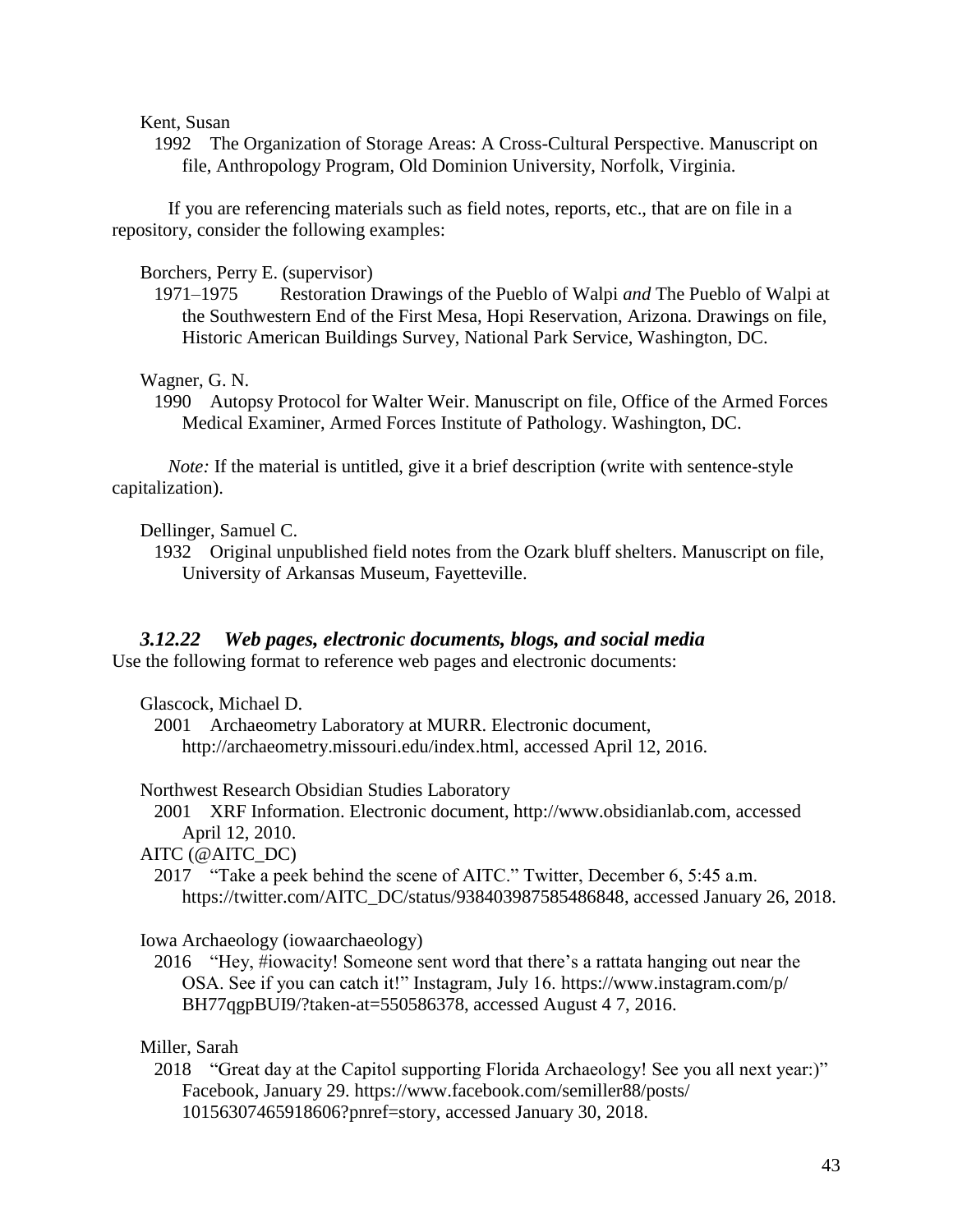Kent, Susan

1992 The Organization of Storage Areas: A Cross-Cultural Perspective. Manuscript on file, Anthropology Program, Old Dominion University, Norfolk, Virginia.

If you are referencing materials such as field notes, reports, etc., that are on file in a repository, consider the following examples:

Borchers, Perry E. (supervisor)

1971–1975 Restoration Drawings of the Pueblo of Walpi *and* The Pueblo of Walpi at the Southwestern End of the First Mesa, Hopi Reservation, Arizona. Drawings on file, Historic American Buildings Survey, National Park Service, Washington, DC.

Wagner, G. N.

1990 Autopsy Protocol for Walter Weir. Manuscript on file, Office of the Armed Forces Medical Examiner, Armed Forces Institute of Pathology. Washington, DC.

*Note:* If the material is untitled, give it a brief description (write with sentence-style capitalization).

Dellinger, Samuel C.

1932 Original unpublished field notes from the Ozark bluff shelters. Manuscript on file, University of Arkansas Museum, Fayetteville.

### *3.12.22 Web pages, electronic documents, blogs, and social media*

Use the following format to reference web pages and electronic documents:

Glascock, Michael D.

2001 Archaeometry Laboratory at MURR. Electronic document, http://archaeometry.missouri.edu/index.html, accessed April 12, 2016.

Northwest Research Obsidian Studies Laboratory

2001 XRF Information. Electronic document, http://www.obsidianlab.com, accessed April 12, 2010.

AITC (@AITC_DC)

2017 "Take a peek behind the scene of AITC." Twitter, December 6, 5:45 a.m. https://twitter.com/AITC_DC/status/938403987585486848, accessed January 26, 2018.

Iowa Archaeology (iowaarchaeology)

2016 "Hey, #iowacity! Someone sent word that there's a rattata hanging out near the OSA. See if you can catch it!" Instagram, July 16. https://www.instagram.com/p/BH77qgpBUI9/?taken-at=550586378, accessed August 4 7, 2016.

Miller, Sarah

2018 "Great day at the Capitol supporting Florida Archaeology! See you all next year:)" Facebook, January 29. https://www.facebook.com/semiller88/posts/10156307465918606?pnref=story, accessed January 30, 2018.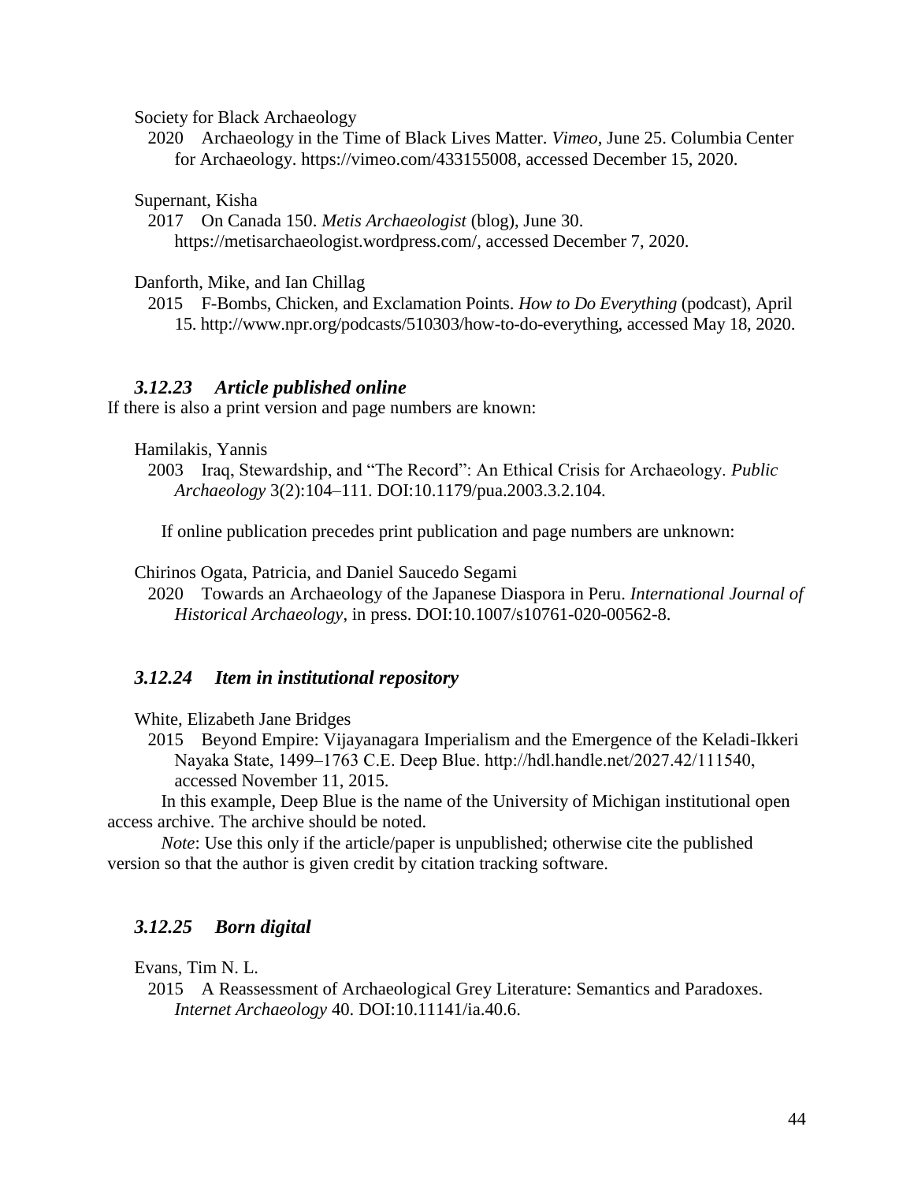Society for Black Archaeology

2020 Archaeology in the Time of Black Lives Matter. *Vimeo*, June 25. Columbia Center for Archaeology. https://vimeo.com/433155008, accessed December 15, 2020.

Supernant, Kisha

2017 On Canada 150. *Metis Archaeologist* (blog), June 30. https://metisarchaeologist.wordpress.com/, accessed December 7, 2020.

Danforth, Mike, and Ian Chillag

2015 F-Bombs, Chicken, and Exclamation Points. *How to Do Everything* (podcast), April 15. http://www.npr.org/podcasts/510303/how-to-do-everything, accessed May 18, 2020.

### *3.12.23 Article published online*

If there is also a print version and page numbers are known:

Hamilakis, Yannis

2003 Iraq, Stewardship, and "The Record": An Ethical Crisis for Archaeology. *Public Archaeology* 3(2):104–111. DOI:10.1179/pua.2003.3.2.104.

If online publication precedes print publication and page numbers are unknown:

Chirinos Ogata, Patricia, and Daniel Saucedo Segami

2020 Towards an Archaeology of the Japanese Diaspora in Peru. *International Journal of Historical Archaeology*, in press. DOI:10.1007/s10761-020-00562-8.

### *3.12.24 Item in institutional repository*

White, Elizabeth Jane Bridges

2015 Beyond Empire: Vijayanagara Imperialism and the Emergence of the Keladi-Ikkeri Nayaka State, 1499–1763 C.E. Deep Blue. http://hdl.handle.net/2027.42/111540, accessed November 11, 2015.

In this example, Deep Blue is the name of the University of Michigan institutional open access archive. The archive should be noted.

*Note*: Use this only if the article/paper is unpublished; otherwise cite the published version so that the author is given credit by citation tracking software.

### *3.12.25 Born digital*

Evans, Tim N. L.

2015 A Reassessment of Archaeological Grey Literature: Semantics and Paradoxes. *Internet Archaeology* 40. DOI:10.11141/ia.40.6.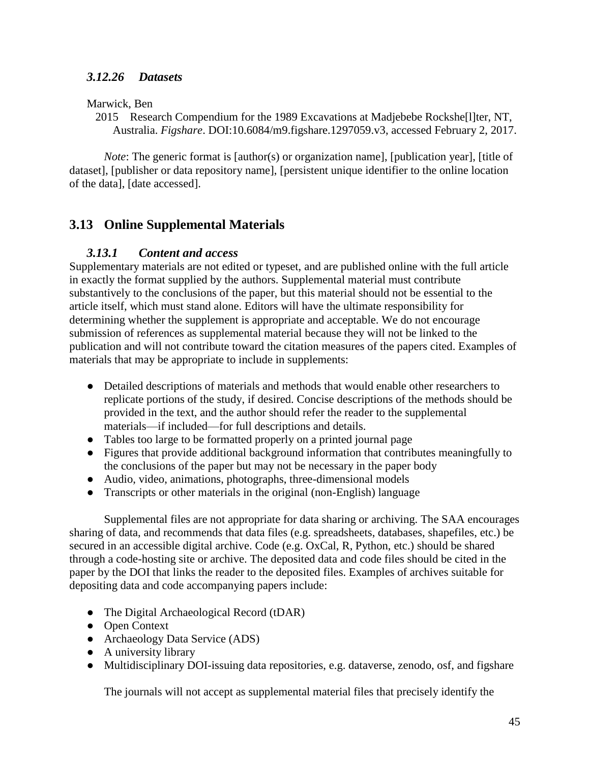### *3.12.26 Datasets*

Marwick, Ben

2015 Research Compendium for the 1989 Excavations at Madjebebe Rockshe[l]ter, NT, Australia. *Figshare*. DOI:10.6084/m9.figshare.1297059.v3, accessed February 2, 2017.

*Note*: The generic format is [author(s) or organization name], [publication year], [title of dataset], [publisher or data repository name], [persistent unique identifier to the online location of the data], [date accessed].

## 3.13 Online Supplemental Materials

### *3.13.1 Content and access*

Supplementary materials are not edited or typeset, and are published online with the full article in exactly the format supplied by the authors. Supplemental material must contribute substantively to the conclusions of the paper, but this material should not be essential to the article itself, which must stand alone. Editors will have the ultimate responsibility for determining whether the supplement is appropriate and acceptable. We do not encourage submission of references as supplemental material because they will not be linked to the publication and will not contribute toward the citation measures of the papers cited. Examples of materials that may be appropriate to include in supplements:

- Detailed descriptions of materials and methods that would enable other researchers to replicate portions of the study, if desired. Concise descriptions of the methods should be provided in the text, and the author should refer the reader to the supplemental materials—if included—for full descriptions and details.
- Tables too large to be formatted properly on a printed journal page
- Figures that provide additional background information that contributes meaningfully to the conclusions of the paper but may not be necessary in the paper body
- Audio, video, animations, photographs, three-dimensional models
- Transcripts or other materials in the original (non-English) language

Supplemental files are not appropriate for data sharing or archiving. The SAA encourages sharing of data, and recommends that data files (e.g. spreadsheets, databases, shapefiles, etc.) be secured in an accessible digital archive. Code (e.g. OxCal, R, Python, etc.) should be shared through a code-hosting site or archive. The deposited data and code files should be cited in the paper by the DOI that links the reader to the deposited files. Examples of archives suitable for depositing data and code accompanying papers include:

- The Digital Archaeological Record (tDAR)
- Open Context
- Archaeology Data Service (ADS)
- A university library
- Multidisciplinary DOI-issuing data repositories, e.g. dataverse, zenodo, osf, and figshare

The journals will not accept as supplemental material files that precisely identify the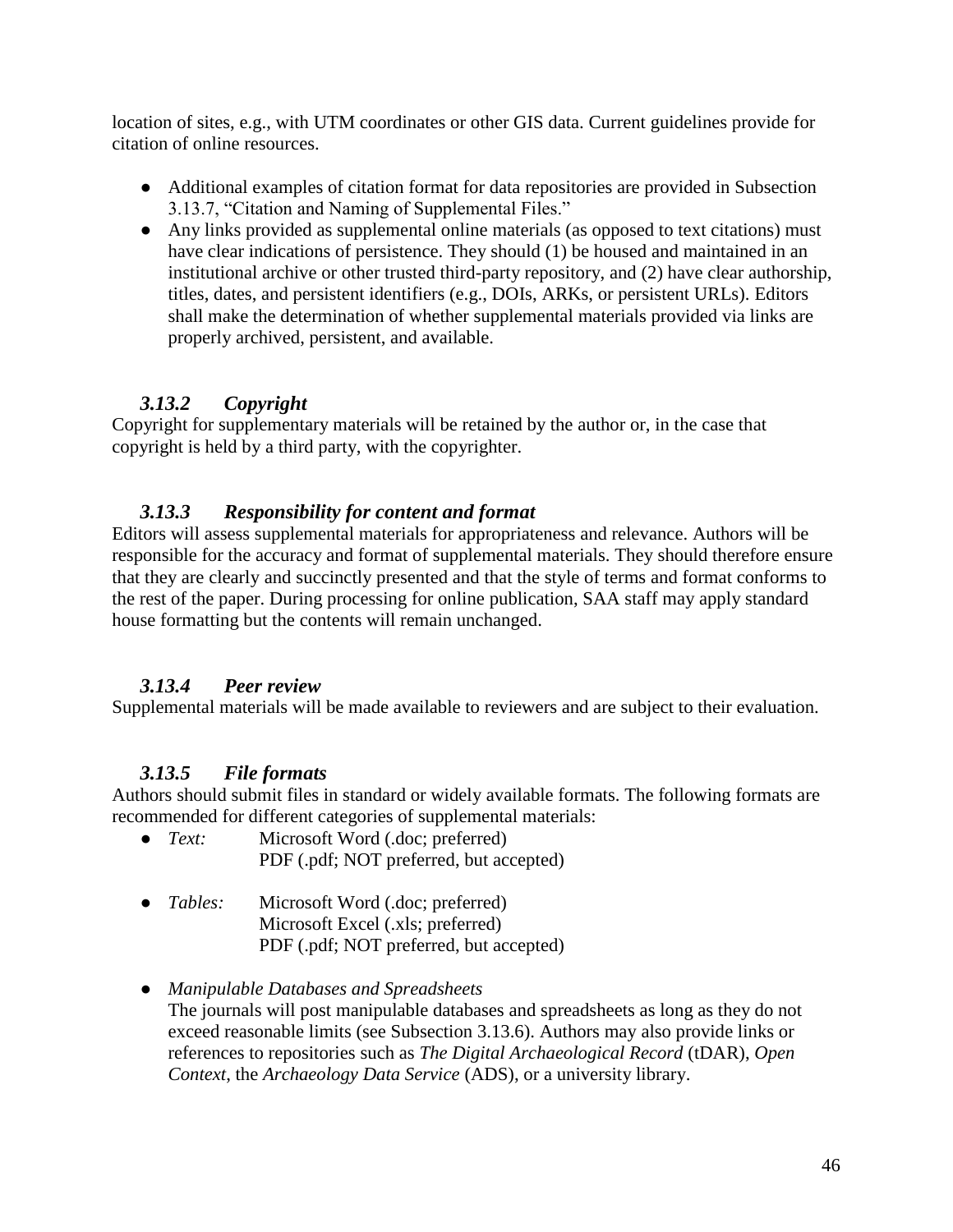location of sites, e.g., with UTM coordinates or other GIS data. Current guidelines provide for citation of online resources.

- Additional examples of citation format for data repositories are provided in Subsection 3.13.7, "Citation and Naming of Supplemental Files."
- Any links provided as supplemental online materials (as opposed to text citations) must have clear indications of persistence. They should (1) be housed and maintained in an institutional archive or other trusted third-party repository, and (2) have clear authorship, titles, dates, and persistent identifiers (e.g., DOIs, ARKs, or persistent URLs). Editors shall make the determination of whether supplemental materials provided via links are properly archived, persistent, and available.

### *3.13.2 Copyright*

Copyright for supplementary materials will be retained by the author or, in the case that copyright is held by a third party, with the copyrighter.

### *3.13.3 Responsibility for content and format*

Editors will assess supplemental materials for appropriateness and relevance. Authors will be responsible for the accuracy and format of supplemental materials. They should therefore ensure that they are clearly and succinctly presented and that the style of terms and format conforms to the rest of the paper. During processing for online publication, SAA staff may apply standard house formatting but the contents will remain unchanged.

### *3.13.4 Peer review*

Supplemental materials will be made available to reviewers and are subject to their evaluation.

### *3.13.5 File formats*

Authors should submit files in standard or widely available formats. The following formats are recommended for different categories of supplemental materials:

- *Text:* Microsoft Word (.doc; preferred)
  PDF (.pdf; NOT preferred, but accepted)

- *Tables:* Microsoft Word (.doc; preferred)
  Microsoft Excel (.xls; preferred)
  PDF (.pdf; NOT preferred, but accepted)

- *Manipulable Databases and Spreadsheets*
  The journals will post manipulable databases and spreadsheets as long as they do not exceed reasonable limits (see Subsection 3.13.6). Authors may also provide links or references to repositories such as *The Digital Archaeological Record* (tDAR), *Open Context*, the *Archaeology Data Service* (ADS), or a university library.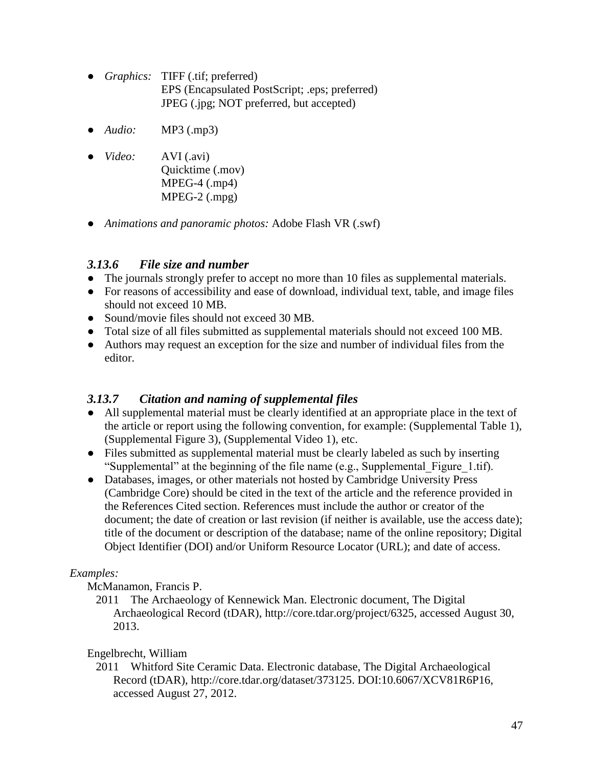- *Graphics:* TIFF (.tif; preferred)
  EPS (Encapsulated PostScript; .eps; preferred)
  JPEG (.jpg; NOT preferred, but accepted)

- *Audio:* MP3 (.mp3)

- *Video:* AVI (.avi)
  Quicktime (.mov)
  MPEG-4 (.mp4)
  MPEG-2 (.mpg)

- *Animations and panoramic photos:* Adobe Flash VR (.swf)

### *3.13.6 File size and number*

- The journals strongly prefer to accept no more than 10 files as supplemental materials.
- For reasons of accessibility and ease of download, individual text, table, and image files should not exceed 10 MB.
- Sound/movie files should not exceed 30 MB.
- Total size of all files submitted as supplemental materials should not exceed 100 MB.
- Authors may request an exception for the size and number of individual files from the editor.

### *3.13.7 Citation and naming of supplemental files*

- All supplemental material must be clearly identified at an appropriate place in the text of the article or report using the following convention, for example: (Supplemental Table 1), (Supplemental Figure 3), (Supplemental Video 1), etc.
- Files submitted as supplemental material must be clearly labeled as such by inserting "Supplemental" at the beginning of the file name (e.g., Supplemental_Figure_1.tif).
- Databases, images, or other materials not hosted by Cambridge University Press (Cambridge Core) should be cited in the text of the article and the reference provided in the References Cited section. References must include the author or creator of the document; the date of creation or last revision (if neither is available, use the access date); title of the document or description of the database; name of the online repository; Digital Object Identifier (DOI) and/or Uniform Resource Locator (URL); and date of access.

*Examples:*

McManamon, Francis P.
  2011 The Archaeology of Kennewick Man. Electronic document, The Digital Archaeological Record (tDAR), http://core.tdar.org/project/6325, accessed August 30, 2013.

Engelbrecht, William
  2011 Whitford Site Ceramic Data. Electronic database, The Digital Archaeological Record (tDAR), http://core.tdar.org/dataset/373125. DOI:10.6067/XCV81R6P16, accessed August 27, 2012.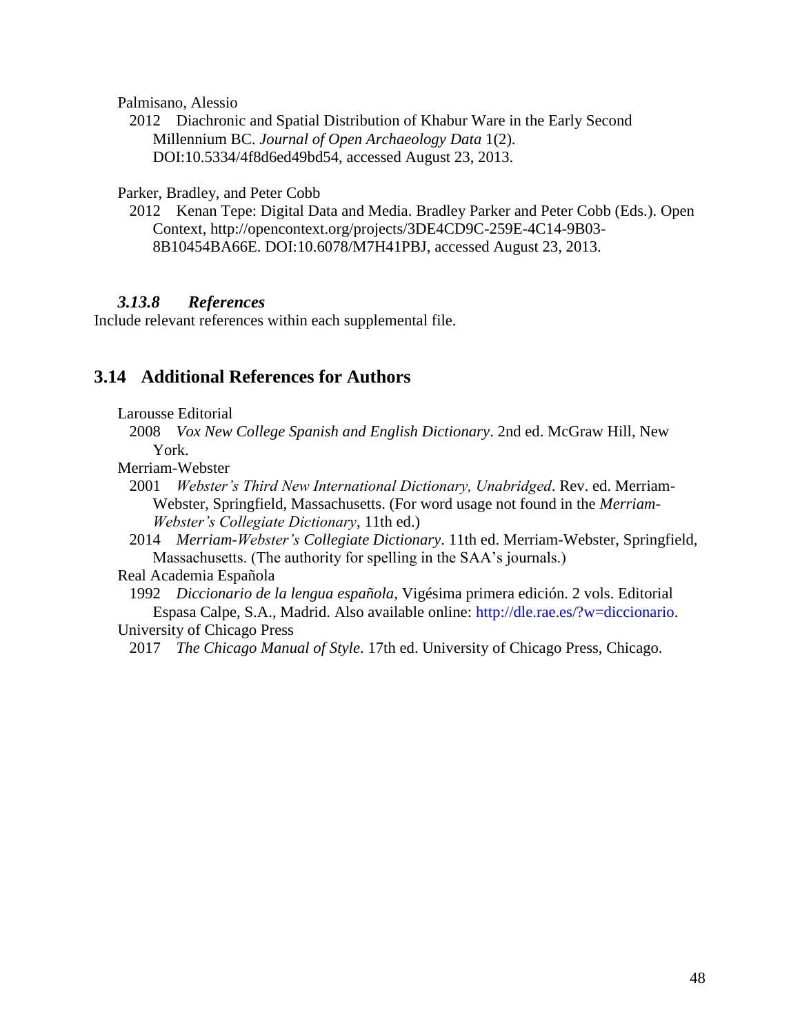Palmisano, Alessio

2012 Diachronic and Spatial Distribution of Khabur Ware in the Early Second Millennium BC. *Journal of Open Archaeology Data* 1(2). DOI:10.5334/4f8d6ed49bd54, accessed August 23, 2013.

Parker, Bradley, and Peter Cobb

2012 Kenan Tepe: Digital Data and Media. Bradley Parker and Peter Cobb (Eds.). Open Context, http://opencontext.org/projects/3DE4CD9C-259E-4C14-9B03-8B10454BA66E. DOI:10.6078/M7H41PBJ, accessed August 23, 2013.

### *3.13.8 References*

Include relevant references within each supplemental file.

## 3.14 Additional References for Authors

Larousse Editorial

2008 *Vox New College Spanish and English Dictionary*. 2nd ed. McGraw Hill, New York.

Merriam-Webster

2001 *Webster's Third New International Dictionary, Unabridged*. Rev. ed. Merriam-Webster, Springfield, Massachusetts. (For word usage not found in the *Merriam-Webster's Collegiate Dictionary*, 11th ed.)

2014 *Merriam-Webster's Collegiate Dictionary*. 11th ed. Merriam-Webster, Springfield, Massachusetts. (The authority for spelling in the SAA's journals.)

Real Academia Española

1992 *Diccionario de la lengua española*, Vigésima primera edición. 2 vols. Editorial Espasa Calpe, S.A., Madrid. Also available online: http://dle.rae.es/?w=diccionario.

University of Chicago Press

2017 *The Chicago Manual of Style*. 17th ed. University of Chicago Press, Chicago.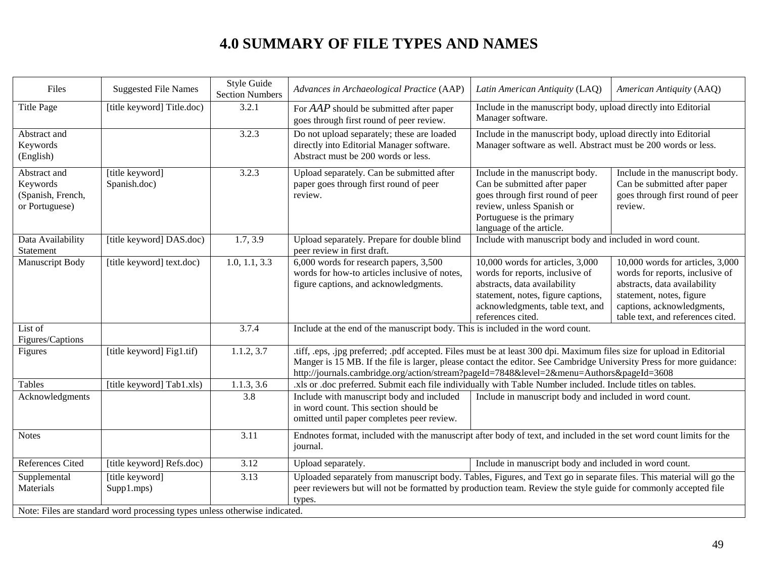# 4.0 SUMMARY OF FILE TYPES AND NAMES

| Files | Suggested File Names | Style Guide Section Numbers | *Advances in Archaeological Practice* (AAP) | *Latin American Antiquity* (LAQ) | *American Antiquity* (AAQ) |
|---|---|---|---|---|---|
| Title Page | [title keyword] Title.doc) | 3.2.1 | For *AAP* should be submitted after paper goes through first round of peer review. | Include in the manuscript body, upload directly into Editorial Manager software. | |
| Abstract and Keywords (English) | | 3.2.3 | Do not upload separately; these are loaded directly into Editorial Manager software. Abstract must be 200 words or less. | Include in the manuscript body, upload directly into Editorial Manager software as well. Abstract must be 200 words or less. | |
| Abstract and Keywords (Spanish, French, or Portuguese) | [title keyword] Spanish.doc) | 3.2.3 | Upload separately. Can be submitted after paper goes through first round of peer review. | Include in the manuscript body. Can be submitted after paper goes through first round of peer review, unless Spanish or Portuguese is the primary language of the article. | Include in the manuscript body. Can be submitted after paper goes through first round of peer review. |
| Data Availability Statement | [title keyword] DAS.doc) | 1.7, 3.9 | Upload separately. Prepare for double blind peer review in first draft. | Include with manuscript body and included in word count. | |
| Manuscript Body | [title keyword] text.doc) | 1.0, 1.1, 3.3 | 6,000 words for research papers, 3,500 words for how-to articles inclusive of notes, figure captions, and acknowledgments. | 10,000 words for articles, 3,000 words for reports, inclusive of abstracts, data availability statement, notes, figure captions, acknowledgments, table text, and references cited. | 10,000 words for articles, 3,000 words for reports, inclusive of abstracts, data availability statement, notes, figure captions, acknowledgments, table text, and references cited. |
| List of Figures/Captions | | 3.7.4 | Include at the end of the manuscript body. This is included in the word count. | | |
| Figures | [title keyword] Fig1.tif) | 1.1.2, 3.7 | .tiff, .eps, .jpg preferred; .pdf accepted. Files must be at least 300 dpi. Maximum files size for upload in Editorial Manger is 15 MB. If the file is larger, please contact the editor. See Cambridge University Press for more guidance: http://journals.cambridge.org/action/stream?pageId=7848&level=2&menu=Authors&pageId=3608 | | |
| Tables | [title keyword] Tab1.xls) | 1.1.3, 3.6 | .xls or .doc preferred. Submit each file individually with Table Number included. Include titles on tables. | | |
| Acknowledgments | | 3.8 | Include with manuscript body and included in word count. This section should be omitted until paper completes peer review. | Include in manuscript body and included in word count. | |
| Notes | | 3.11 | Endnotes format, included with the manuscript after body of text, and included in the set word count limits for the journal. | | |
| References Cited | [title keyword] Refs.doc) | 3.12 | Upload separately. | Include in manuscript body and included in word count. | |
| Supplemental Materials | [title keyword] Supp1.mps) | 3.13 | Uploaded separately from manuscript body. Tables, Figures, and Text go in separate files. This material will go the peer reviewers but will not be formatted by production team. Review the style guide for commonly accepted file types. | | |

Note: Files are standard word processing types unless otherwise indicated.